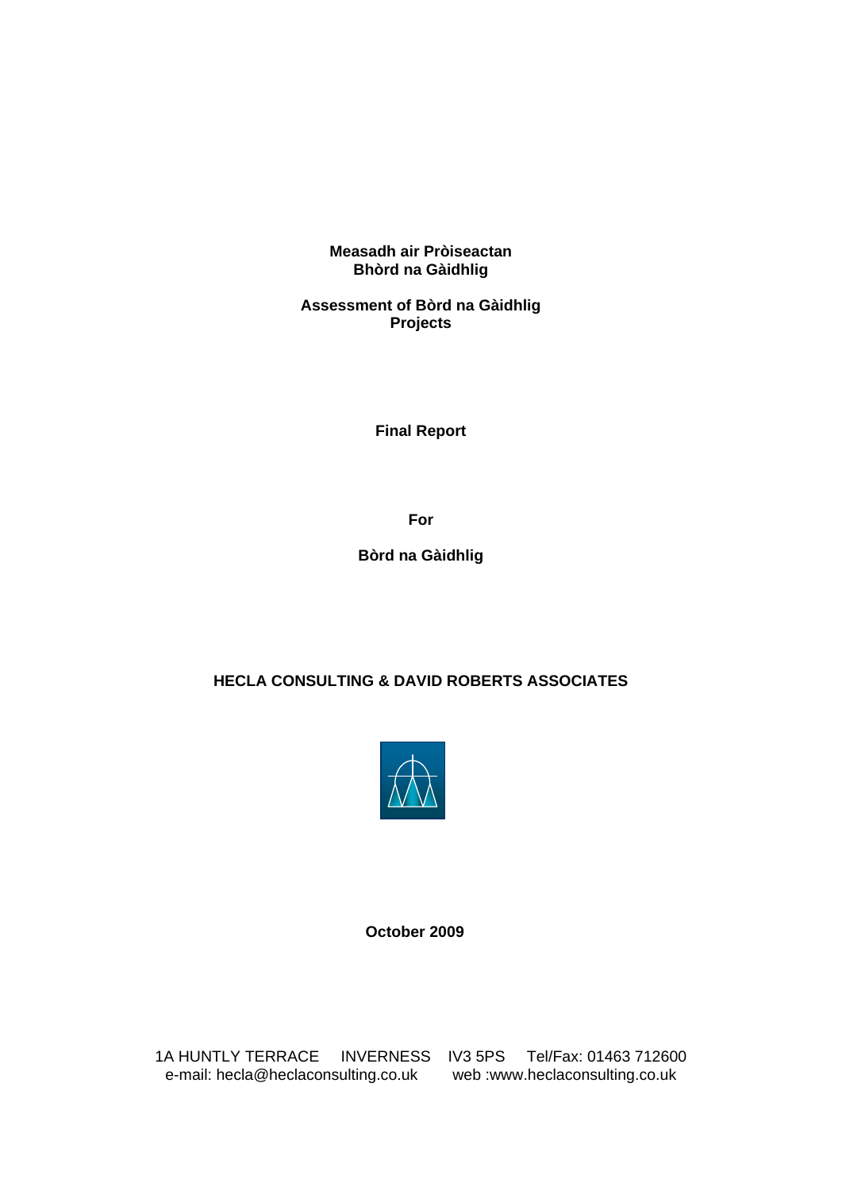# Measadh air Pròiseactan Bhòrd na Gàidhlig

# Assessment of Bòrd na Gàidhlig Projects

**Final Report**

**For**

**Bòrd na Gàidhlig**

**HECLA CONSULTING & DAVID ROBERTS ASSOCIATES**

**October 2009**

1A HUNTLY TERRACE INVERNESS IV3 5PS Tel/Fax: 01463 712600
e-mail: hecla@heclaconsulting.co.uk web :www.heclaconsulting.co.uk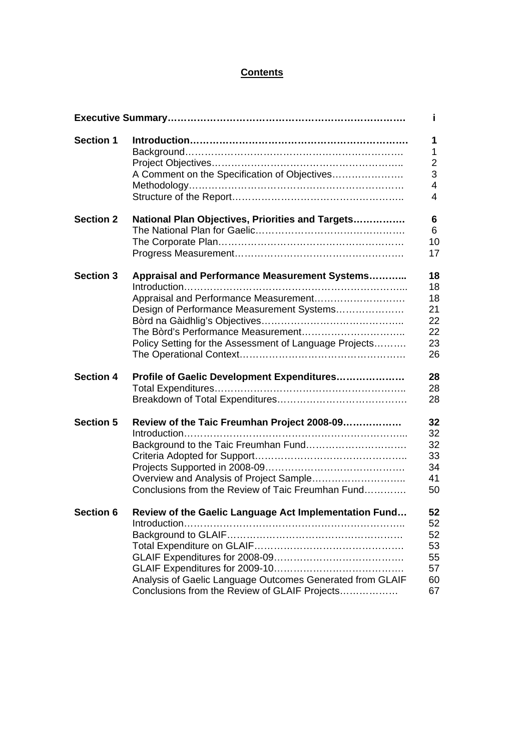## Contents

| | | |
|---|---|---|
| **Executive Summary** | | **i** |
| **Section 1** | **Introduction** | **1** |
| | Background | 1 |
| | Project Objectives | 2 |
| | A Comment on the Specification of Objectives | 3 |
| | Methodology | 4 |
| | Structure of the Report | 4 |
| **Section 2** | **National Plan Objectives, Priorities and Targets** | **6** |
| | The National Plan for Gaelic | 6 |
| | The Corporate Plan | 10 |
| | Progress Measurement | 17 |
| **Section 3** | **Appraisal and Performance Measurement Systems** | **18** |
| | Introduction | 18 |
| | Appraisal and Performance Measurement | 18 |
| | Design of Performance Measurement Systems | 21 |
| | Bòrd na Gàidhlig's Objectives | 22 |
| | The Bòrd's Performance Measurement | 22 |
| | Policy Setting for the Assessment of Language Projects | 23 |
| | The Operational Context | 26 |
| **Section 4** | **Profile of Gaelic Development Expenditures** | **28** |
| | Total Expenditures | 28 |
| | Breakdown of Total Expenditures | 28 |
| **Section 5** | **Review of the Taic Freumhan Project 2008-09** | **32** |
| | Introduction | 32 |
| | Background to the Taic Freumhan Fund | 32 |
| | Criteria Adopted for Support | 33 |
| | Projects Supported in 2008-09 | 34 |
| | Overview and Analysis of Project Sample | 41 |
| | Conclusions from the Review of Taic Freumhan Fund | 50 |
| **Section 6** | **Review of the Gaelic Language Act Implementation Fund** | **52** |
| | Introduction | 52 |
| | Background to GLAIF | 52 |
| | Total Expenditure on GLAIF | 53 |
| | GLAIF Expenditures for 2008-09 | 55 |
| | GLAIF Expenditures for 2009-10 | 57 |
| | Analysis of Gaelic Language Outcomes Generated from GLAIF | 60 |
| | Conclusions from the Review of GLAIF Projects | 67 |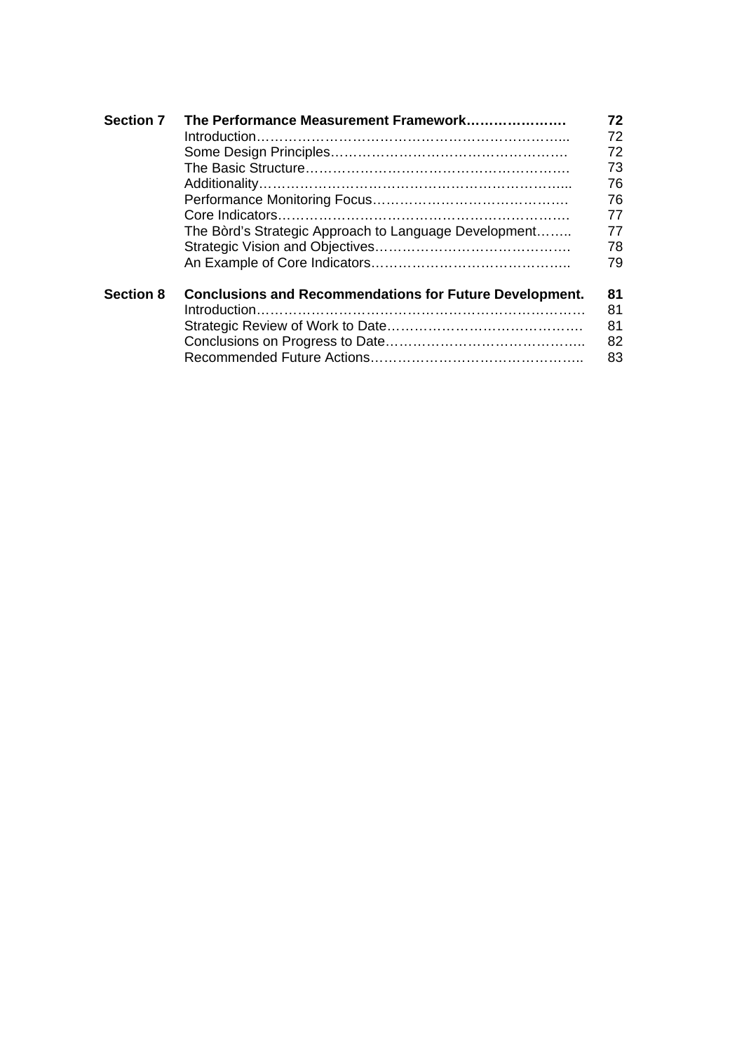| | | |
|---|---|---|
| **Section 7** | **The Performance Measurement Framework………………….** | **72** |
| | Introduction………………………………………………………... | 72 |
| | Some Design Principles……………………………………………. | 72 |
| | The Basic Structure…………………………………………………. | 73 |
| | Additionality……………………………………………………….... | 76 |
| | Performance Monitoring Focus……………………………………. | 76 |
| | Core Indicators………………………………………………………. | 77 |
| | The Bòrd's Strategic Approach to Language Development…….. | 77 |
| | Strategic Vision and Objectives……………………………………. | 78 |
| | An Example of Core Indicators…………………………………….. | 79 |
| | | |
| **Section 8** | **Conclusions and Recommendations for Future Development.** | **81** |
| | Introduction……………………………………………………………… | 81 |
| | Strategic Review of Work to Date……………………………………. | 81 |
| | Conclusions on Progress to Date…………………………………….. | 82 |
| | Recommended Future Actions……………………………………….. | 83 |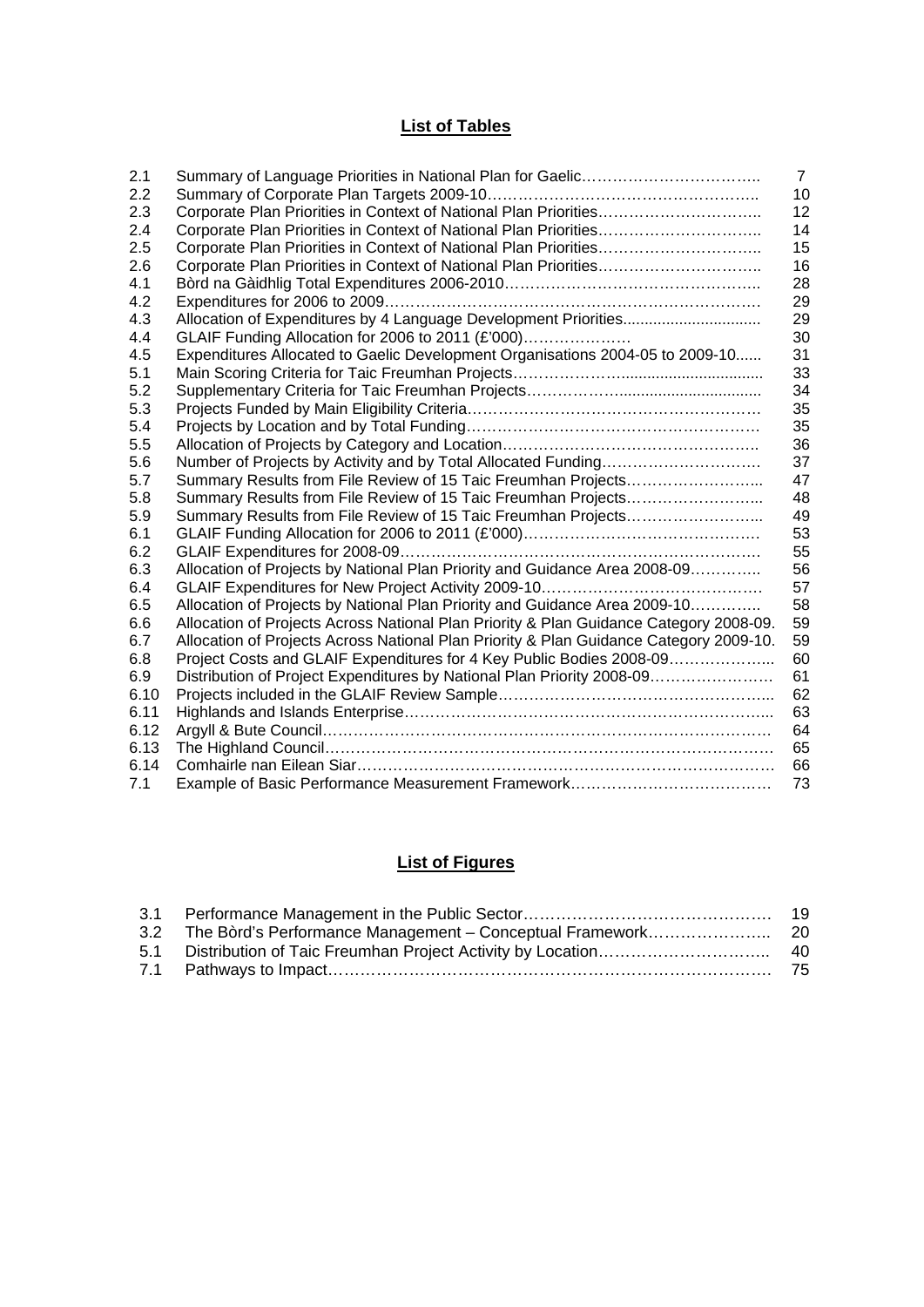## List of Tables

| | | |
|---|---|---|
| 2.1 | Summary of Language Priorities in National Plan for Gaelic | 7 |
| 2.2 | Summary of Corporate Plan Targets 2009-10 | 10 |
| 2.3 | Corporate Plan Priorities in Context of National Plan Priorities | 12 |
| 2.4 | Corporate Plan Priorities in Context of National Plan Priorities | 14 |
| 2.5 | Corporate Plan Priorities in Context of National Plan Priorities | 15 |
| 2.6 | Corporate Plan Priorities in Context of National Plan Priorities | 16 |
| 4.1 | Bòrd na Gàidhlig Total Expenditures 2006-2010 | 28 |
| 4.2 | Expenditures for 2006 to 2009 | 29 |
| 4.3 | Allocation of Expenditures by 4 Language Development Priorities | 29 |
| 4.4 | GLAIF Funding Allocation for 2006 to 2011 (£'000) | 30 |
| 4.5 | Expenditures Allocated to Gaelic Development Organisations 2004-05 to 2009-10 | 31 |
| 5.1 | Main Scoring Criteria for Taic Freumhan Projects | 33 |
| 5.2 | Supplementary Criteria for Taic Freumhan Projects | 34 |
| 5.3 | Projects Funded by Main Eligibility Criteria | 35 |
| 5.4 | Projects by Location and by Total Funding | 35 |
| 5.5 | Allocation of Projects by Category and Location | 36 |
| 5.6 | Number of Projects by Activity and by Total Allocated Funding | 37 |
| 5.7 | Summary Results from File Review of 15 Taic Freumhan Projects | 47 |
| 5.8 | Summary Results from File Review of 15 Taic Freumhan Projects | 48 |
| 5.9 | Summary Results from File Review of 15 Taic Freumhan Projects | 49 |
| 6.1 | GLAIF Funding Allocation for 2006 to 2011 (£'000) | 53 |
| 6.2 | GLAIF Expenditures for 2008-09 | 55 |
| 6.3 | Allocation of Projects by National Plan Priority and Guidance Area 2008-09 | 56 |
| 6.4 | GLAIF Expenditures for New Project Activity 2009-10 | 57 |
| 6.5 | Allocation of Projects by National Plan Priority and Guidance Area 2009-10 | 58 |
| 6.6 | Allocation of Projects Across National Plan Priority & Plan Guidance Category 2008-09. | 59 |
| 6.7 | Allocation of Projects Across National Plan Priority & Plan Guidance Category 2009-10. | 59 |
| 6.8 | Project Costs and GLAIF Expenditures for 4 Key Public Bodies 2008-09 | 60 |
| 6.9 | Distribution of Project Expenditures by National Plan Priority 2008-09 | 61 |
| 6.10 | Projects included in the GLAIF Review Sample | 62 |
| 6.11 | Highlands and Islands Enterprise | 63 |
| 6.12 | Argyll & Bute Council | 64 |
| 6.13 | The Highland Council | 65 |
| 6.14 | Comhairle nan Eilean Siar | 66 |
| 7.1 | Example of Basic Performance Measurement Framework | 73 |

## List of Figures

| | | |
|---|---|---|
| 3.1 | Performance Management in the Public Sector | 19 |
| 3.2 | The Bòrd's Performance Management – Conceptual Framework | 20 |
| 5.1 | Distribution of Taic Freumhan Project Activity by Location | 40 |
| 7.1 | Pathways to Impact | 75 |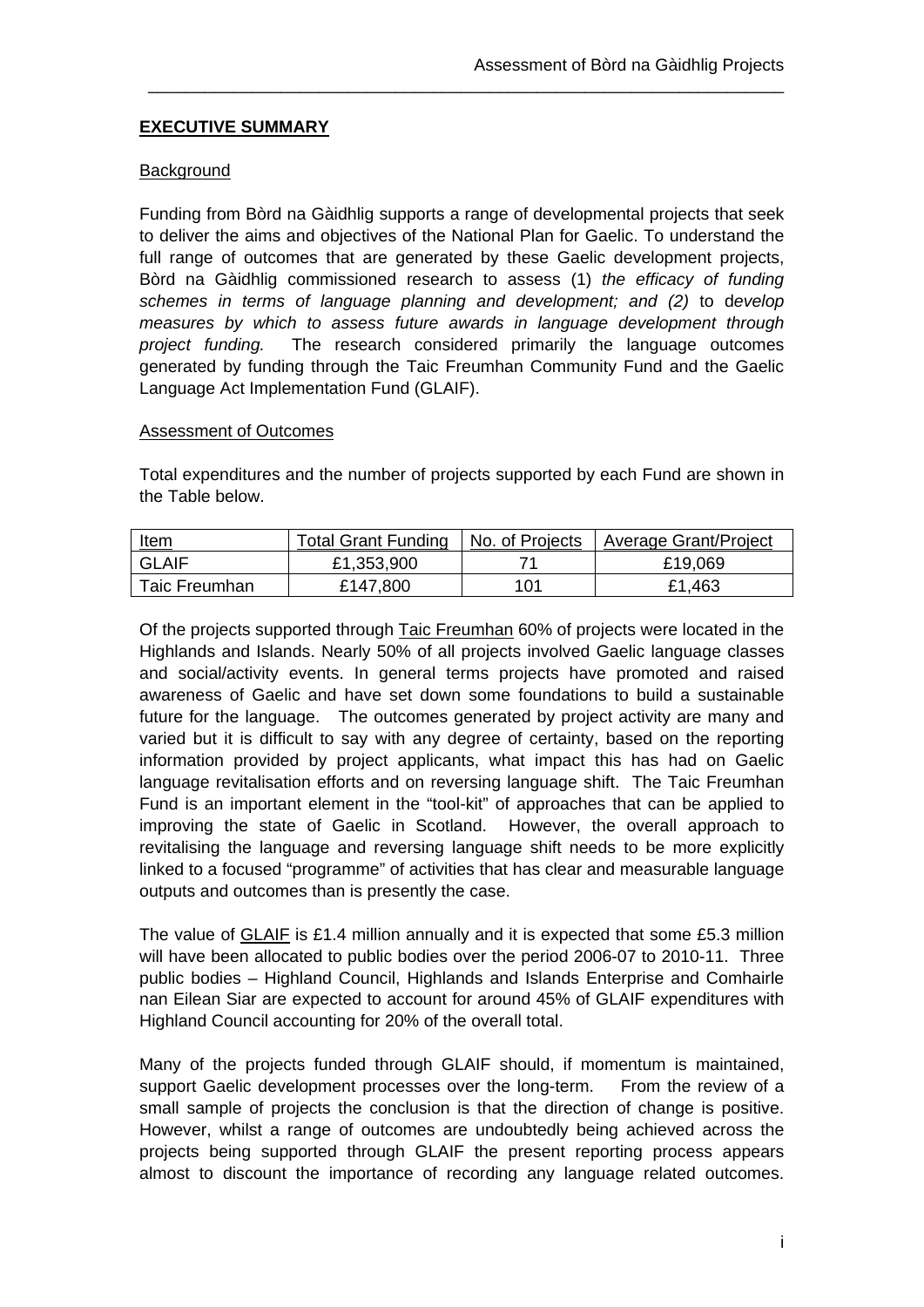## EXECUTIVE SUMMARY

### Background

Funding from Bòrd na Gàidhlig supports a range of developmental projects that seek to deliver the aims and objectives of the National Plan for Gaelic. To understand the full range of outcomes that are generated by these Gaelic development projects, Bòrd na Gàidhlig commissioned research to assess (1) *the efficacy of funding schemes in terms of language planning and development; and (2)* to d*evelop measures by which to assess future awards in language development through project funding.* The research considered primarily the language outcomes generated by funding through the Taic Freumhan Community Fund and the Gaelic Language Act Implementation Fund (GLAIF).

### Assessment of Outcomes

Total expenditures and the number of projects supported by each Fund are shown in the Table below.

| Item | Total Grant Funding | No. of Projects | Average Grant/Project |
|---|---|---|---|
| GLAIF | £1,353,900 | 71 | £19,069 |
| Taic Freumhan | £147,800 | 101 | £1,463 |

Of the projects supported through Taic Freumhan 60% of projects were located in the Highlands and Islands. Nearly 50% of all projects involved Gaelic language classes and social/activity events. In general terms projects have promoted and raised awareness of Gaelic and have set down some foundations to build a sustainable future for the language. The outcomes generated by project activity are many and varied but it is difficult to say with any degree of certainty, based on the reporting information provided by project applicants, what impact this has had on Gaelic language revitalisation efforts and on reversing language shift. The Taic Freumhan Fund is an important element in the "tool-kit" of approaches that can be applied to improving the state of Gaelic in Scotland. However, the overall approach to revitalising the language and reversing language shift needs to be more explicitly linked to a focused "programme" of activities that has clear and measurable language outputs and outcomes than is presently the case.

The value of GLAIF is £1.4 million annually and it is expected that some £5.3 million will have been allocated to public bodies over the period 2006-07 to 2010-11. Three public bodies – Highland Council, Highlands and Islands Enterprise and Comhairle nan Eilean Siar are expected to account for around 45% of GLAIF expenditures with Highland Council accounting for 20% of the overall total.

Many of the projects funded through GLAIF should, if momentum is maintained, support Gaelic development processes over the long-term. From the review of a small sample of projects the conclusion is that the direction of change is positive. However, whilst a range of outcomes are undoubtedly being achieved across the projects being supported through GLAIF the present reporting process appears almost to discount the importance of recording any language related outcomes.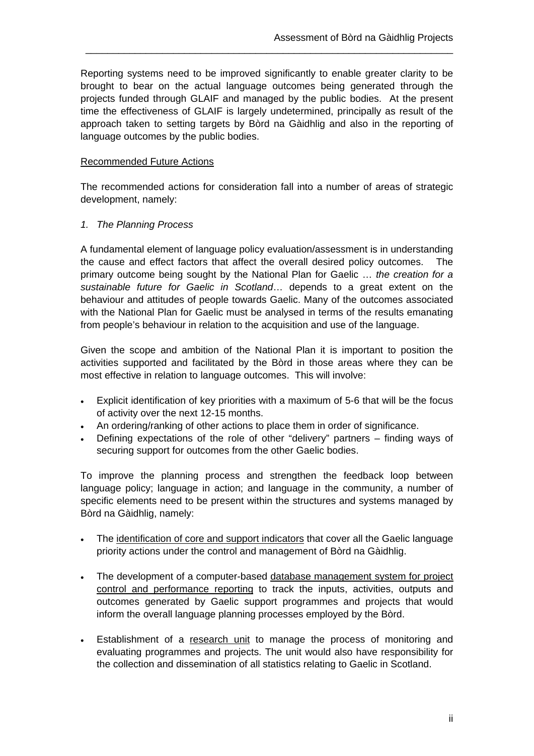Reporting systems need to be improved significantly to enable greater clarity to be brought to bear on the actual language outcomes being generated through the projects funded through GLAIF and managed by the public bodies. At the present time the effectiveness of GLAIF is largely undetermined, principally as result of the approach taken to setting targets by Bòrd na Gàidhlig and also in the reporting of language outcomes by the public bodies.

<u>Recommended Future Actions</u>

The recommended actions for consideration fall into a number of areas of strategic development, namely:

*1. The Planning Process*

A fundamental element of language policy evaluation/assessment is in understanding the cause and effect factors that affect the overall desired policy outcomes. The primary outcome being sought by the National Plan for Gaelic … *the creation for a sustainable future for Gaelic in Scotland*… depends to a great extent on the behaviour and attitudes of people towards Gaelic. Many of the outcomes associated with the National Plan for Gaelic must be analysed in terms of the results emanating from people's behaviour in relation to the acquisition and use of the language.

Given the scope and ambition of the National Plan it is important to position the activities supported and facilitated by the Bòrd in those areas where they can be most effective in relation to language outcomes. This will involve:

- Explicit identification of key priorities with a maximum of 5-6 that will be the focus of activity over the next 12-15 months.
- An ordering/ranking of other actions to place them in order of significance.
- Defining expectations of the role of other "delivery" partners – finding ways of securing support for outcomes from the other Gaelic bodies.

To improve the planning process and strengthen the feedback loop between language policy; language in action; and language in the community, a number of specific elements need to be present within the structures and systems managed by Bòrd na Gàidhlig, namely:

- The <u>identification of core and support indicators</u> that cover all the Gaelic language priority actions under the control and management of Bòrd na Gàidhlig.

- The development of a computer-based <u>database management system for project control and performance reporting</u> to track the inputs, activities, outputs and outcomes generated by Gaelic support programmes and projects that would inform the overall language planning processes employed by the Bòrd.

- Establishment of a <u>research unit</u> to manage the process of monitoring and evaluating programmes and projects. The unit would also have responsibility for the collection and dissemination of all statistics relating to Gaelic in Scotland.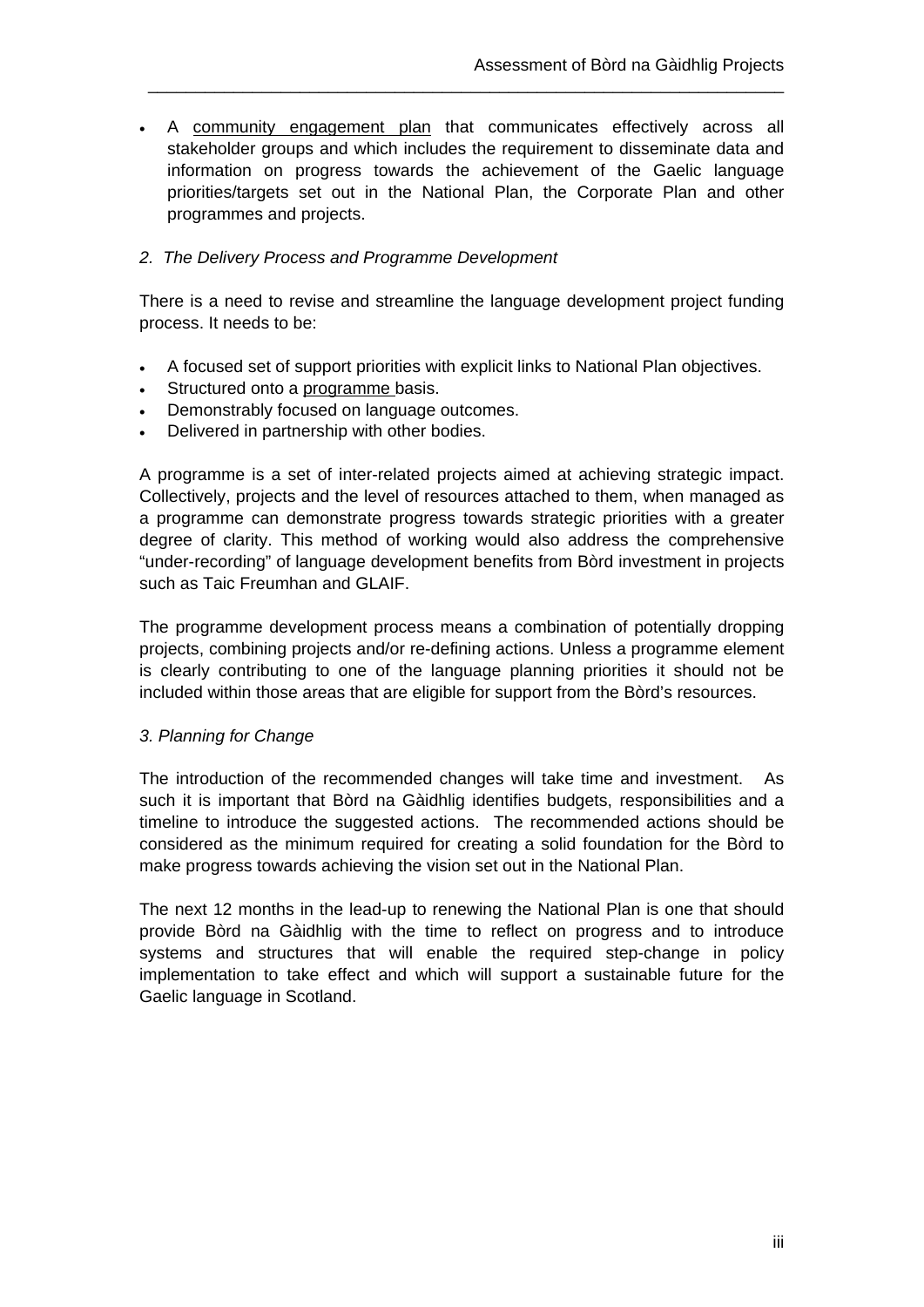- A community engagement plan that communicates effectively across all stakeholder groups and which includes the requirement to disseminate data and information on progress towards the achievement of the Gaelic language priorities/targets set out in the National Plan, the Corporate Plan and other programmes and projects.

*2. The Delivery Process and Programme Development*

There is a need to revise and streamline the language development project funding process. It needs to be:

- A focused set of support priorities with explicit links to National Plan objectives.
- Structured onto a programme basis.
- Demonstrably focused on language outcomes.
- Delivered in partnership with other bodies.

A programme is a set of inter-related projects aimed at achieving strategic impact. Collectively, projects and the level of resources attached to them, when managed as a programme can demonstrate progress towards strategic priorities with a greater degree of clarity. This method of working would also address the comprehensive "under-recording" of language development benefits from Bòrd investment in projects such as Taic Freumhan and GLAIF.

The programme development process means a combination of potentially dropping projects, combining projects and/or re-defining actions. Unless a programme element is clearly contributing to one of the language planning priorities it should not be included within those areas that are eligible for support from the Bòrd's resources.

*3. Planning for Change*

The introduction of the recommended changes will take time and investment. As such it is important that Bòrd na Gàidhlig identifies budgets, responsibilities and a timeline to introduce the suggested actions. The recommended actions should be considered as the minimum required for creating a solid foundation for the Bòrd to make progress towards achieving the vision set out in the National Plan.

The next 12 months in the lead-up to renewing the National Plan is one that should provide Bòrd na Gàidhlig with the time to reflect on progress and to introduce systems and structures that will enable the required step-change in policy implementation to take effect and which will support a sustainable future for the Gaelic language in Scotland.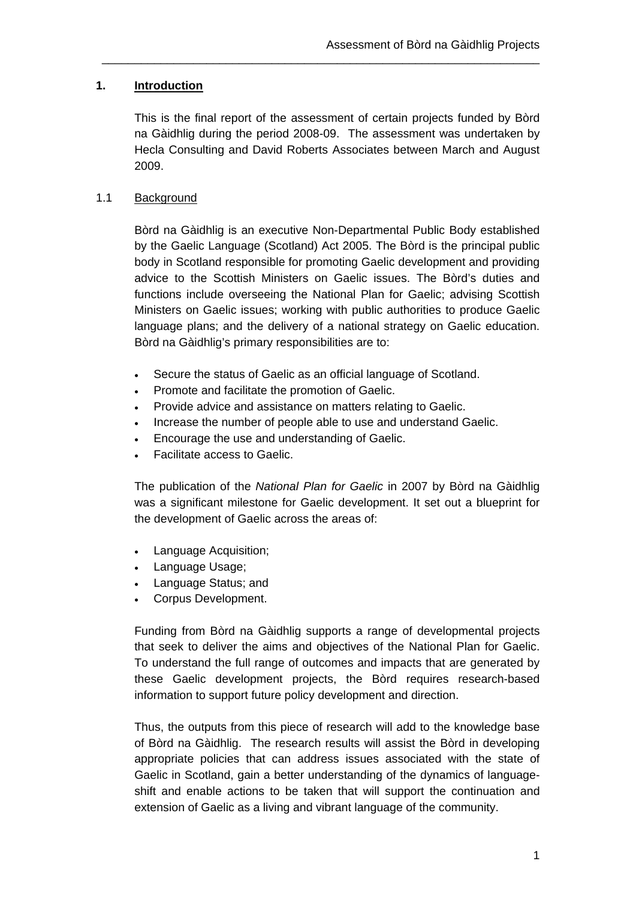## 1. Introduction

This is the final report of the assessment of certain projects funded by Bòrd na Gàidhlig during the period 2008-09. The assessment was undertaken by Hecla Consulting and David Roberts Associates between March and August 2009.

### 1.1 Background

Bòrd na Gàidhlig is an executive Non-Departmental Public Body established by the Gaelic Language (Scotland) Act 2005. The Bòrd is the principal public body in Scotland responsible for promoting Gaelic development and providing advice to the Scottish Ministers on Gaelic issues. The Bòrd's duties and functions include overseeing the National Plan for Gaelic; advising Scottish Ministers on Gaelic issues; working with public authorities to produce Gaelic language plans; and the delivery of a national strategy on Gaelic education. Bòrd na Gàidhlig's primary responsibilities are to:

- Secure the status of Gaelic as an official language of Scotland.
- Promote and facilitate the promotion of Gaelic.
- Provide advice and assistance on matters relating to Gaelic.
- Increase the number of people able to use and understand Gaelic.
- Encourage the use and understanding of Gaelic.
- Facilitate access to Gaelic.

The publication of the *National Plan for Gaelic* in 2007 by Bòrd na Gàidhlig was a significant milestone for Gaelic development. It set out a blueprint for the development of Gaelic across the areas of:

- Language Acquisition;
- Language Usage;
- Language Status; and
- Corpus Development.

Funding from Bòrd na Gàidhlig supports a range of developmental projects that seek to deliver the aims and objectives of the National Plan for Gaelic. To understand the full range of outcomes and impacts that are generated by these Gaelic development projects, the Bòrd requires research-based information to support future policy development and direction.

Thus, the outputs from this piece of research will add to the knowledge base of Bòrd na Gàidhlig. The research results will assist the Bòrd in developing appropriate policies that can address issues associated with the state of Gaelic in Scotland, gain a better understanding of the dynamics of language-shift and enable actions to be taken that will support the continuation and extension of Gaelic as a living and vibrant language of the community.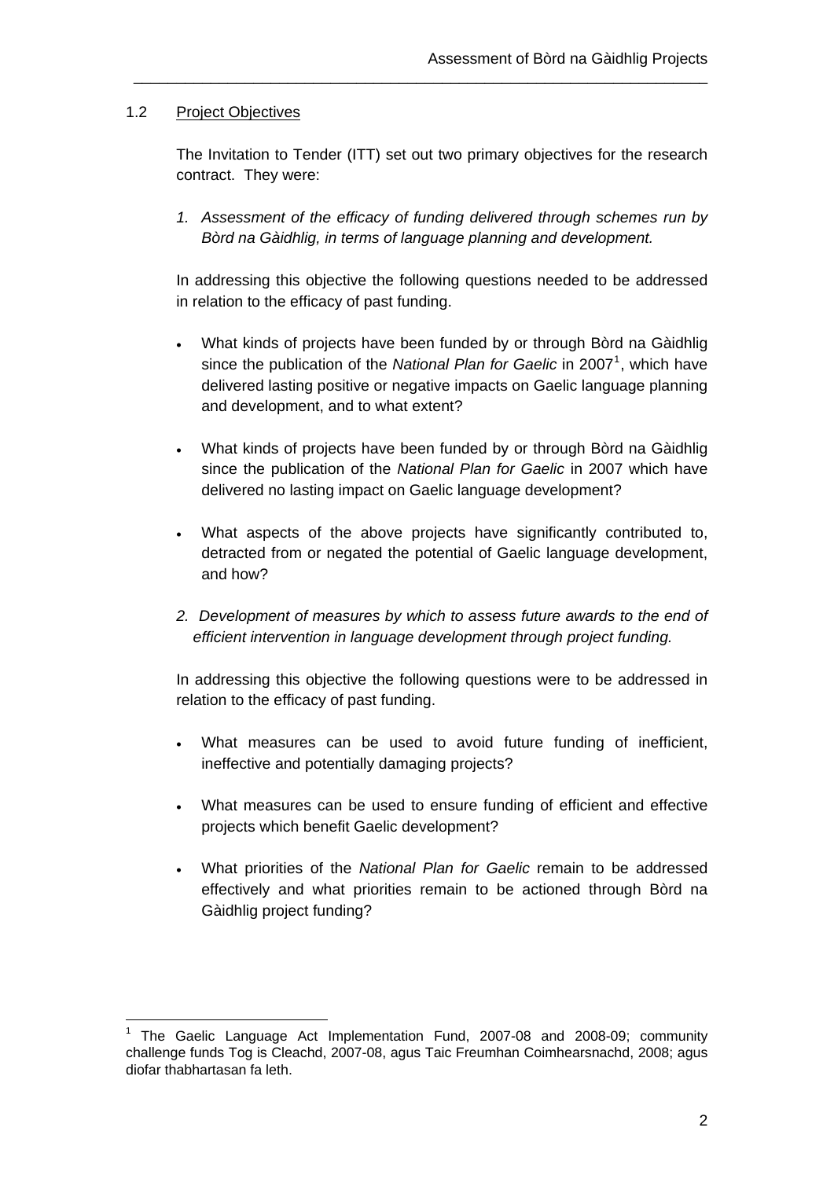## 1.2 Project Objectives

The Invitation to Tender (ITT) set out two primary objectives for the research contract. They were:

1. *Assessment of the efficacy of funding delivered through schemes run by Bòrd na Gàidhlig, in terms of language planning and development.*

In addressing this objective the following questions needed to be addressed in relation to the efficacy of past funding.

- What kinds of projects have been funded by or through Bòrd na Gàidhlig since the publication of the *National Plan for Gaelic* in 2007[1], which have delivered lasting positive or negative impacts on Gaelic language planning and development, and to what extent?
- What kinds of projects have been funded by or through Bòrd na Gàidhlig since the publication of the *National Plan for Gaelic* in 2007 which have delivered no lasting impact on Gaelic language development?
- What aspects of the above projects have significantly contributed to, detracted from or negated the potential of Gaelic language development, and how?

2. *Development of measures by which to assess future awards to the end of efficient intervention in language development through project funding.*

In addressing this objective the following questions were to be addressed in relation to the efficacy of past funding.

- What measures can be used to avoid future funding of inefficient, ineffective and potentially damaging projects?
- What measures can be used to ensure funding of efficient and effective projects which benefit Gaelic development?
- What priorities of the *National Plan for Gaelic* remain to be addressed effectively and what priorities remain to be actioned through Bòrd na Gàidhlig project funding?

[1] The Gaelic Language Act Implementation Fund, 2007-08 and 2008-09; community challenge funds Tog is Cleachd, 2007-08, agus Taic Freumhan Coimhearsnachd, 2008; agus diofar thabhartasan fa leth.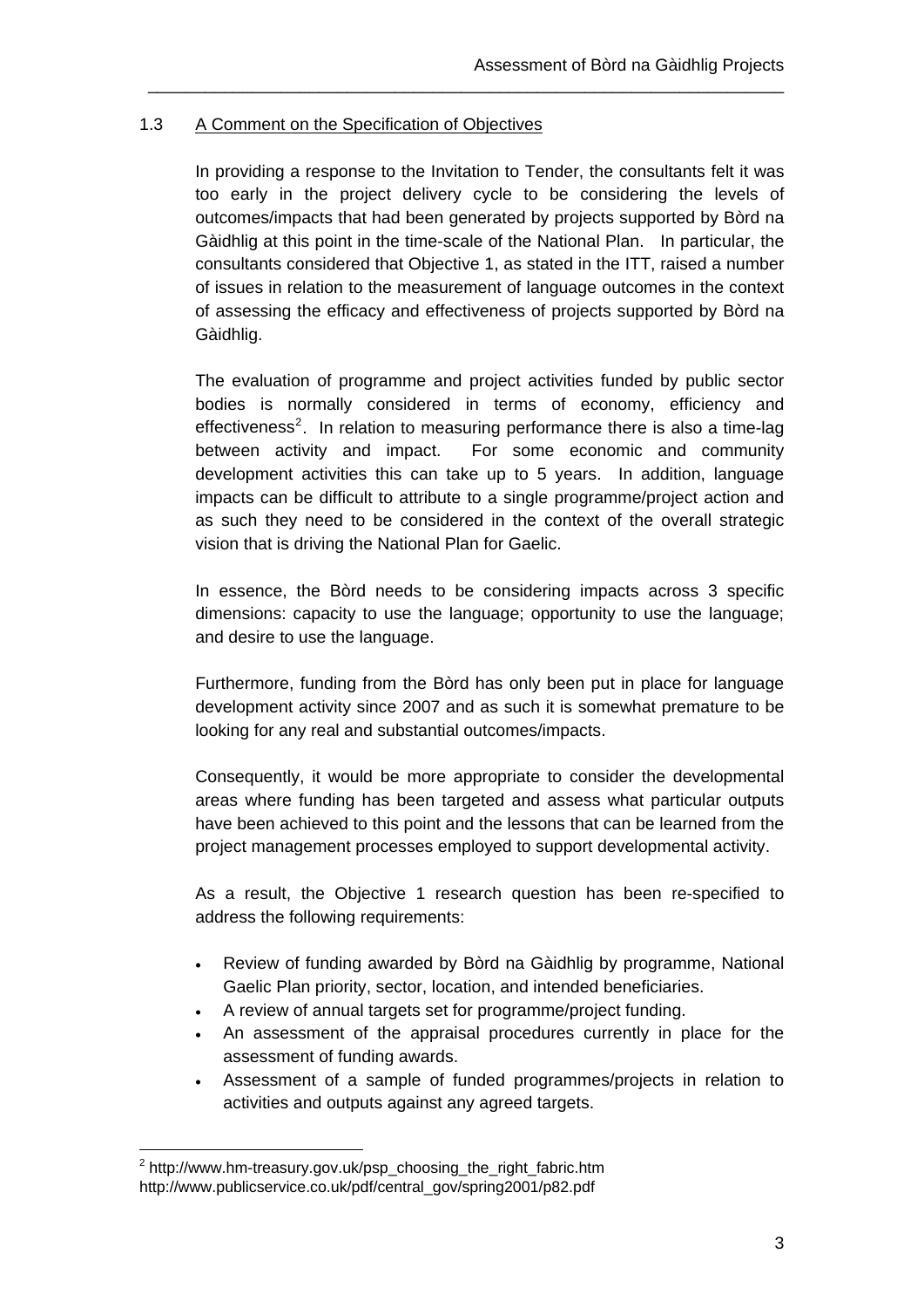### 1.3 A Comment on the Specification of Objectives

In providing a response to the Invitation to Tender, the consultants felt it was too early in the project delivery cycle to be considering the levels of outcomes/impacts that had been generated by projects supported by Bòrd na Gàidhlig at this point in the time-scale of the National Plan. In particular, the consultants considered that Objective 1, as stated in the ITT, raised a number of issues in relation to the measurement of language outcomes in the context of assessing the efficacy and effectiveness of projects supported by Bòrd na Gàidhlig.

The evaluation of programme and project activities funded by public sector bodies is normally considered in terms of economy, efficiency and effectiveness[2]. In relation to measuring performance there is also a time-lag between activity and impact. For some economic and community development activities this can take up to 5 years. In addition, language impacts can be difficult to attribute to a single programme/project action and as such they need to be considered in the context of the overall strategic vision that is driving the National Plan for Gaelic.

In essence, the Bòrd needs to be considering impacts across 3 specific dimensions: capacity to use the language; opportunity to use the language; and desire to use the language.

Furthermore, funding from the Bòrd has only been put in place for language development activity since 2007 and as such it is somewhat premature to be looking for any real and substantial outcomes/impacts.

Consequently, it would be more appropriate to consider the developmental areas where funding has been targeted and assess what particular outputs have been achieved to this point and the lessons that can be learned from the project management processes employed to support developmental activity.

As a result, the Objective 1 research question has been re-specified to address the following requirements:

- Review of funding awarded by Bòrd na Gàidhlig by programme, National Gaelic Plan priority, sector, location, and intended beneficiaries.
- A review of annual targets set for programme/project funding.
- An assessment of the appraisal procedures currently in place for the assessment of funding awards.
- Assessment of a sample of funded programmes/projects in relation to activities and outputs against any agreed targets.

[2] http://www.hm-treasury.gov.uk/psp_choosing_the_right_fabric.htm
http://www.publicservice.co.uk/pdf/central_gov/spring2001/p82.pdf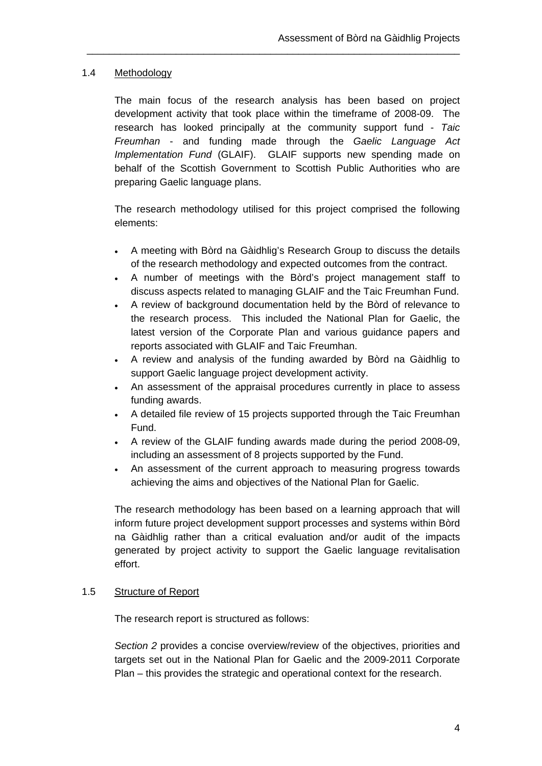### 1.4 Methodology

The main focus of the research analysis has been based on project development activity that took place within the timeframe of 2008-09. The research has looked principally at the community support fund - *Taic Freumhan* - and funding made through the *Gaelic Language Act Implementation Fund* (GLAIF). GLAIF supports new spending made on behalf of the Scottish Government to Scottish Public Authorities who are preparing Gaelic language plans.

The research methodology utilised for this project comprised the following elements:

- A meeting with Bòrd na Gàidhlig's Research Group to discuss the details of the research methodology and expected outcomes from the contract.
- A number of meetings with the Bòrd's project management staff to discuss aspects related to managing GLAIF and the Taic Freumhan Fund.
- A review of background documentation held by the Bòrd of relevance to the research process. This included the National Plan for Gaelic, the latest version of the Corporate Plan and various guidance papers and reports associated with GLAIF and Taic Freumhan.
- A review and analysis of the funding awarded by Bòrd na Gàidhlig to support Gaelic language project development activity.
- An assessment of the appraisal procedures currently in place to assess funding awards.
- A detailed file review of 15 projects supported through the Taic Freumhan Fund.
- A review of the GLAIF funding awards made during the period 2008-09, including an assessment of 8 projects supported by the Fund.
- An assessment of the current approach to measuring progress towards achieving the aims and objectives of the National Plan for Gaelic.

The research methodology has been based on a learning approach that will inform future project development support processes and systems within Bòrd na Gàidhlig rather than a critical evaluation and/or audit of the impacts generated by project activity to support the Gaelic language revitalisation effort.

### 1.5 Structure of Report

The research report is structured as follows:

*Section 2* provides a concise overview/review of the objectives, priorities and targets set out in the National Plan for Gaelic and the 2009-2011 Corporate Plan – this provides the strategic and operational context for the research.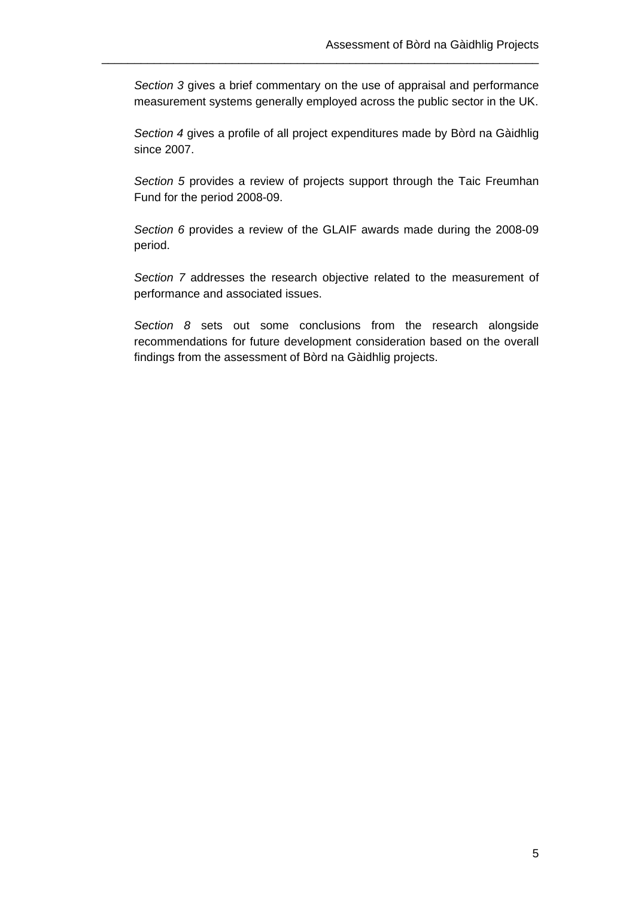*Section 3* gives a brief commentary on the use of appraisal and performance measurement systems generally employed across the public sector in the UK.

*Section 4* gives a profile of all project expenditures made by Bòrd na Gàidhlig since 2007.

*Section 5* provides a review of projects support through the Taic Freumhan Fund for the period 2008-09.

*Section 6* provides a review of the GLAIF awards made during the 2008-09 period.

*Section 7* addresses the research objective related to the measurement of performance and associated issues.

*Section 8* sets out some conclusions from the research alongside recommendations for future development consideration based on the overall findings from the assessment of Bòrd na Gàidhlig projects.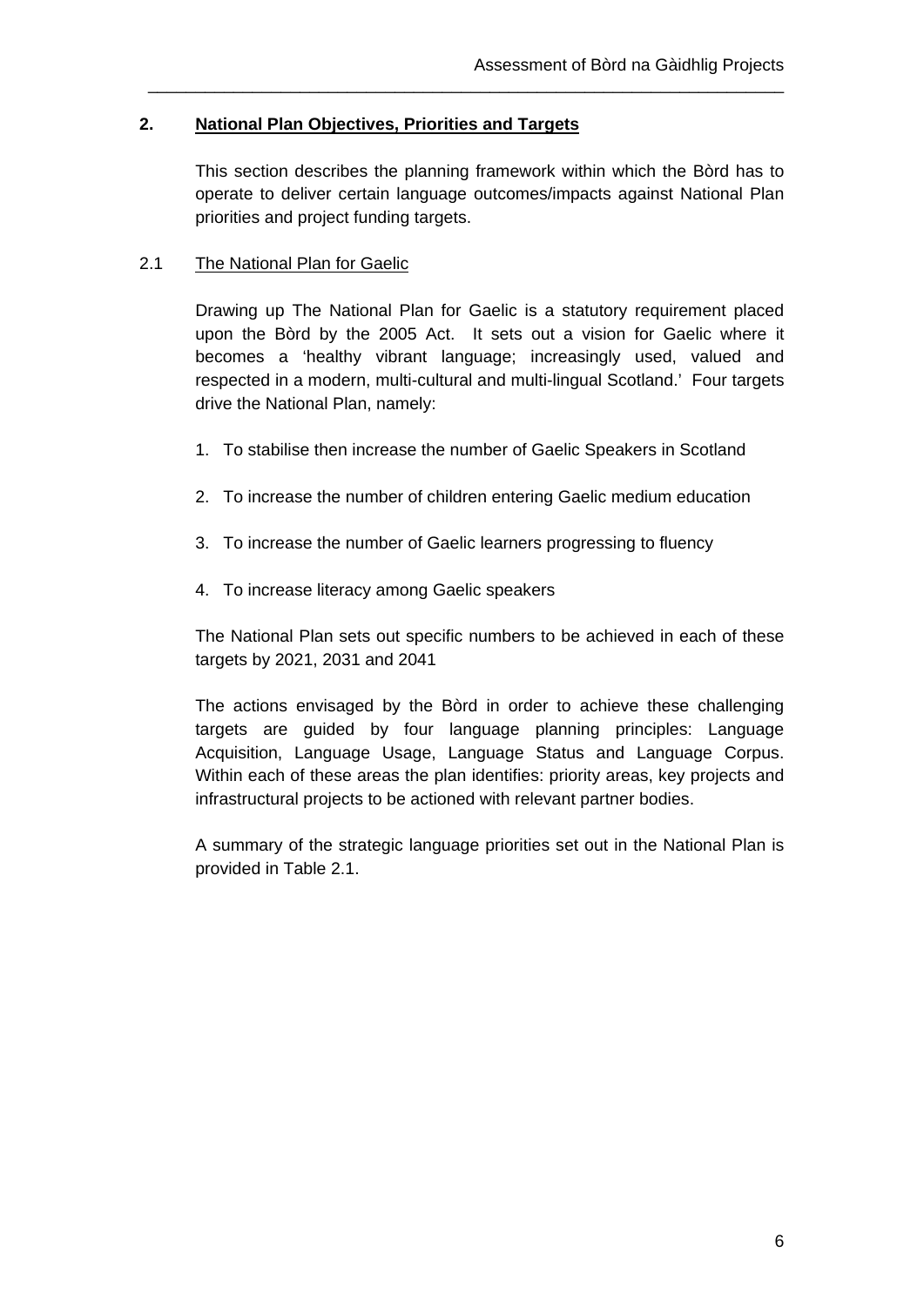## 2. National Plan Objectives, Priorities and Targets

This section describes the planning framework within which the Bòrd has to operate to deliver certain language outcomes/impacts against National Plan priorities and project funding targets.

### 2.1 The National Plan for Gaelic

Drawing up The National Plan for Gaelic is a statutory requirement placed upon the Bòrd by the 2005 Act. It sets out a vision for Gaelic where it becomes a 'healthy vibrant language; increasingly used, valued and respected in a modern, multi-cultural and multi-lingual Scotland.' Four targets drive the National Plan, namely:

1. To stabilise then increase the number of Gaelic Speakers in Scotland
2. To increase the number of children entering Gaelic medium education
3. To increase the number of Gaelic learners progressing to fluency
4. To increase literacy among Gaelic speakers

The National Plan sets out specific numbers to be achieved in each of these targets by 2021, 2031 and 2041

The actions envisaged by the Bòrd in order to achieve these challenging targets are guided by four language planning principles: Language Acquisition, Language Usage, Language Status and Language Corpus. Within each of these areas the plan identifies: priority areas, key projects and infrastructural projects to be actioned with relevant partner bodies.

A summary of the strategic language priorities set out in the National Plan is provided in Table 2.1.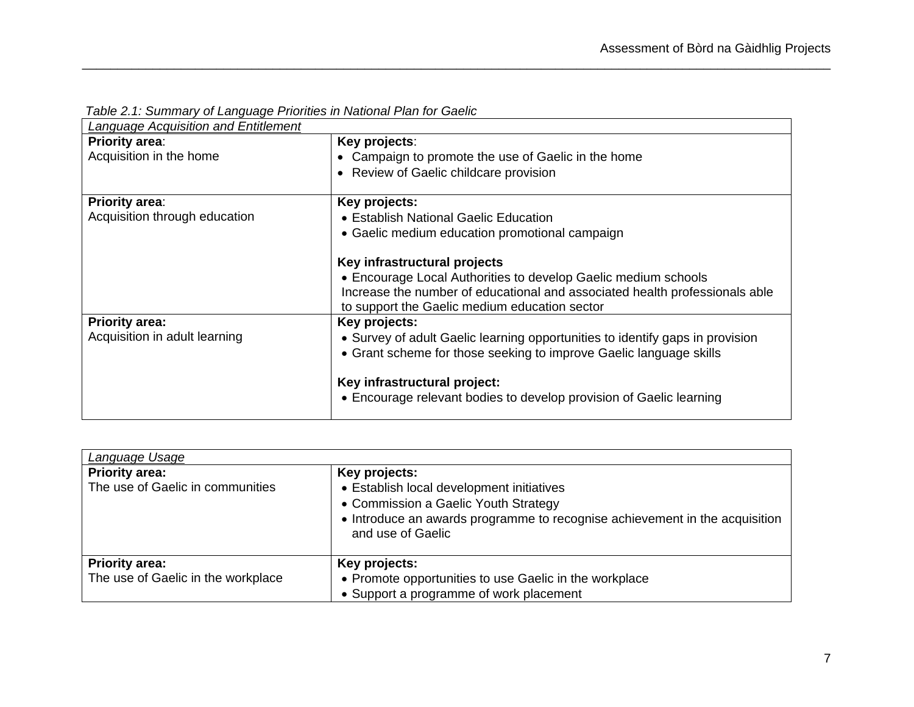*Table 2.1: Summary of Language Priorities in National Plan for Gaelic*

| *Language Acquisition and Entitlement* | |
|---|---|
| **Priority area**:<br>Acquisition in the home | **Key projects**:<br>• Campaign to promote the use of Gaelic in the home<br>• Review of Gaelic childcare provision |
| **Priority area**:<br>Acquisition through education | **Key projects:**<br>• Establish National Gaelic Education<br>• Gaelic medium education promotional campaign<br><br>**Key infrastructural projects**<br>• Encourage Local Authorities to develop Gaelic medium schools<br>Increase the number of educational and associated health professionals able to support the Gaelic medium education sector |
| **Priority area:**<br>Acquisition in adult learning | **Key projects:**<br>• Survey of adult Gaelic learning opportunities to identify gaps in provision<br>• Grant scheme for those seeking to improve Gaelic language skills<br><br>**Key infrastructural project:**<br>• Encourage relevant bodies to develop provision of Gaelic learning |

| *Language Usage* | |
|---|---|
| **Priority area:**<br>The use of Gaelic in communities | **Key projects:**<br>• Establish local development initiatives<br>• Commission a Gaelic Youth Strategy<br>• Introduce an awards programme to recognise achievement in the acquisition and use of Gaelic |
| **Priority area:**<br>The use of Gaelic in the workplace | **Key projects:**<br>• Promote opportunities to use Gaelic in the workplace<br>• Support a programme of work placement |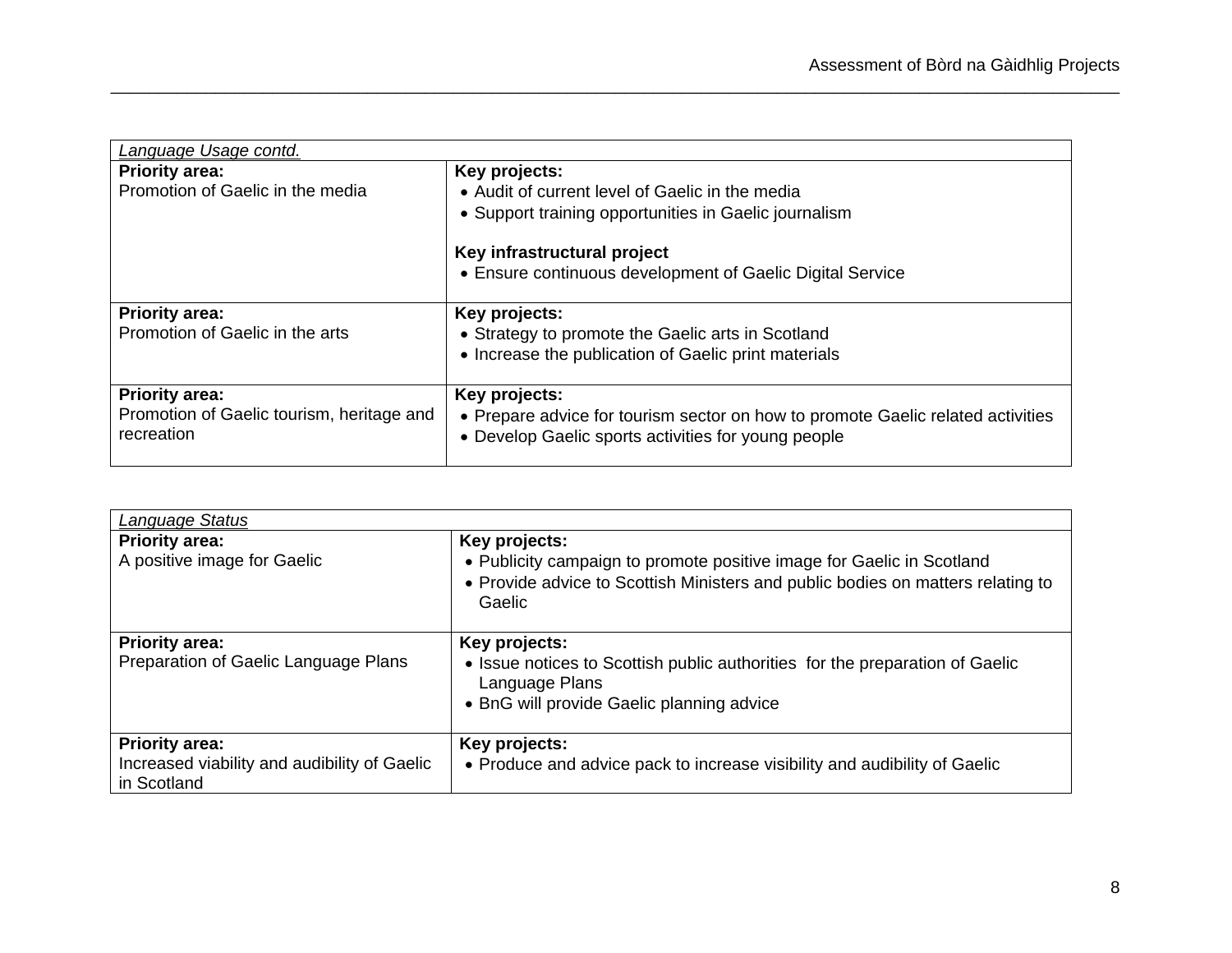| *Language Usage contd.* | |
|---|---|
| **Priority area:**<br>Promotion of Gaelic in the media | **Key projects:**<br>• Audit of current level of Gaelic in the media<br>• Support training opportunities in Gaelic journalism<br><br>**Key infrastructural project**<br>• Ensure continuous development of Gaelic Digital Service |
| **Priority area:**<br>Promotion of Gaelic in the arts | **Key projects:**<br>• Strategy to promote the Gaelic arts in Scotland<br>• Increase the publication of Gaelic print materials |
| **Priority area:**<br>Promotion of Gaelic tourism, heritage and recreation | **Key projects:**<br>• Prepare advice for tourism sector on how to promote Gaelic related activities<br>• Develop Gaelic sports activities for young people |

| *Language Status* | |
|---|---|
| **Priority area:**<br>A positive image for Gaelic | **Key projects:**<br>• Publicity campaign to promote positive image for Gaelic in Scotland<br>• Provide advice to Scottish Ministers and public bodies on matters relating to Gaelic |
| **Priority area:**<br>Preparation of Gaelic Language Plans | **Key projects:**<br>• Issue notices to Scottish public authorities for the preparation of Gaelic Language Plans<br>• BnG will provide Gaelic planning advice |
| **Priority area:**<br>Increased viability and audibility of Gaelic in Scotland | **Key projects:**<br>• Produce and advice pack to increase visibility and audibility of Gaelic |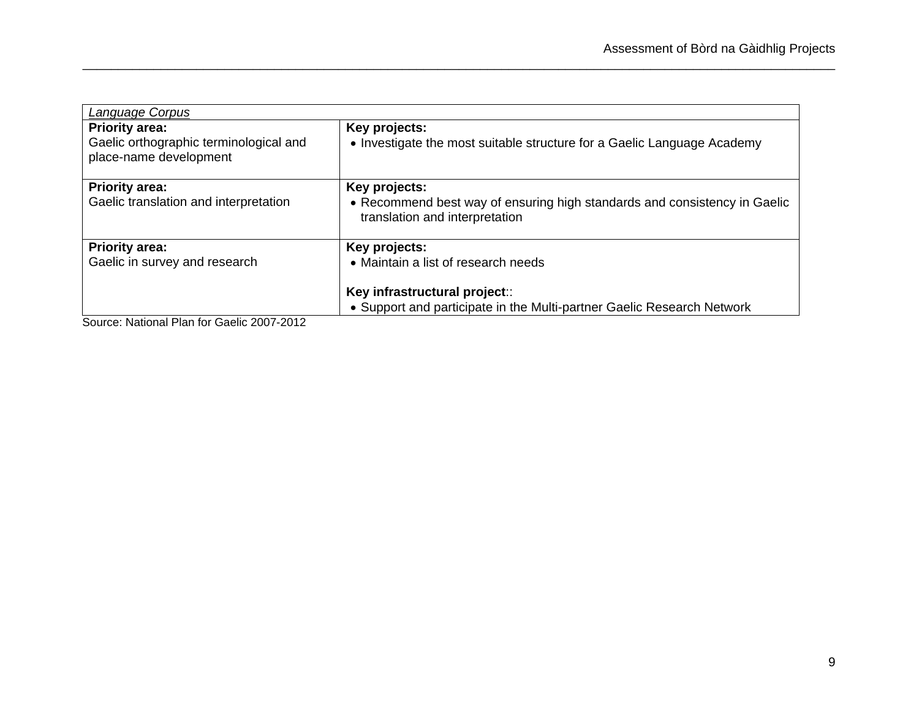| *Language Corpus* | |
|---|---|
| **Priority area:**<br>Gaelic orthographic terminological and place-name development | **Key projects:**<br>• Investigate the most suitable structure for a Gaelic Language Academy |
| **Priority area:**<br>Gaelic translation and interpretation | **Key projects:**<br>• Recommend best way of ensuring high standards and consistency in Gaelic translation and interpretation |
| **Priority area:**<br>Gaelic in survey and research | **Key projects:**<br>• Maintain a list of research needs<br><br>**Key infrastructural project**::<br>• Support and participate in the Multi-partner Gaelic Research Network |

Source: National Plan for Gaelic 2007-2012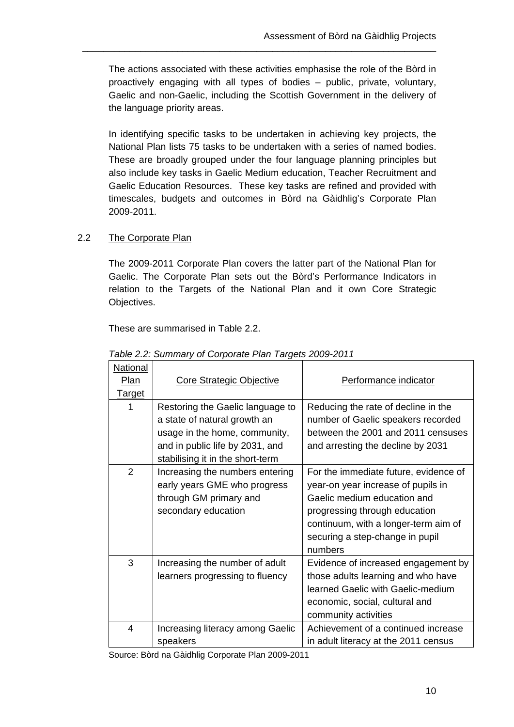The actions associated with these activities emphasise the role of the Bòrd in proactively engaging with all types of bodies – public, private, voluntary, Gaelic and non-Gaelic, including the Scottish Government in the delivery of the language priority areas.

In identifying specific tasks to be undertaken in achieving key projects, the National Plan lists 75 tasks to be undertaken with a series of named bodies. These are broadly grouped under the four language planning principles but also include key tasks in Gaelic Medium education, Teacher Recruitment and Gaelic Education Resources. These key tasks are refined and provided with timescales, budgets and outcomes in Bòrd na Gàidhlig's Corporate Plan 2009-2011.

## 2.2 The Corporate Plan

The 2009-2011 Corporate Plan covers the latter part of the National Plan for Gaelic. The Corporate Plan sets out the Bòrd's Performance Indicators in relation to the Targets of the National Plan and it own Core Strategic Objectives.

These are summarised in Table 2.2.

*Table 2.2: Summary of Corporate Plan Targets 2009-2011*

| National Plan Target | Core Strategic Objective | Performance indicator |
|---|---|---|
| 1 | Restoring the Gaelic language to a state of natural growth an usage in the home, community, and in public life by 2031, and stabilising it in the short-term | Reducing the rate of decline in the number of Gaelic speakers recorded between the 2001 and 2011 censuses and arresting the decline by 2031 |
| 2 | Increasing the numbers entering early years GME who progress through GM primary and secondary education | For the immediate future, evidence of year-on year increase of pupils in Gaelic medium education and progressing through education continuum, with a longer-term aim of securing a step-change in pupil numbers |
| 3 | Increasing the number of adult learners progressing to fluency | Evidence of increased engagement by those adults learning and who have learned Gaelic with Gaelic-medium economic, social, cultural and community activities |
| 4 | Increasing literacy among Gaelic speakers | Achievement of a continued increase in adult literacy at the 2011 census |

Source: Bòrd na Gàidhlig Corporate Plan 2009-2011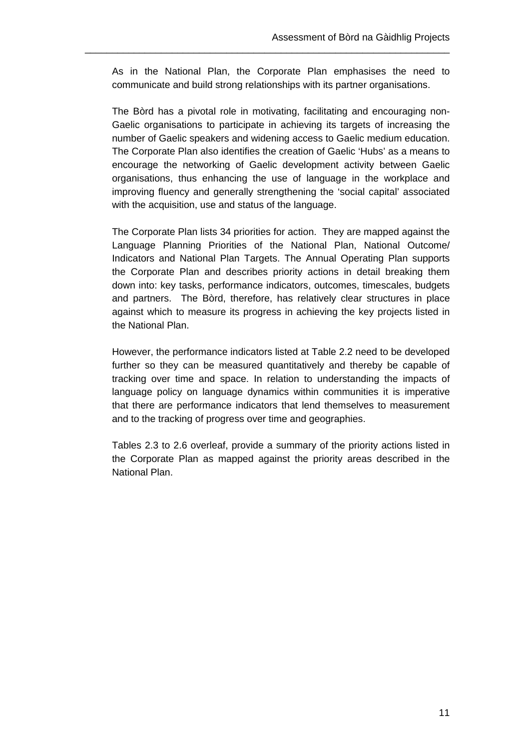As in the National Plan, the Corporate Plan emphasises the need to communicate and build strong relationships with its partner organisations.

The Bòrd has a pivotal role in motivating, facilitating and encouraging non-Gaelic organisations to participate in achieving its targets of increasing the number of Gaelic speakers and widening access to Gaelic medium education. The Corporate Plan also identifies the creation of Gaelic 'Hubs' as a means to encourage the networking of Gaelic development activity between Gaelic organisations, thus enhancing the use of language in the workplace and improving fluency and generally strengthening the 'social capital' associated with the acquisition, use and status of the language.

The Corporate Plan lists 34 priorities for action. They are mapped against the Language Planning Priorities of the National Plan, National Outcome/ Indicators and National Plan Targets. The Annual Operating Plan supports the Corporate Plan and describes priority actions in detail breaking them down into: key tasks, performance indicators, outcomes, timescales, budgets and partners. The Bòrd, therefore, has relatively clear structures in place against which to measure its progress in achieving the key projects listed in the National Plan.

However, the performance indicators listed at Table 2.2 need to be developed further so they can be measured quantitatively and thereby be capable of tracking over time and space. In relation to understanding the impacts of language policy on language dynamics within communities it is imperative that there are performance indicators that lend themselves to measurement and to the tracking of progress over time and geographies.

Tables 2.3 to 2.6 overleaf, provide a summary of the priority actions listed in the Corporate Plan as mapped against the priority areas described in the National Plan.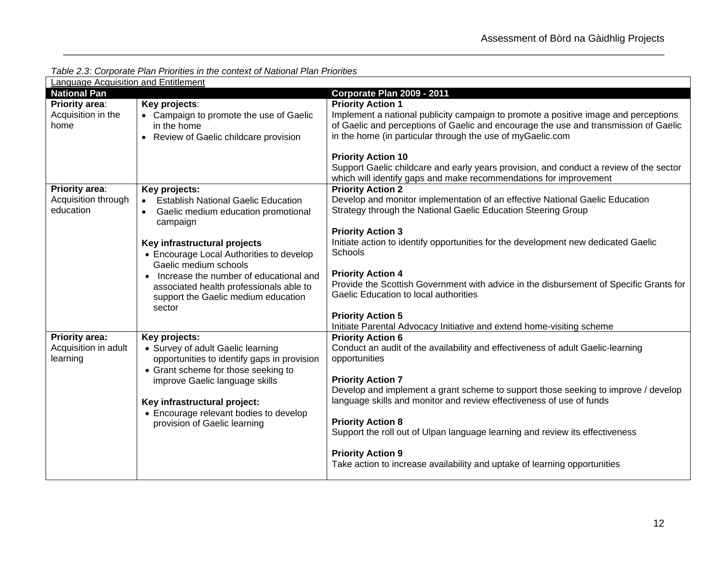*Table 2.3: Corporate Plan Priorities in the context of National Plan Priorities*

| Language Acquisition and Entitlement | | |
|---|---|---|
| **National Pan** | | **Corporate Plan 2009 - 2011** |
| **Priority area**: Acquisition in the home | **Key projects**: <br>• Campaign to promote the use of Gaelic in the home <br>• Review of Gaelic childcare provision | **Priority Action 1** <br>Implement a national publicity campaign to promote a positive image and perceptions of Gaelic and perceptions of Gaelic and encourage the use and transmission of Gaelic in the home (in particular through the use of myGaelic.com <br><br>**Priority Action 10** <br>Support Gaelic childcare and early years provision, and conduct a review of the sector which will identify gaps and make recommendations for improvement |
| **Priority area**: Acquisition through education | **Key projects:** <br>• Establish National Gaelic Education <br>• Gaelic medium education promotional campaign <br><br>**Key infrastructural projects** <br>• Encourage Local Authorities to develop Gaelic medium schools <br>• Increase the number of educational and associated health professionals able to support the Gaelic medium education sector | **Priority Action 2** <br>Develop and monitor implementation of an effective National Gaelic Education Strategy through the National Gaelic Education Steering Group <br><br>**Priority Action 3** <br>Initiate action to identify opportunities for the development new dedicated Gaelic Schools <br><br>**Priority Action 4** <br>Provide the Scottish Government with advice in the disbursement of Specific Grants for Gaelic Education to local authorities <br><br>**Priority Action 5** <br>Initiate Parental Advocacy Initiative and extend home-visiting scheme |
| **Priority area:** Acquisition in adult learning | **Key projects:** <br>• Survey of adult Gaelic learning opportunities to identify gaps in provision <br>• Grant scheme for those seeking to improve Gaelic language skills <br><br>**Key infrastructural project:** <br>• Encourage relevant bodies to develop provision of Gaelic learning | **Priority Action 6** <br>Conduct an audit of the availability and effectiveness of adult Gaelic-learning opportunities <br><br>**Priority Action 7** <br>Develop and implement a grant scheme to support those seeking to improve / develop language skills and monitor and review effectiveness of use of funds <br><br>**Priority Action 8** <br>Support the roll out of Ulpan language learning and review its effectiveness <br><br>**Priority Action 9** <br>Take action to increase availability and uptake of learning opportunities |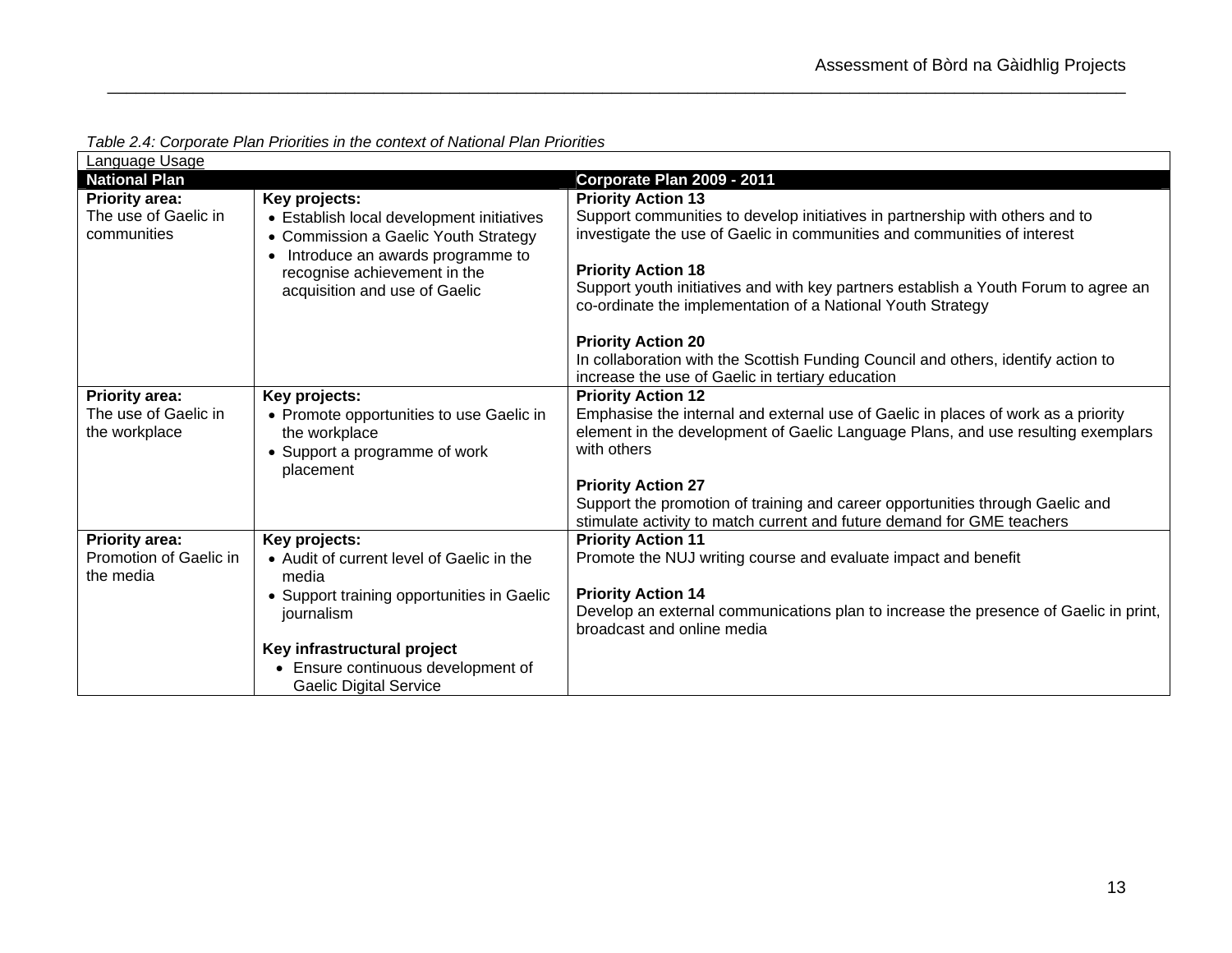*Table 2.4: Corporate Plan Priorities in the context of National Plan Priorities*

| Language Usage | | |
|---|---|---|
| **National Plan** | | **Corporate Plan 2009 - 2011** |
| **Priority area:** The use of Gaelic in communities | **Key projects:**<br>• Establish local development initiatives<br>• Commission a Gaelic Youth Strategy<br>• Introduce an awards programme to recognise achievement in the acquisition and use of Gaelic | **Priority Action 13**<br>Support communities to develop initiatives in partnership with others and to investigate the use of Gaelic in communities and communities of interest<br><br>**Priority Action 18**<br>Support youth initiatives and with key partners establish a Youth Forum to agree an co-ordinate the implementation of a National Youth Strategy<br><br>**Priority Action 20**<br>In collaboration with the Scottish Funding Council and others, identify action to increase the use of Gaelic in tertiary education |
| **Priority area:** The use of Gaelic in the workplace | **Key projects:**<br>• Promote opportunities to use Gaelic in the workplace<br>• Support a programme of work placement | **Priority Action 12**<br>Emphasise the internal and external use of Gaelic in places of work as a priority element in the development of Gaelic Language Plans, and use resulting exemplars with others<br><br>**Priority Action 27**<br>Support the promotion of training and career opportunities through Gaelic and stimulate activity to match current and future demand for GME teachers |
| **Priority area:** Promotion of Gaelic in the media | **Key projects:**<br>• Audit of current level of Gaelic in the media<br>• Support training opportunities in Gaelic journalism<br><br>**Key infrastructural project**<br>• Ensure continuous development of Gaelic Digital Service | **Priority Action 11**<br>Promote the NUJ writing course and evaluate impact and benefit<br><br>**Priority Action 14**<br>Develop an external communications plan to increase the presence of Gaelic in print, broadcast and online media |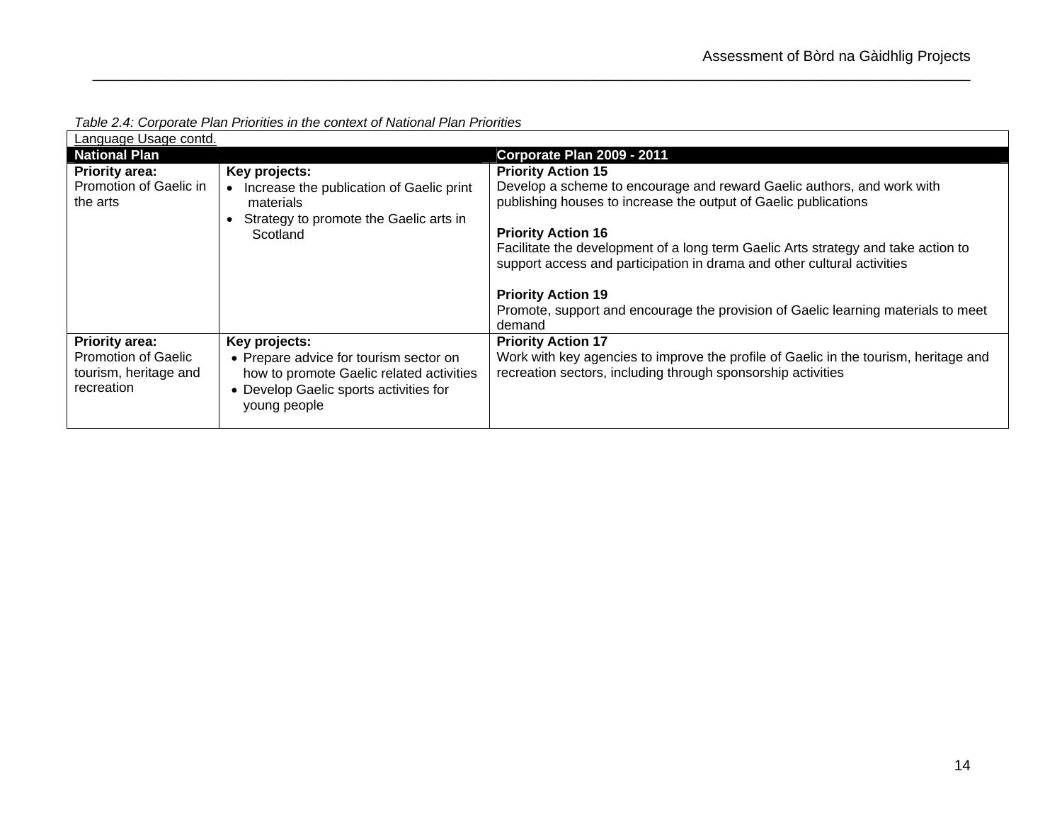*Table 2.4: Corporate Plan Priorities in the context of National Plan Priorities*

| Language Usage contd. | | |
|---|---|---|
| **National Plan** | | **Corporate Plan 2009 - 2011** |
| **Priority area:**<br>Promotion of Gaelic in the arts | **Key projects:**<br>• Increase the publication of Gaelic print materials<br>• Strategy to promote the Gaelic arts in Scotland | **Priority Action 15**<br>Develop a scheme to encourage and reward Gaelic authors, and work with publishing houses to increase the output of Gaelic publications<br><br>**Priority Action 16**<br>Facilitate the development of a long term Gaelic Arts strategy and take action to support access and participation in drama and other cultural activities<br><br>**Priority Action 19**<br>Promote, support and encourage the provision of Gaelic learning materials to meet demand |
| **Priority area:**<br>Promotion of Gaelic tourism, heritage and recreation | **Key projects:**<br>• Prepare advice for tourism sector on how to promote Gaelic related activities<br>• Develop Gaelic sports activities for young people | **Priority Action 17**<br>Work with key agencies to improve the profile of Gaelic in the tourism, heritage and recreation sectors, including through sponsorship activities |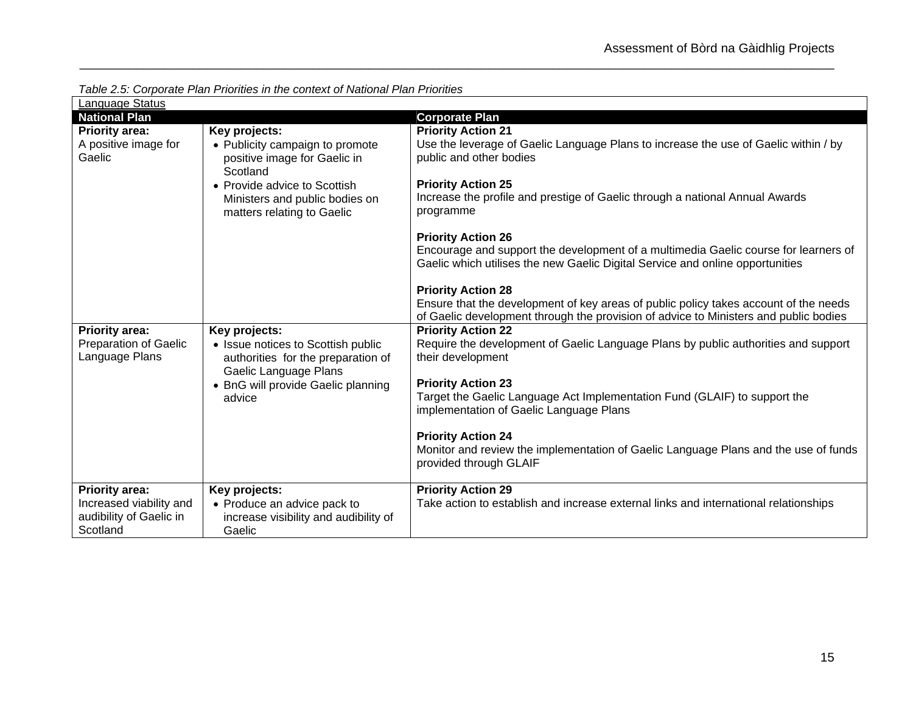*Table 2.5: Corporate Plan Priorities in the context of National Plan Priorities*

| Language Status | | |
|---|---|---|
| **National Plan** | | **Corporate Plan** |
| **Priority area:** A positive image for Gaelic | **Key projects:**<br>• Publicity campaign to promote positive image for Gaelic in Scotland<br>• Provide advice to Scottish Ministers and public bodies on matters relating to Gaelic | **Priority Action 21**<br>Use the leverage of Gaelic Language Plans to increase the use of Gaelic within / by public and other bodies<br><br>**Priority Action 25**<br>Increase the profile and prestige of Gaelic through a national Annual Awards programme<br><br>**Priority Action 26**<br>Encourage and support the development of a multimedia Gaelic course for learners of Gaelic which utilises the new Gaelic Digital Service and online opportunities<br><br>**Priority Action 28**<br>Ensure that the development of key areas of public policy takes account of the needs of Gaelic development through the provision of advice to Ministers and public bodies |
| **Priority area:** Preparation of Gaelic Language Plans | **Key projects:**<br>• Issue notices to Scottish public authorities for the preparation of Gaelic Language Plans<br>• BnG will provide Gaelic planning advice | **Priority Action 22**<br>Require the development of Gaelic Language Plans by public authorities and support their development<br><br>**Priority Action 23**<br>Target the Gaelic Language Act Implementation Fund (GLAIF) to support the implementation of Gaelic Language Plans<br><br>**Priority Action 24**<br>Monitor and review the implementation of Gaelic Language Plans and the use of funds provided through GLAIF |
| **Priority area:** Increased viability and audibility of Gaelic in Scotland | **Key projects:**<br>• Produce an advice pack to increase visibility and audibility of Gaelic | **Priority Action 29**<br>Take action to establish and increase external links and international relationships |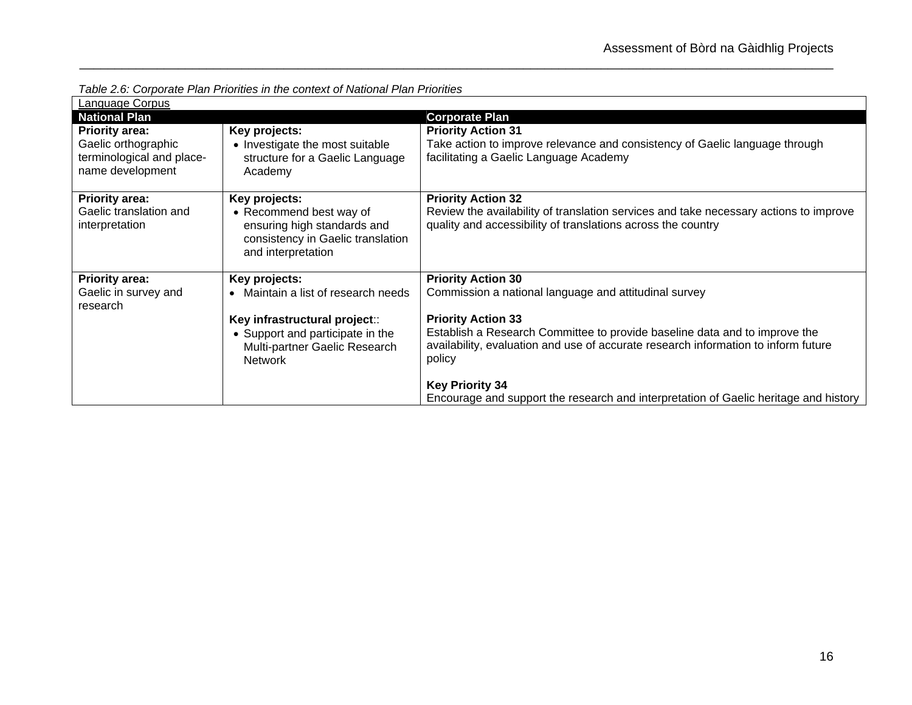*Table 2.6: Corporate Plan Priorities in the context of National Plan Priorities*

| Language Corpus | | |
|---|---|---|
| **National Plan** | | **Corporate Plan** |
| **Priority area:**<br>Gaelic orthographic terminological and place-name development | **Key projects:**<br>• Investigate the most suitable structure for a Gaelic Language Academy | **Priority Action 31**<br>Take action to improve relevance and consistency of Gaelic language through facilitating a Gaelic Language Academy |
| **Priority area:**<br>Gaelic translation and interpretation | **Key projects:**<br>• Recommend best way of ensuring high standards and consistency in Gaelic translation and interpretation | **Priority Action 32**<br>Review the availability of translation services and take necessary actions to improve quality and accessibility of translations across the country |
| **Priority area:**<br>Gaelic in survey and research | **Key projects:**<br>• Maintain a list of research needs<br><br>**Key infrastructural project**::<br>• Support and participate in the Multi-partner Gaelic Research Network | **Priority Action 30**<br>Commission a national language and attitudinal survey<br><br>**Priority Action 33**<br>Establish a Research Committee to provide baseline data and to improve the availability, evaluation and use of accurate research information to inform future policy<br><br>**Key Priority 34**<br>Encourage and support the research and interpretation of Gaelic heritage and history |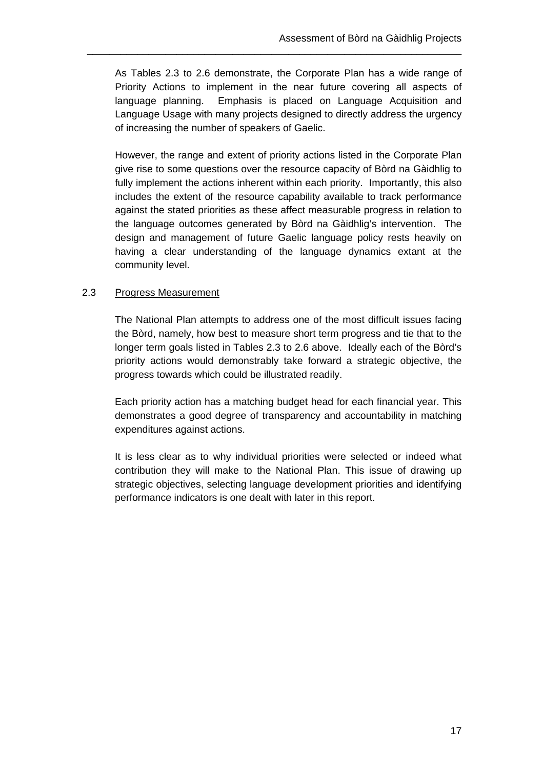As Tables 2.3 to 2.6 demonstrate, the Corporate Plan has a wide range of Priority Actions to implement in the near future covering all aspects of language planning. Emphasis is placed on Language Acquisition and Language Usage with many projects designed to directly address the urgency of increasing the number of speakers of Gaelic.

However, the range and extent of priority actions listed in the Corporate Plan give rise to some questions over the resource capacity of Bòrd na Gàidhlig to fully implement the actions inherent within each priority. Importantly, this also includes the extent of the resource capability available to track performance against the stated priorities as these affect measurable progress in relation to the language outcomes generated by Bòrd na Gàidhlig's intervention. The design and management of future Gaelic language policy rests heavily on having a clear understanding of the language dynamics extant at the community level.

## 2.3 Progress Measurement

The National Plan attempts to address one of the most difficult issues facing the Bòrd, namely, how best to measure short term progress and tie that to the longer term goals listed in Tables 2.3 to 2.6 above. Ideally each of the Bòrd's priority actions would demonstrably take forward a strategic objective, the progress towards which could be illustrated readily.

Each priority action has a matching budget head for each financial year. This demonstrates a good degree of transparency and accountability in matching expenditures against actions.

It is less clear as to why individual priorities were selected or indeed what contribution they will make to the National Plan. This issue of drawing up strategic objectives, selecting language development priorities and identifying performance indicators is one dealt with later in this report.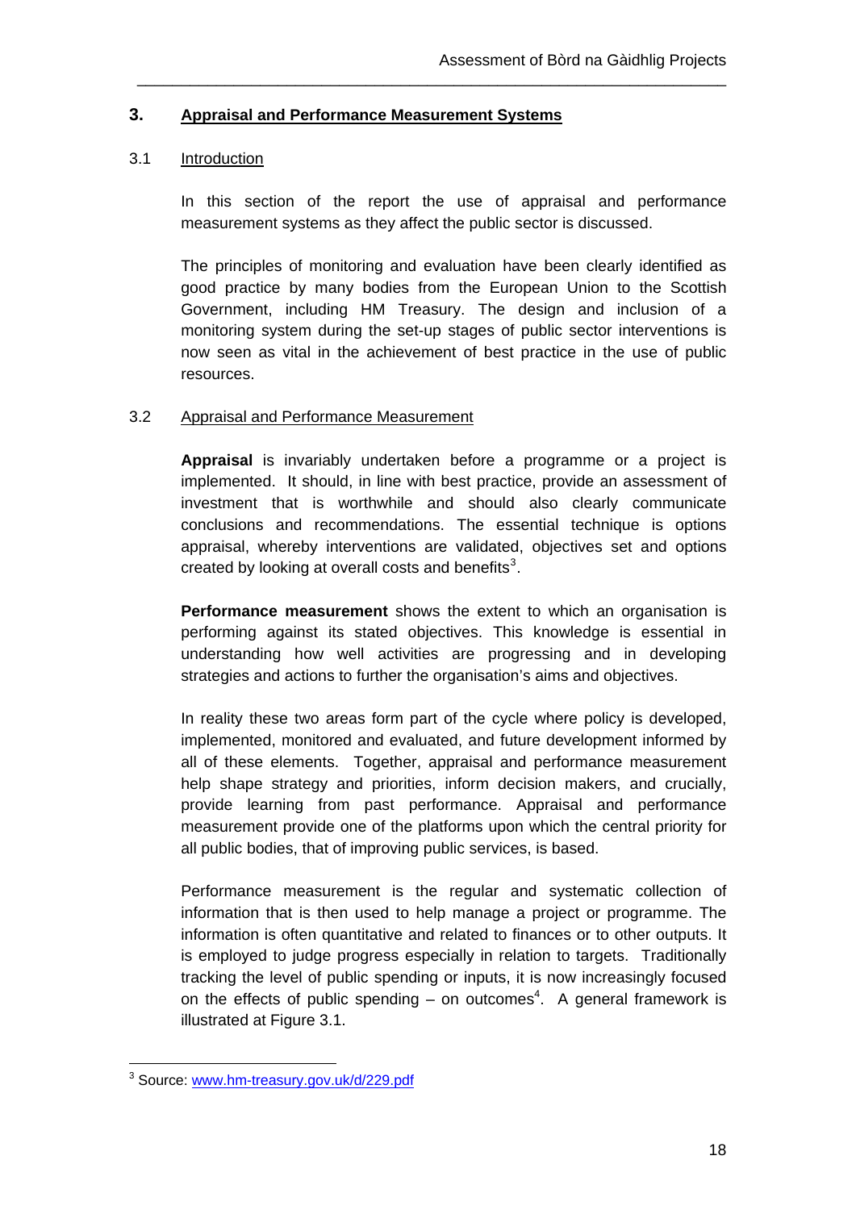## 3. Appraisal and Performance Measurement Systems

### 3.1 Introduction

In this section of the report the use of appraisal and performance measurement systems as they affect the public sector is discussed.

The principles of monitoring and evaluation have been clearly identified as good practice by many bodies from the European Union to the Scottish Government, including HM Treasury. The design and inclusion of a monitoring system during the set-up stages of public sector interventions is now seen as vital in the achievement of best practice in the use of public resources.

### 3.2 Appraisal and Performance Measurement

**Appraisal** is invariably undertaken before a programme or a project is implemented. It should, in line with best practice, provide an assessment of investment that is worthwhile and should also clearly communicate conclusions and recommendations. The essential technique is options appraisal, whereby interventions are validated, objectives set and options created by looking at overall costs and benefits[3].

**Performance measurement** shows the extent to which an organisation is performing against its stated objectives. This knowledge is essential in understanding how well activities are progressing and in developing strategies and actions to further the organisation's aims and objectives.

In reality these two areas form part of the cycle where policy is developed, implemented, monitored and evaluated, and future development informed by all of these elements. Together, appraisal and performance measurement help shape strategy and priorities, inform decision makers, and crucially, provide learning from past performance. Appraisal and performance measurement provide one of the platforms upon which the central priority for all public bodies, that of improving public services, is based.

Performance measurement is the regular and systematic collection of information that is then used to help manage a project or programme. The information is often quantitative and related to finances or to other outputs. It is employed to judge progress especially in relation to targets. Traditionally tracking the level of public spending or inputs, it is now increasingly focused on the effects of public spending – on outcomes[4]. A general framework is illustrated at Figure 3.1.

[3] Source: www.hm-treasury.gov.uk/d/229.pdf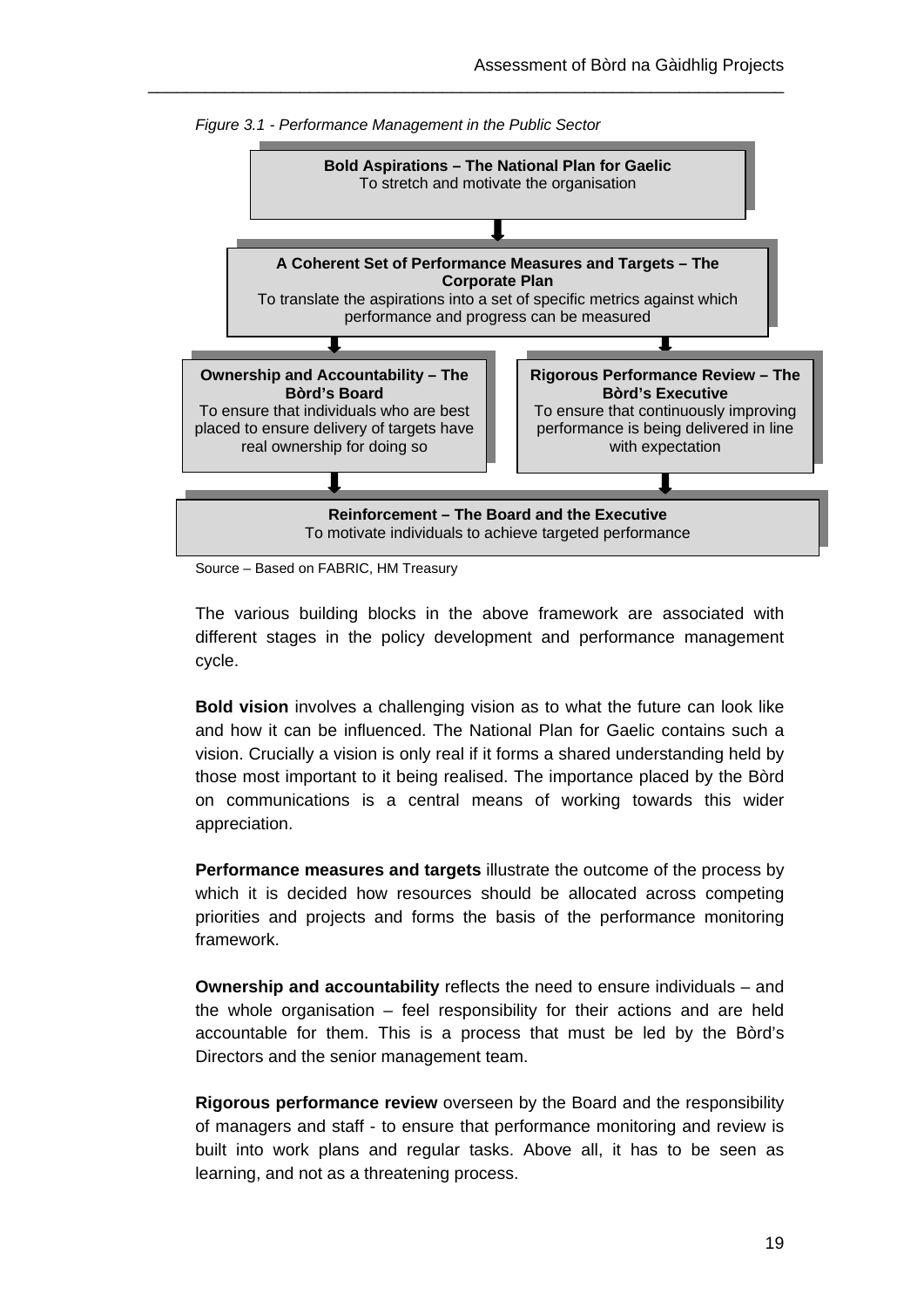*Figure 3.1 - Performance Management in the Public Sector*

**Bold Aspirations – The National Plan for Gaelic**
To stretch and motivate the organisation

↓

**A Coherent Set of Performance Measures and Targets – The Corporate Plan**
To translate the aspirations into a set of specific metrics against which performance and progress can be measured

↓

**Ownership and Accountability – The Bòrd's Board**
To ensure that individuals who are best placed to ensure delivery of targets have real ownership for doing so

**Rigorous Performance Review – The Bòrd's Executive**
To ensure that continuously improving performance is being delivered in line with expectation

↓

**Reinforcement – The Board and the Executive**
To motivate individuals to achieve targeted performance

Source – Based on FABRIC, HM Treasury

The various building blocks in the above framework are associated with different stages in the policy development and performance management cycle.

**Bold vision** involves a challenging vision as to what the future can look like and how it can be influenced. The National Plan for Gaelic contains such a vision. Crucially a vision is only real if it forms a shared understanding held by those most important to it being realised. The importance placed by the Bòrd on communications is a central means of working towards this wider appreciation.

**Performance measures and targets** illustrate the outcome of the process by which it is decided how resources should be allocated across competing priorities and projects and forms the basis of the performance monitoring framework.

**Ownership and accountability** reflects the need to ensure individuals – and the whole organisation – feel responsibility for their actions and are held accountable for them. This is a process that must be led by the Bòrd's Directors and the senior management team.

**Rigorous performance review** overseen by the Board and the responsibility of managers and staff - to ensure that performance monitoring and review is built into work plans and regular tasks. Above all, it has to be seen as learning, and not as a threatening process.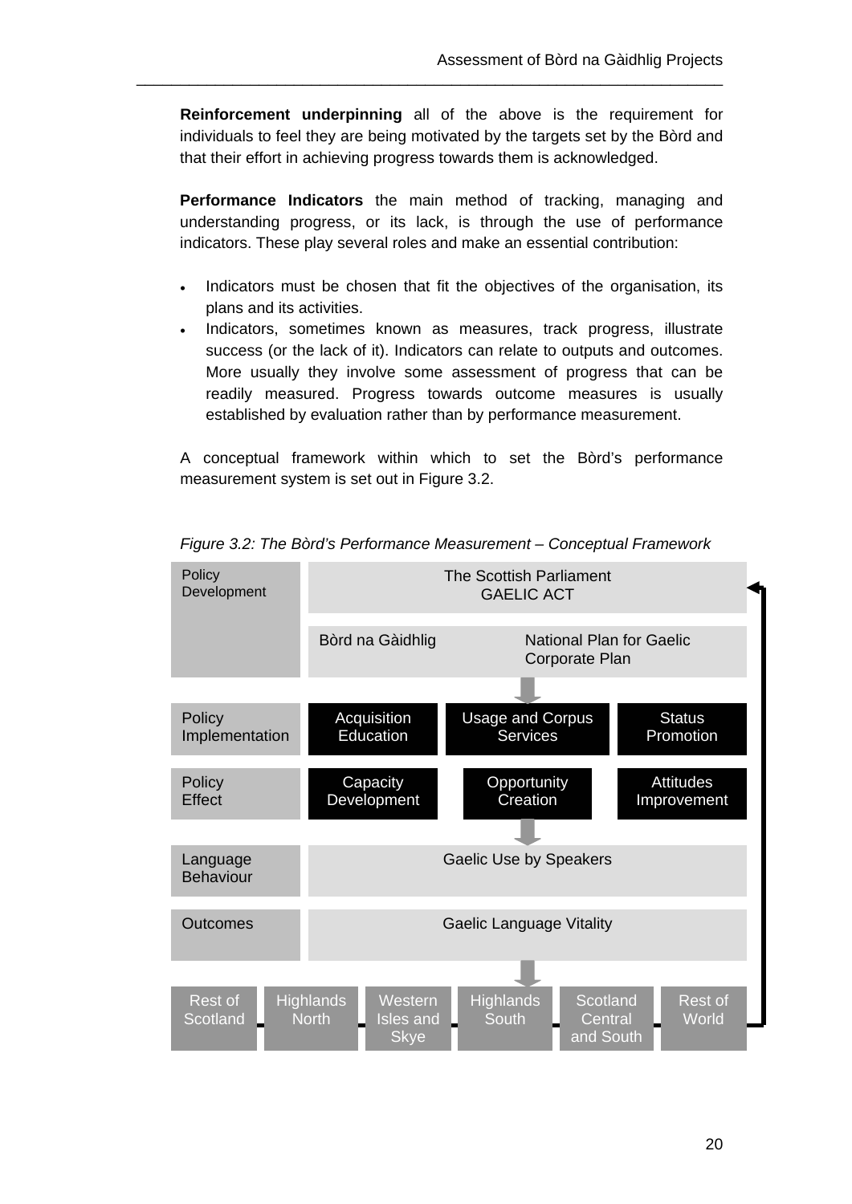**Reinforcement underpinning** all of the above is the requirement for individuals to feel they are being motivated by the targets set by the Bòrd and that their effort in achieving progress towards them is acknowledged.

**Performance Indicators** the main method of tracking, managing and understanding progress, or its lack, is through the use of performance indicators. These play several roles and make an essential contribution:

- Indicators must be chosen that fit the objectives of the organisation, its plans and its activities.
- Indicators, sometimes known as measures, track progress, illustrate success (or the lack of it). Indicators can relate to outputs and outcomes. More usually they involve some assessment of progress that can be readily measured. Progress towards outcome measures is usually established by evaluation rather than by performance measurement.

A conceptual framework within which to set the Bòrd's performance measurement system is set out in Figure 3.2.

*Figure 3.2: The Bòrd's Performance Measurement – Conceptual Framework*

| Level | | | |
|---|---|---|---|
| Policy Development | The Scottish Parliament GAELIC ACT | | |
| | Bòrd na Gàidhlig | National Plan for Gaelic Corporate Plan | |
| Policy Implementation | Acquisition Education | Usage and Corpus Services | Status Promotion |
| Policy Effect | Capacity Development | Opportunity Creation | Attitudes Improvement |
| Language Behaviour | Gaelic Use by Speakers | | |
| Outcomes | Gaelic Language Vitality | | |

| Rest of Scotland | Highlands North | Western Isles and Skye | Highlands South | Scotland Central and South | Rest of World |
|---|---|---|---|---|---|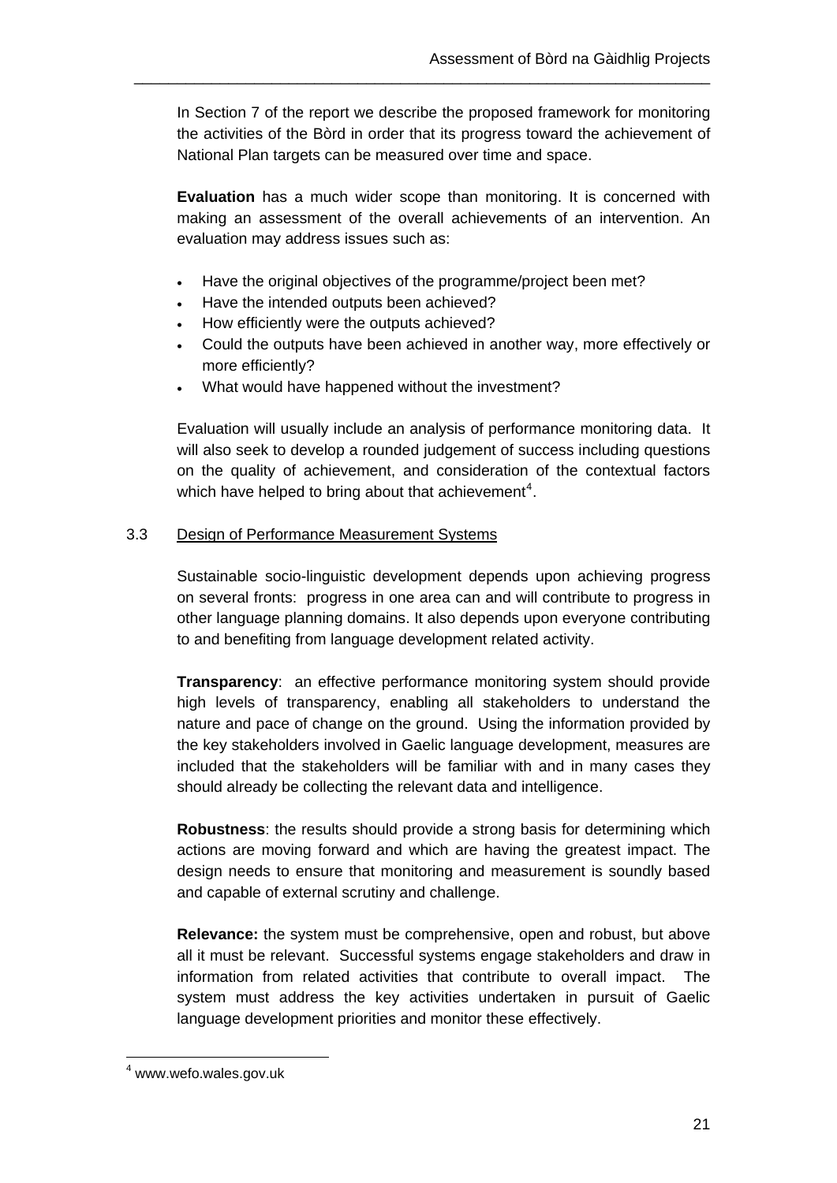In Section 7 of the report we describe the proposed framework for monitoring the activities of the Bòrd in order that its progress toward the achievement of National Plan targets can be measured over time and space.

**Evaluation** has a much wider scope than monitoring. It is concerned with making an assessment of the overall achievements of an intervention. An evaluation may address issues such as:

- Have the original objectives of the programme/project been met?
- Have the intended outputs been achieved?
- How efficiently were the outputs achieved?
- Could the outputs have been achieved in another way, more effectively or more efficiently?
- What would have happened without the investment?

Evaluation will usually include an analysis of performance monitoring data. It will also seek to develop a rounded judgement of success including questions on the quality of achievement, and consideration of the contextual factors which have helped to bring about that achievement[4].

### 3.3 Design of Performance Measurement Systems

Sustainable socio-linguistic development depends upon achieving progress on several fronts: progress in one area can and will contribute to progress in other language planning domains. It also depends upon everyone contributing to and benefiting from language development related activity.

**Transparency**: an effective performance monitoring system should provide high levels of transparency, enabling all stakeholders to understand the nature and pace of change on the ground. Using the information provided by the key stakeholders involved in Gaelic language development, measures are included that the stakeholders will be familiar with and in many cases they should already be collecting the relevant data and intelligence.

**Robustness**: the results should provide a strong basis for determining which actions are moving forward and which are having the greatest impact. The design needs to ensure that monitoring and measurement is soundly based and capable of external scrutiny and challenge.

**Relevance:** the system must be comprehensive, open and robust, but above all it must be relevant. Successful systems engage stakeholders and draw in information from related activities that contribute to overall impact. The system must address the key activities undertaken in pursuit of Gaelic language development priorities and monitor these effectively.

---

[4] www.wefo.wales.gov.uk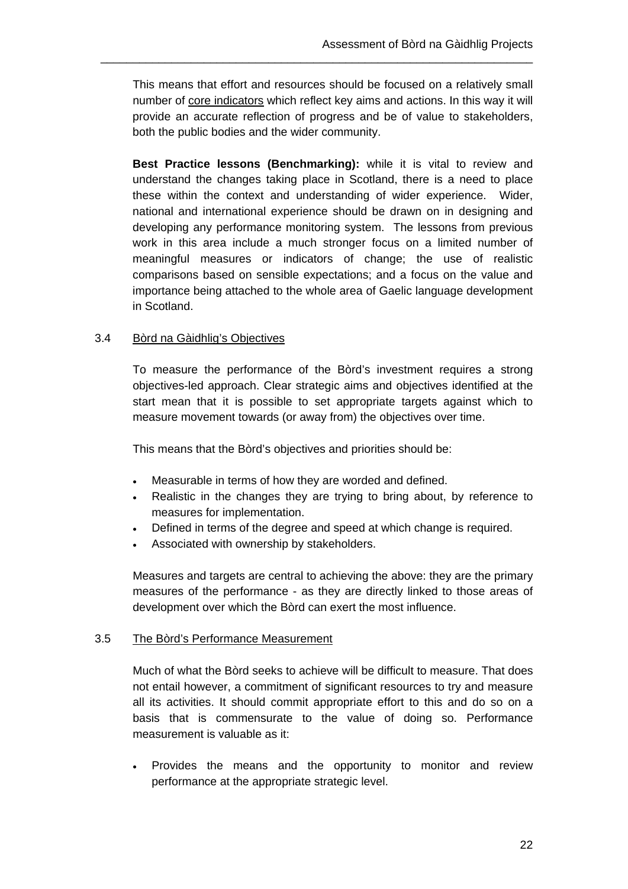This means that effort and resources should be focused on a relatively small number of core indicators which reflect key aims and actions. In this way it will provide an accurate reflection of progress and be of value to stakeholders, both the public bodies and the wider community.

**Best Practice lessons (Benchmarking):** while it is vital to review and understand the changes taking place in Scotland, there is a need to place these within the context and understanding of wider experience. Wider, national and international experience should be drawn on in designing and developing any performance monitoring system. The lessons from previous work in this area include a much stronger focus on a limited number of meaningful measures or indicators of change; the use of realistic comparisons based on sensible expectations; and a focus on the value and importance being attached to the whole area of Gaelic language development in Scotland.

### 3.4 Bòrd na Gàidhlig's Objectives

To measure the performance of the Bòrd's investment requires a strong objectives-led approach. Clear strategic aims and objectives identified at the start mean that it is possible to set appropriate targets against which to measure movement towards (or away from) the objectives over time.

This means that the Bòrd's objectives and priorities should be:

- Measurable in terms of how they are worded and defined.
- Realistic in the changes they are trying to bring about, by reference to measures for implementation.
- Defined in terms of the degree and speed at which change is required.
- Associated with ownership by stakeholders.

Measures and targets are central to achieving the above: they are the primary measures of the performance - as they are directly linked to those areas of development over which the Bòrd can exert the most influence.

### 3.5 The Bòrd's Performance Measurement

Much of what the Bòrd seeks to achieve will be difficult to measure. That does not entail however, a commitment of significant resources to try and measure all its activities. It should commit appropriate effort to this and do so on a basis that is commensurate to the value of doing so. Performance measurement is valuable as it:

- Provides the means and the opportunity to monitor and review performance at the appropriate strategic level.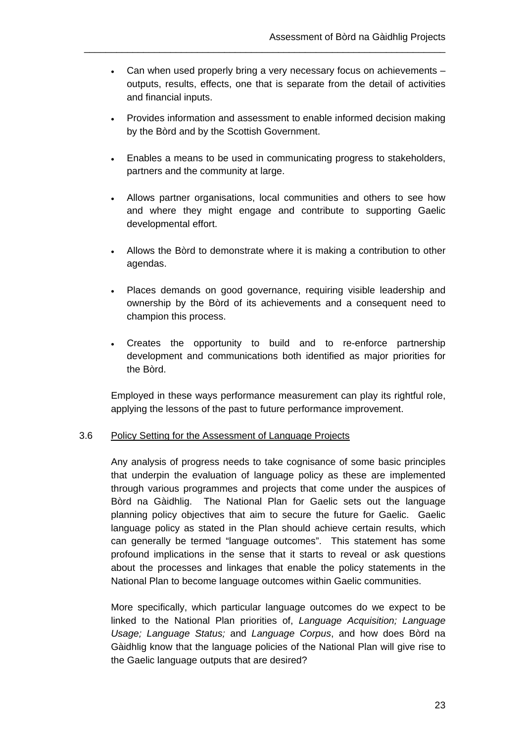- Can when used properly bring a very necessary focus on achievements – outputs, results, effects, one that is separate from the detail of activities and financial inputs.

- Provides information and assessment to enable informed decision making by the Bòrd and by the Scottish Government.

- Enables a means to be used in communicating progress to stakeholders, partners and the community at large.

- Allows partner organisations, local communities and others to see how and where they might engage and contribute to supporting Gaelic developmental effort.

- Allows the Bòrd to demonstrate where it is making a contribution to other agendas.

- Places demands on good governance, requiring visible leadership and ownership by the Bòrd of its achievements and a consequent need to champion this process.

- Creates the opportunity to build and to re-enforce partnership development and communications both identified as major priorities for the Bòrd.

Employed in these ways performance measurement can play its rightful role, applying the lessons of the past to future performance improvement.

### 3.6 Policy Setting for the Assessment of Language Projects

Any analysis of progress needs to take cognisance of some basic principles that underpin the evaluation of language policy as these are implemented through various programmes and projects that come under the auspices of Bòrd na Gàidhlig. The National Plan for Gaelic sets out the language planning policy objectives that aim to secure the future for Gaelic. Gaelic language policy as stated in the Plan should achieve certain results, which can generally be termed "language outcomes". This statement has some profound implications in the sense that it starts to reveal or ask questions about the processes and linkages that enable the policy statements in the National Plan to become language outcomes within Gaelic communities.

More specifically, which particular language outcomes do we expect to be linked to the National Plan priorities of, *Language Acquisition; Language Usage; Language Status;* and *Language Corpus*, and how does Bòrd na Gàidhlig know that the language policies of the National Plan will give rise to the Gaelic language outputs that are desired?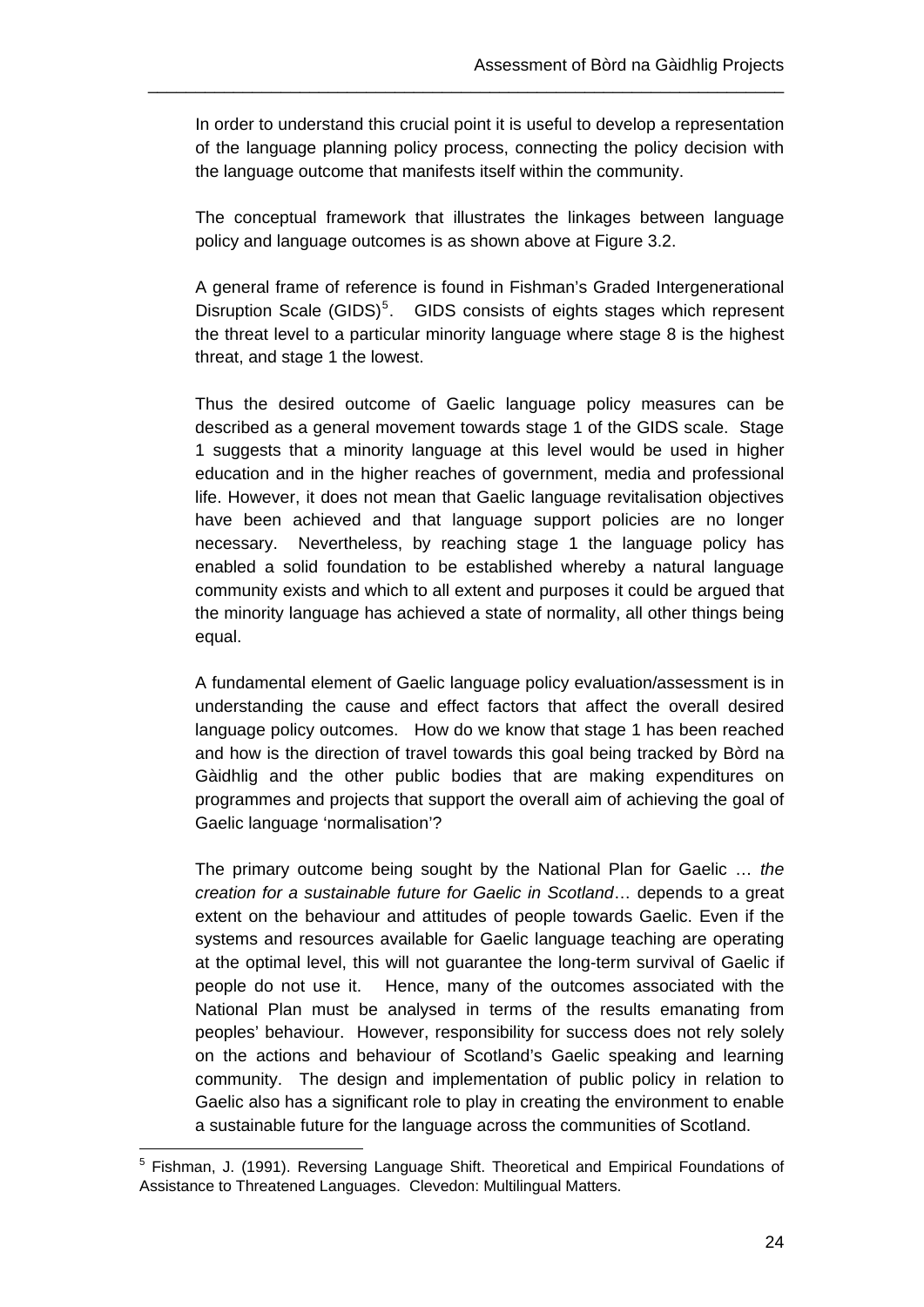In order to understand this crucial point it is useful to develop a representation of the language planning policy process, connecting the policy decision with the language outcome that manifests itself within the community.

The conceptual framework that illustrates the linkages between language policy and language outcomes is as shown above at Figure 3.2.

A general frame of reference is found in Fishman's Graded Intergenerational Disruption Scale (GIDS)[5]. GIDS consists of eights stages which represent the threat level to a particular minority language where stage 8 is the highest threat, and stage 1 the lowest.

Thus the desired outcome of Gaelic language policy measures can be described as a general movement towards stage 1 of the GIDS scale. Stage 1 suggests that a minority language at this level would be used in higher education and in the higher reaches of government, media and professional life. However, it does not mean that Gaelic language revitalisation objectives have been achieved and that language support policies are no longer necessary. Nevertheless, by reaching stage 1 the language policy has enabled a solid foundation to be established whereby a natural language community exists and which to all extent and purposes it could be argued that the minority language has achieved a state of normality, all other things being equal.

A fundamental element of Gaelic language policy evaluation/assessment is in understanding the cause and effect factors that affect the overall desired language policy outcomes. How do we know that stage 1 has been reached and how is the direction of travel towards this goal being tracked by Bòrd na Gàidhlig and the other public bodies that are making expenditures on programmes and projects that support the overall aim of achieving the goal of Gaelic language 'normalisation'?

The primary outcome being sought by the National Plan for Gaelic … *the creation for a sustainable future for Gaelic in Scotland*… depends to a great extent on the behaviour and attitudes of people towards Gaelic. Even if the systems and resources available for Gaelic language teaching are operating at the optimal level, this will not guarantee the long-term survival of Gaelic if people do not use it. Hence, many of the outcomes associated with the National Plan must be analysed in terms of the results emanating from peoples' behaviour. However, responsibility for success does not rely solely on the actions and behaviour of Scotland's Gaelic speaking and learning community. The design and implementation of public policy in relation to Gaelic also has a significant role to play in creating the environment to enable a sustainable future for the language across the communities of Scotland.

---

[5] Fishman, J. (1991). Reversing Language Shift. Theoretical and Empirical Foundations of Assistance to Threatened Languages. Clevedon: Multilingual Matters.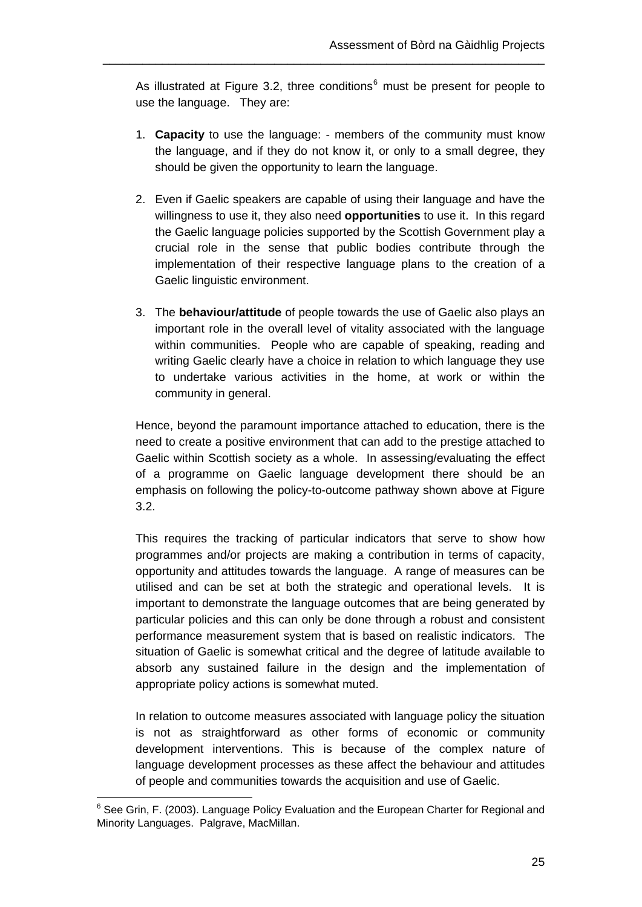As illustrated at Figure 3.2, three conditions[6] must be present for people to use the language. They are:

1. **Capacity** to use the language: - members of the community must know the language, and if they do not know it, or only to a small degree, they should be given the opportunity to learn the language.

2. Even if Gaelic speakers are capable of using their language and have the willingness to use it, they also need **opportunities** to use it. In this regard the Gaelic language policies supported by the Scottish Government play a crucial role in the sense that public bodies contribute through the implementation of their respective language plans to the creation of a Gaelic linguistic environment.

3. The **behaviour/attitude** of people towards the use of Gaelic also plays an important role in the overall level of vitality associated with the language within communities. People who are capable of speaking, reading and writing Gaelic clearly have a choice in relation to which language they use to undertake various activities in the home, at work or within the community in general.

Hence, beyond the paramount importance attached to education, there is the need to create a positive environment that can add to the prestige attached to Gaelic within Scottish society as a whole. In assessing/evaluating the effect of a programme on Gaelic language development there should be an emphasis on following the policy-to-outcome pathway shown above at Figure 3.2.

This requires the tracking of particular indicators that serve to show how programmes and/or projects are making a contribution in terms of capacity, opportunity and attitudes towards the language. A range of measures can be utilised and can be set at both the strategic and operational levels. It is important to demonstrate the language outcomes that are being generated by particular policies and this can only be done through a robust and consistent performance measurement system that is based on realistic indicators. The situation of Gaelic is somewhat critical and the degree of latitude available to absorb any sustained failure in the design and the implementation of appropriate policy actions is somewhat muted.

In relation to outcome measures associated with language policy the situation is not as straightforward as other forms of economic or community development interventions. This is because of the complex nature of language development processes as these affect the behaviour and attitudes of people and communities towards the acquisition and use of Gaelic.

---

[6] See Grin, F. (2003). Language Policy Evaluation and the European Charter for Regional and Minority Languages. Palgrave, MacMillan.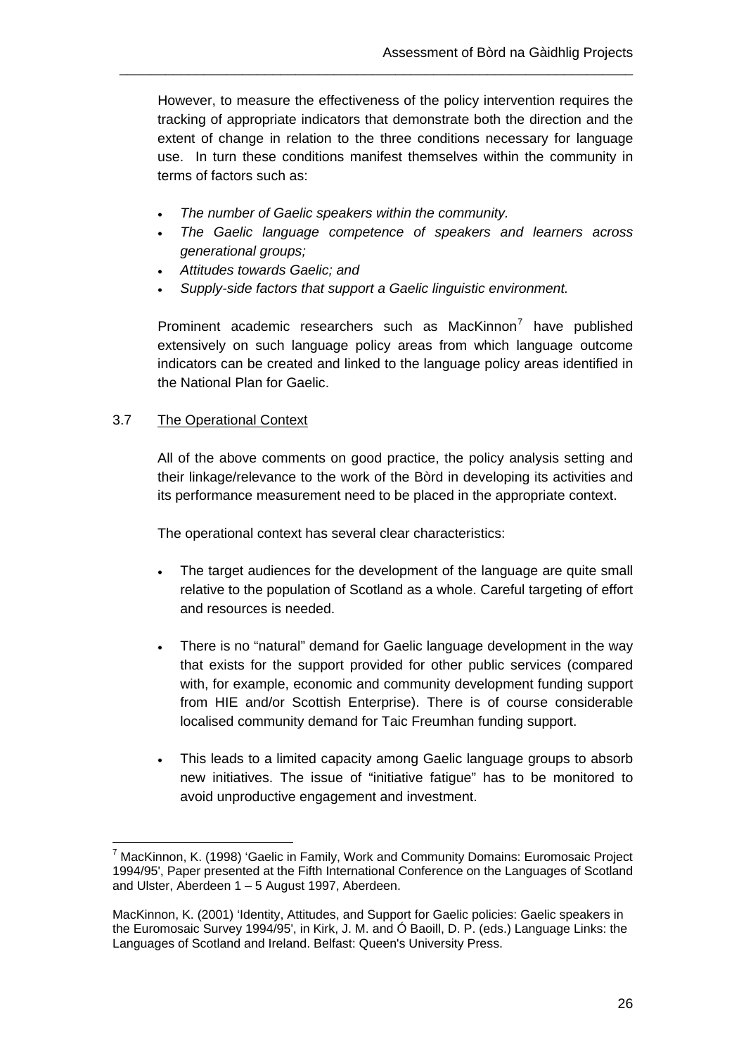However, to measure the effectiveness of the policy intervention requires the tracking of appropriate indicators that demonstrate both the direction and the extent of change in relation to the three conditions necessary for language use. In turn these conditions manifest themselves within the community in terms of factors such as:

- *The number of Gaelic speakers within the community.*
- *The Gaelic language competence of speakers and learners across generational groups;*
- *Attitudes towards Gaelic; and*
- *Supply-side factors that support a Gaelic linguistic environment.*

Prominent academic researchers such as MacKinnon[7] have published extensively on such language policy areas from which language outcome indicators can be created and linked to the language policy areas identified in the National Plan for Gaelic.

3.7 <u>The Operational Context</u>

All of the above comments on good practice, the policy analysis setting and their linkage/relevance to the work of the Bòrd in developing its activities and its performance measurement need to be placed in the appropriate context.

The operational context has several clear characteristics:

- The target audiences for the development of the language are quite small relative to the population of Scotland as a whole. Careful targeting of effort and resources is needed.

- There is no "natural" demand for Gaelic language development in the way that exists for the support provided for other public services (compared with, for example, economic and community development funding support from HIE and/or Scottish Enterprise). There is of course considerable localised community demand for Taic Freumhan funding support.

- This leads to a limited capacity among Gaelic language groups to absorb new initiatives. The issue of "initiative fatigue" has to be monitored to avoid unproductive engagement and investment.

---

[7] MacKinnon, K. (1998) 'Gaelic in Family, Work and Community Domains: Euromosaic Project 1994/95', Paper presented at the Fifth International Conference on the Languages of Scotland and Ulster, Aberdeen 1 – 5 August 1997, Aberdeen.

MacKinnon, K. (2001) 'Identity, Attitudes, and Support for Gaelic policies: Gaelic speakers in the Euromosaic Survey 1994/95', in Kirk, J. M. and Ó Baoill, D. P. (eds.) Language Links: the Languages of Scotland and Ireland. Belfast: Queen's University Press.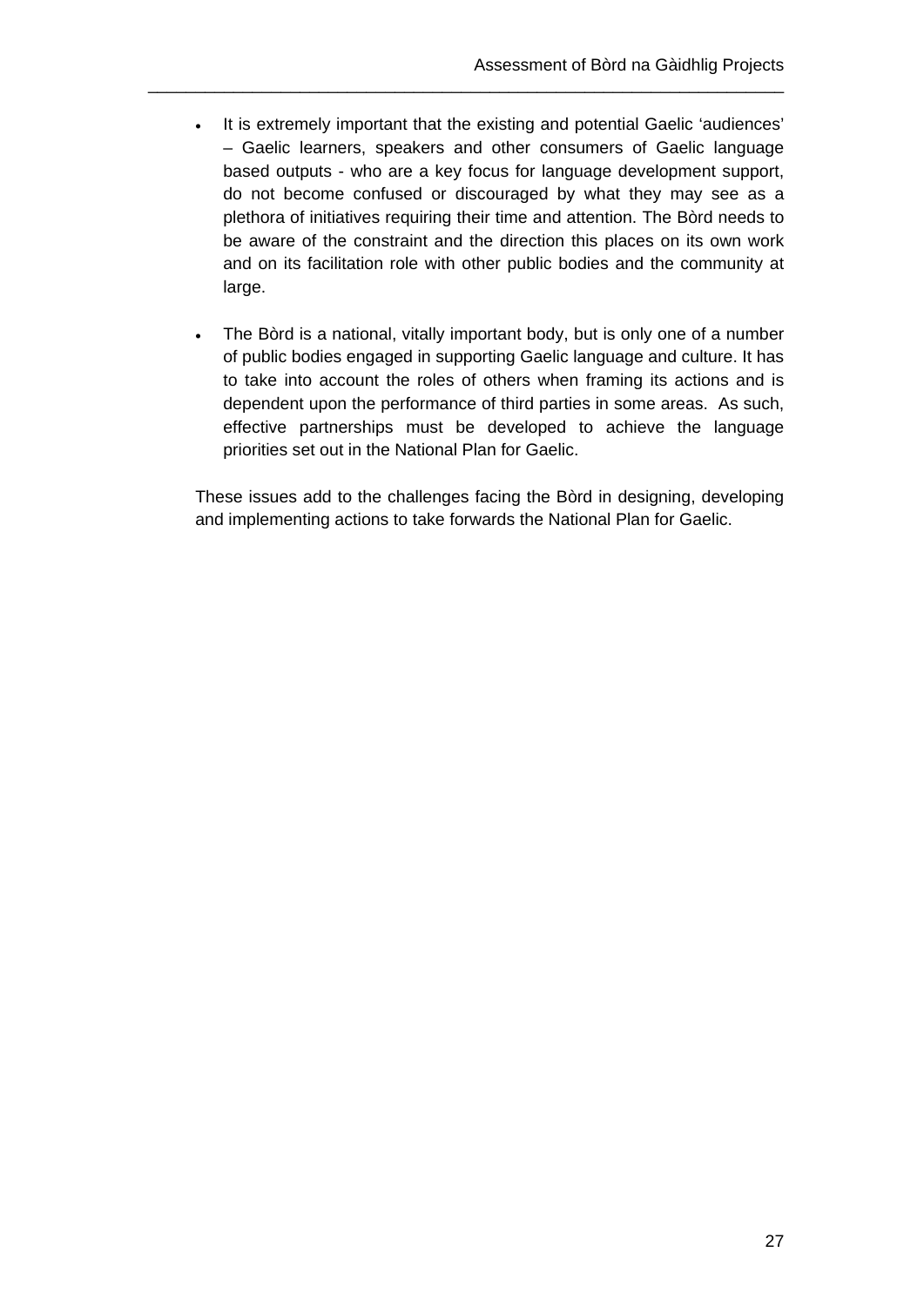- It is extremely important that the existing and potential Gaelic 'audiences' – Gaelic learners, speakers and other consumers of Gaelic language based outputs - who are a key focus for language development support, do not become confused or discouraged by what they may see as a plethora of initiatives requiring their time and attention. The Bòrd needs to be aware of the constraint and the direction this places on its own work and on its facilitation role with other public bodies and the community at large.

- The Bòrd is a national, vitally important body, but is only one of a number of public bodies engaged in supporting Gaelic language and culture. It has to take into account the roles of others when framing its actions and is dependent upon the performance of third parties in some areas. As such, effective partnerships must be developed to achieve the language priorities set out in the National Plan for Gaelic.

These issues add to the challenges facing the Bòrd in designing, developing and implementing actions to take forwards the National Plan for Gaelic.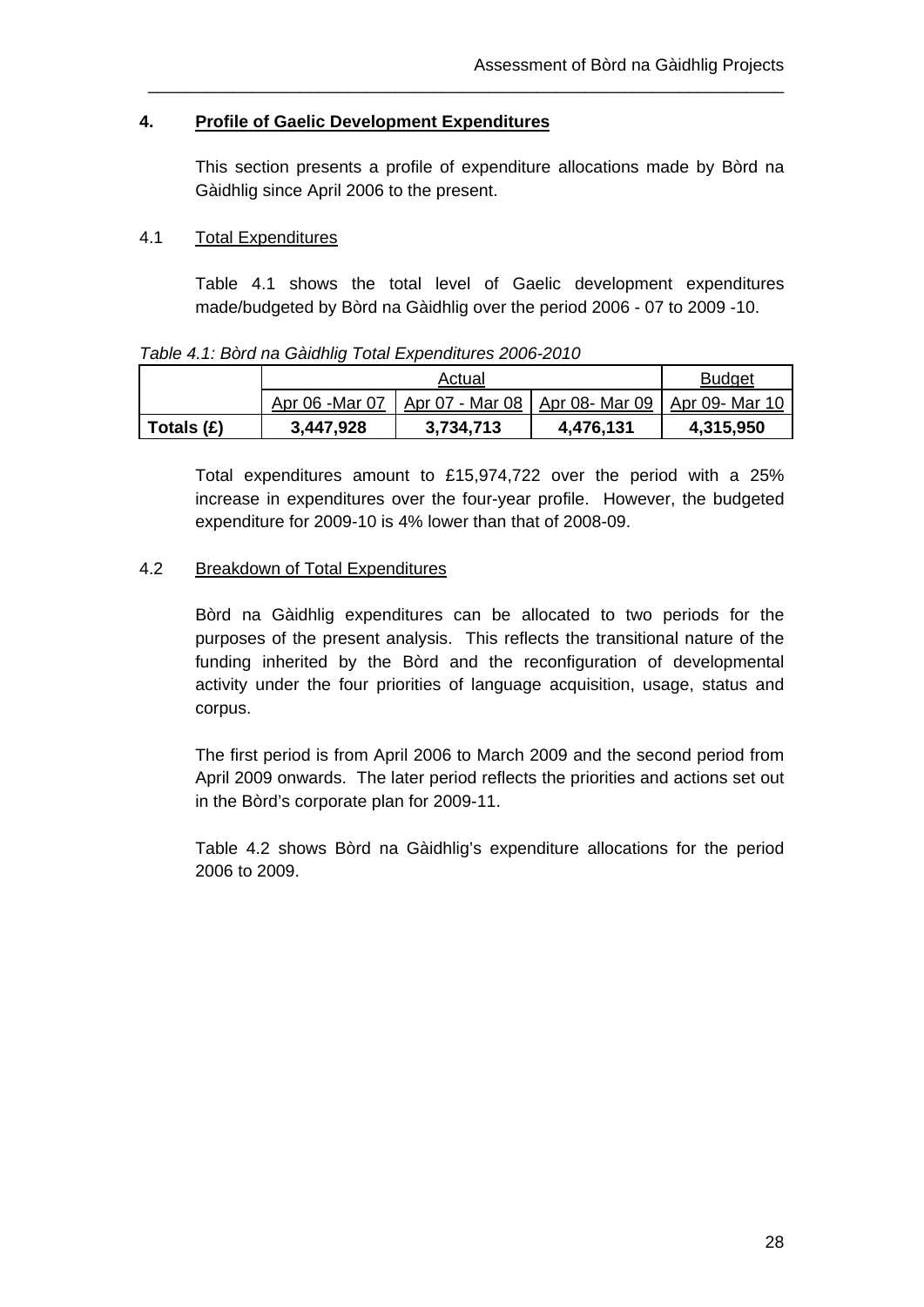## 4. Profile of Gaelic Development Expenditures

This section presents a profile of expenditure allocations made by Bòrd na Gàidhlig since April 2006 to the present.

### 4.1 Total Expenditures

Table 4.1 shows the total level of Gaelic development expenditures made/budgeted by Bòrd na Gàidhlig over the period 2006 - 07 to 2009 -10.

*Table 4.1: Bòrd na Gàidhlig Total Expenditures 2006-2010*

| | Actual | | | Budget |
|---|---|---|---|---|
| | Apr 06 -Mar 07 | Apr 07 - Mar 08 | Apr 08- Mar 09 | Apr 09- Mar 10 |
| **Totals (£)** | **3,447,928** | **3,734,713** | **4,476,131** | **4,315,950** |

Total expenditures amount to £15,974,722 over the period with a 25% increase in expenditures over the four-year profile. However, the budgeted expenditure for 2009-10 is 4% lower than that of 2008-09.

### 4.2 Breakdown of Total Expenditures

Bòrd na Gàidhlig expenditures can be allocated to two periods for the purposes of the present analysis. This reflects the transitional nature of the funding inherited by the Bòrd and the reconfiguration of developmental activity under the four priorities of language acquisition, usage, status and corpus.

The first period is from April 2006 to March 2009 and the second period from April 2009 onwards. The later period reflects the priorities and actions set out in the Bòrd's corporate plan for 2009-11.

Table 4.2 shows Bòrd na Gàidhlig's expenditure allocations for the period 2006 to 2009.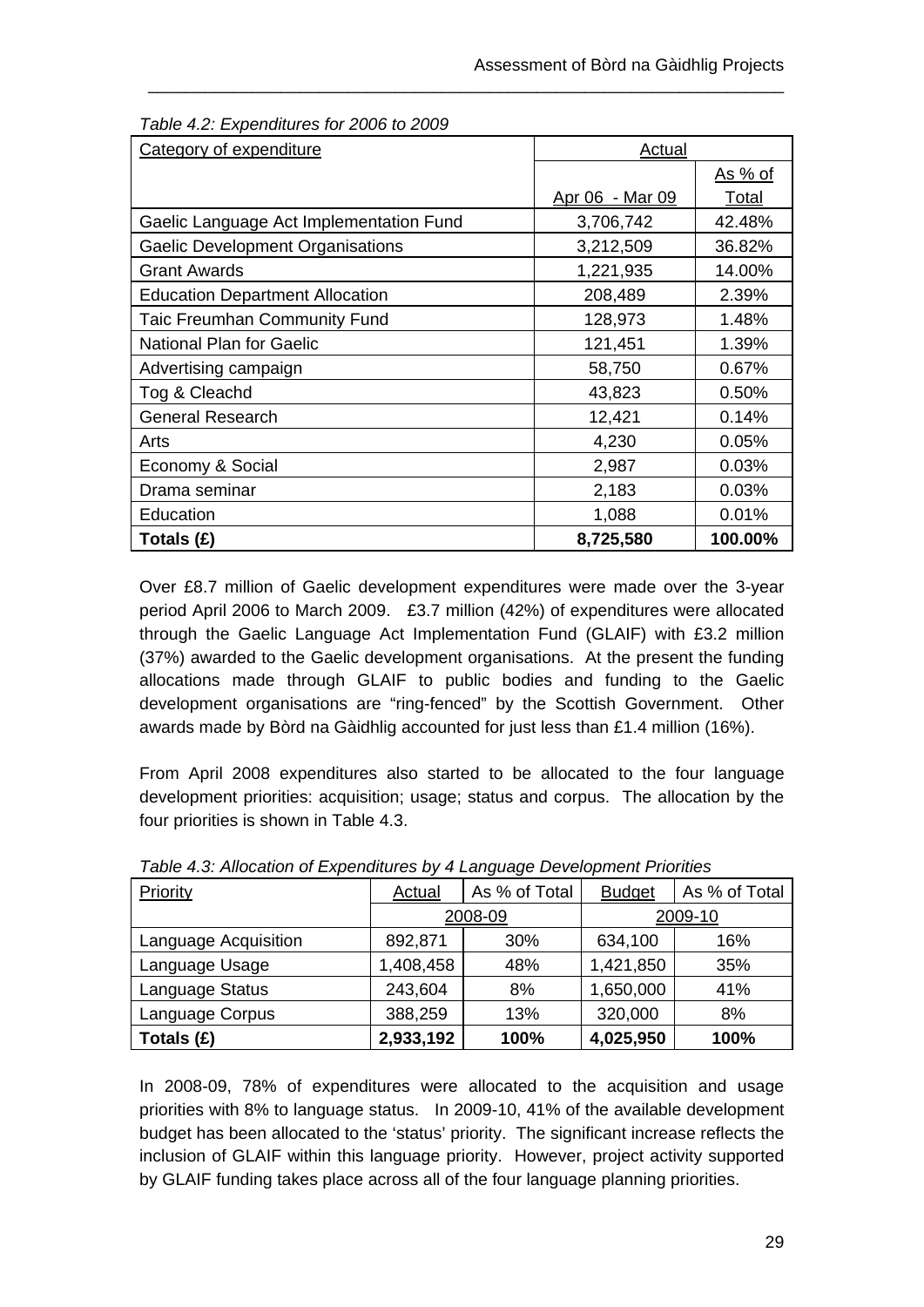*Table 4.2: Expenditures for 2006 to 2009*

| Category of expenditure | Actual | |
|---|---|---|
| | Apr 06 - Mar 09 | As % of Total |
| Gaelic Language Act Implementation Fund | 3,706,742 | 42.48% |
| Gaelic Development Organisations | 3,212,509 | 36.82% |
| Grant Awards | 1,221,935 | 14.00% |
| Education Department Allocation | 208,489 | 2.39% |
| Taic Freumhan Community Fund | 128,973 | 1.48% |
| National Plan for Gaelic | 121,451 | 1.39% |
| Advertising campaign | 58,750 | 0.67% |
| Tog & Cleachd | 43,823 | 0.50% |
| General Research | 12,421 | 0.14% |
| Arts | 4,230 | 0.05% |
| Economy & Social | 2,987 | 0.03% |
| Drama seminar | 2,183 | 0.03% |
| Education | 1,088 | 0.01% |
| **Totals (£)** | **8,725,580** | **100.00%** |

Over £8.7 million of Gaelic development expenditures were made over the 3-year period April 2006 to March 2009. £3.7 million (42%) of expenditures were allocated through the Gaelic Language Act Implementation Fund (GLAIF) with £3.2 million (37%) awarded to the Gaelic development organisations. At the present the funding allocations made through GLAIF to public bodies and funding to the Gaelic development organisations are "ring-fenced" by the Scottish Government. Other awards made by Bòrd na Gàidhlig accounted for just less than £1.4 million (16%).

From April 2008 expenditures also started to be allocated to the four language development priorities: acquisition; usage; status and corpus. The allocation by the four priorities is shown in Table 4.3.

*Table 4.3: Allocation of Expenditures by 4 Language Development Priorities*

| Priority | Actual | As % of Total | Budget | As % of Total |
|---|---|---|---|---|
| | 2008-09 | | 2009-10 | |
| Language Acquisition | 892,871 | 30% | 634,100 | 16% |
| Language Usage | 1,408,458 | 48% | 1,421,850 | 35% |
| Language Status | 243,604 | 8% | 1,650,000 | 41% |
| Language Corpus | 388,259 | 13% | 320,000 | 8% |
| **Totals (£)** | **2,933,192** | **100%** | **4,025,950** | **100%** |

In 2008-09, 78% of expenditures were allocated to the acquisition and usage priorities with 8% to language status. In 2009-10, 41% of the available development budget has been allocated to the 'status' priority. The significant increase reflects the inclusion of GLAIF within this language priority. However, project activity supported by GLAIF funding takes place across all of the four language planning priorities.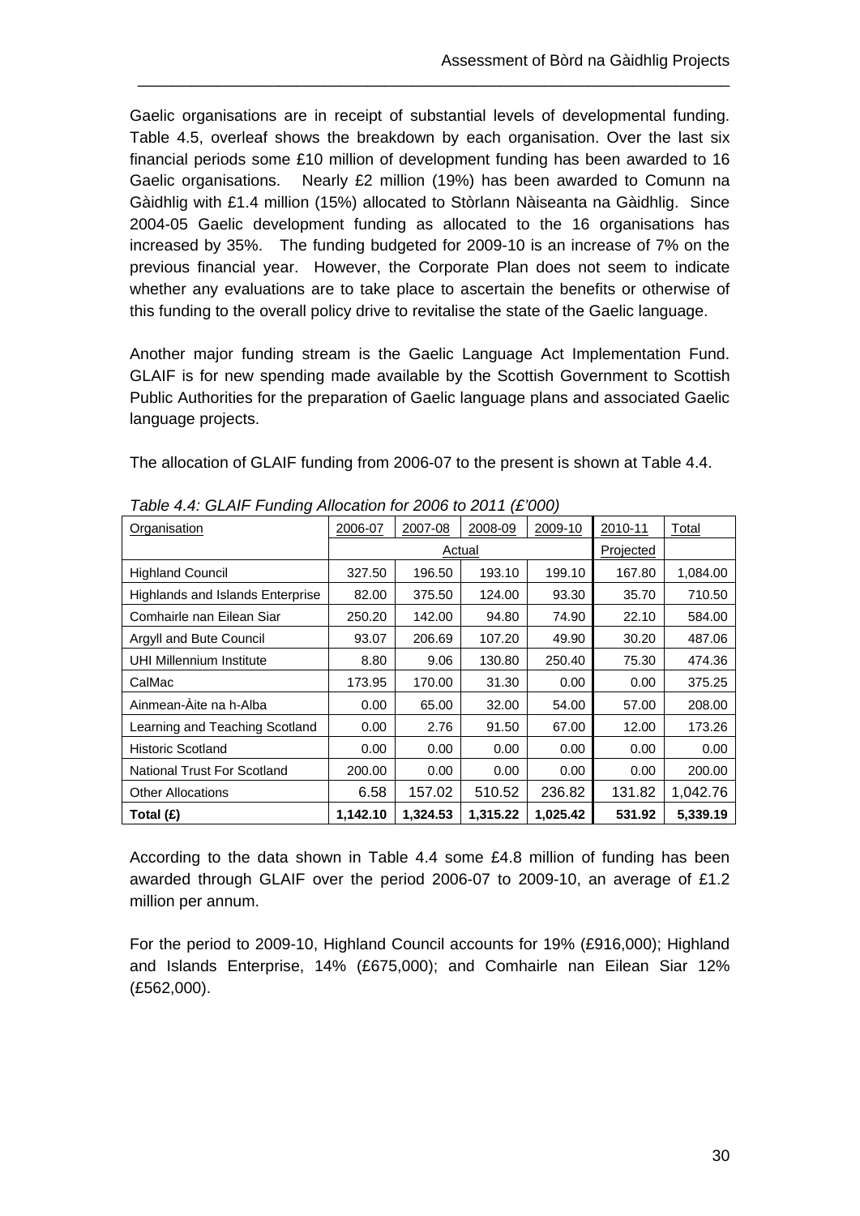Gaelic organisations are in receipt of substantial levels of developmental funding. Table 4.5, overleaf shows the breakdown by each organisation. Over the last six financial periods some £10 million of development funding has been awarded to 16 Gaelic organisations. Nearly £2 million (19%) has been awarded to Comunn na Gàidhlig with £1.4 million (15%) allocated to Stòrlann Nàiseanta na Gàidhlig. Since 2004-05 Gaelic development funding as allocated to the 16 organisations has increased by 35%. The funding budgeted for 2009-10 is an increase of 7% on the previous financial year. However, the Corporate Plan does not seem to indicate whether any evaluations are to take place to ascertain the benefits or otherwise of this funding to the overall policy drive to revitalise the state of the Gaelic language.

Another major funding stream is the Gaelic Language Act Implementation Fund. GLAIF is for new spending made available by the Scottish Government to Scottish Public Authorities for the preparation of Gaelic language plans and associated Gaelic language projects.

The allocation of GLAIF funding from 2006-07 to the present is shown at Table 4.4.

*Table 4.4: GLAIF Funding Allocation for 2006 to 2011 (£'000)*

| Organisation | 2006-07 | 2007-08 | 2008-09 | 2009-10 | 2010-11 | Total |
|---|---|---|---|---|---|---|
| | Actual | | | | Projected | |
| Highland Council | 327.50 | 196.50 | 193.10 | 199.10 | 167.80 | 1,084.00 |
| Highlands and Islands Enterprise | 82.00 | 375.50 | 124.00 | 93.30 | 35.70 | 710.50 |
| Comhairle nan Eilean Siar | 250.20 | 142.00 | 94.80 | 74.90 | 22.10 | 584.00 |
| Argyll and Bute Council | 93.07 | 206.69 | 107.20 | 49.90 | 30.20 | 487.06 |
| UHI Millennium Institute | 8.80 | 9.06 | 130.80 | 250.40 | 75.30 | 474.36 |
| CalMac | 173.95 | 170.00 | 31.30 | 0.00 | 0.00 | 375.25 |
| Ainmean-Àite na h-Alba | 0.00 | 65.00 | 32.00 | 54.00 | 57.00 | 208.00 |
| Learning and Teaching Scotland | 0.00 | 2.76 | 91.50 | 67.00 | 12.00 | 173.26 |
| Historic Scotland | 0.00 | 0.00 | 0.00 | 0.00 | 0.00 | 0.00 |
| National Trust For Scotland | 200.00 | 0.00 | 0.00 | 0.00 | 0.00 | 200.00 |
| Other Allocations | 6.58 | 157.02 | 510.52 | 236.82 | 131.82 | 1,042.76 |
| **Total (£)** | **1,142.10** | **1,324.53** | **1,315.22** | **1,025.42** | **531.92** | **5,339.19** |

According to the data shown in Table 4.4 some £4.8 million of funding has been awarded through GLAIF over the period 2006-07 to 2009-10, an average of £1.2 million per annum.

For the period to 2009-10, Highland Council accounts for 19% (£916,000); Highland and Islands Enterprise, 14% (£675,000); and Comhairle nan Eilean Siar 12% (£562,000).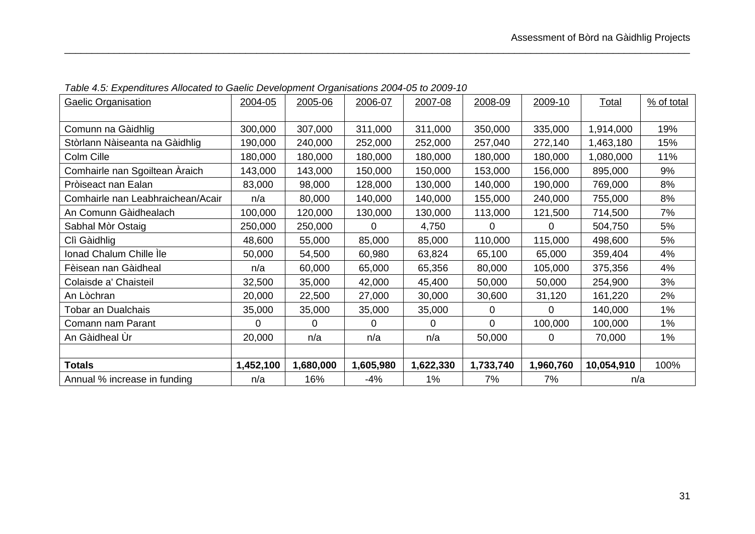*Table 4.5: Expenditures Allocated to Gaelic Development Organisations 2004-05 to 2009-10*

| Gaelic Organisation | 2004-05 | 2005-06 | 2006-07 | 2007-08 | 2008-09 | 2009-10 | Total | % of total |
|---|---|---|---|---|---|---|---|---|
| Comunn na Gàidhlig | 300,000 | 307,000 | 311,000 | 311,000 | 350,000 | 335,000 | 1,914,000 | 19% |
| Stòrlann Nàiseanta na Gàidhlig | 190,000 | 240,000 | 252,000 | 252,000 | 257,040 | 272,140 | 1,463,180 | 15% |
| Colm Cille | 180,000 | 180,000 | 180,000 | 180,000 | 180,000 | 180,000 | 1,080,000 | 11% |
| Comhairle nan Sgoiltean Àraich | 143,000 | 143,000 | 150,000 | 150,000 | 153,000 | 156,000 | 895,000 | 9% |
| Pròiseact nan Ealan | 83,000 | 98,000 | 128,000 | 130,000 | 140,000 | 190,000 | 769,000 | 8% |
| Comhairle nan Leabhraichean/Acair | n/a | 80,000 | 140,000 | 140,000 | 155,000 | 240,000 | 755,000 | 8% |
| An Comunn Gàidhealach | 100,000 | 120,000 | 130,000 | 130,000 | 113,000 | 121,500 | 714,500 | 7% |
| Sabhal Mòr Ostaig | 250,000 | 250,000 | 0 | 4,750 | 0 | 0 | 504,750 | 5% |
| Clì Gàidhlig | 48,600 | 55,000 | 85,000 | 85,000 | 110,000 | 115,000 | 498,600 | 5% |
| Ionad Chalum Chille Ìle | 50,000 | 54,500 | 60,980 | 63,824 | 65,100 | 65,000 | 359,404 | 4% |
| Fèisean nan Gàidheal | n/a | 60,000 | 65,000 | 65,356 | 80,000 | 105,000 | 375,356 | 4% |
| Colaisde a' Chaisteil | 32,500 | 35,000 | 42,000 | 45,400 | 50,000 | 50,000 | 254,900 | 3% |
| An Lòchran | 20,000 | 22,500 | 27,000 | 30,000 | 30,600 | 31,120 | 161,220 | 2% |
| Tobar an Dualchais | 35,000 | 35,000 | 35,000 | 35,000 | 0 | 0 | 140,000 | 1% |
| Comann nam Parant | 0 | 0 | 0 | 0 | 0 | 100,000 | 100,000 | 1% |
| An Gàidheal Ùr | 20,000 | n/a | n/a | n/a | 50,000 | 0 | 70,000 | 1% |
| | | | | | | | | |
| **Totals** | **1,452,100** | **1,680,000** | **1,605,980** | **1,622,330** | **1,733,740** | **1,960,760** | **10,054,910** | 100% |
| Annual % increase in funding | n/a | 16% | -4% | 1% | 7% | 7% | n/a | |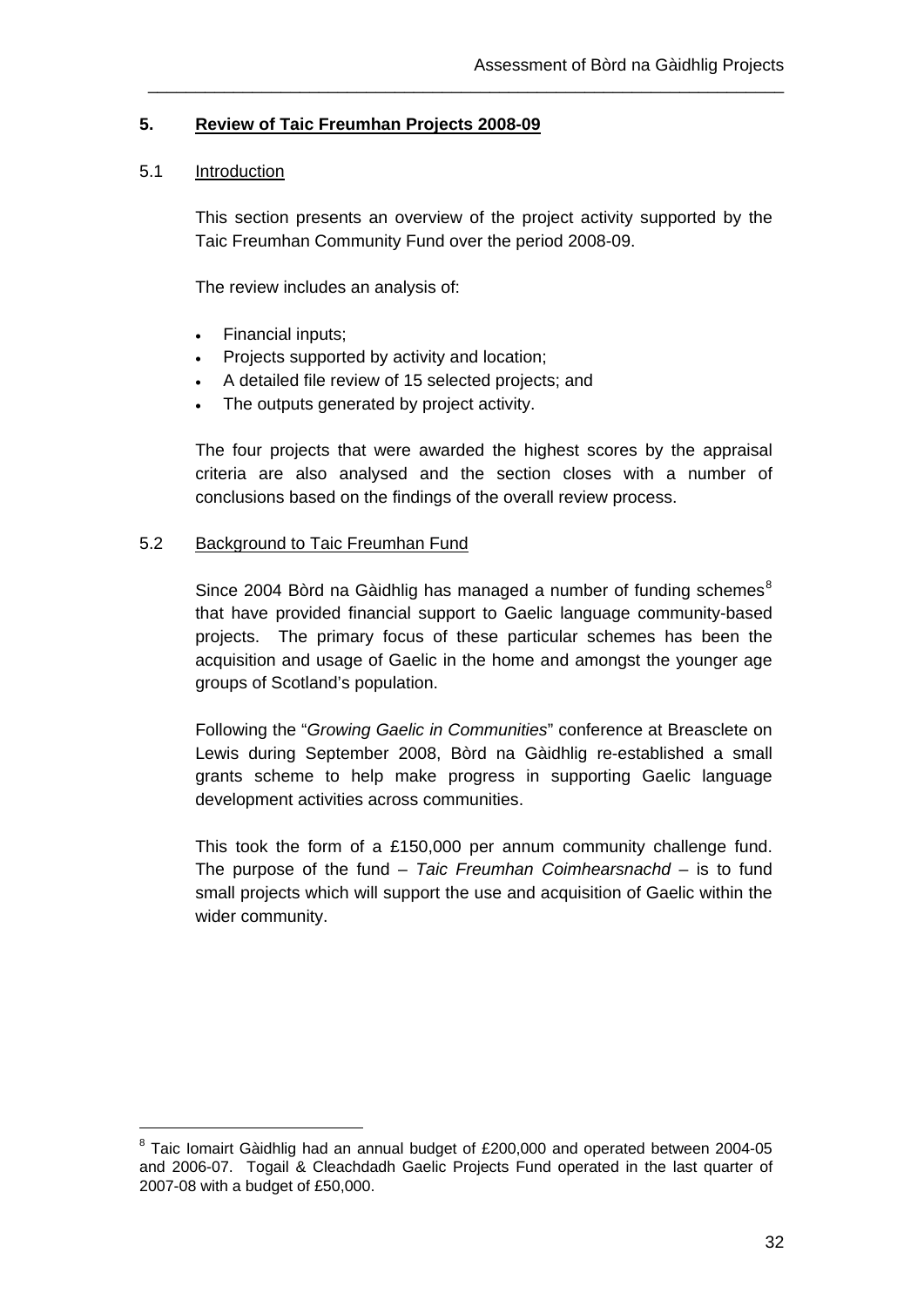## 5. Review of Taic Freumhan Projects 2008-09

### 5.1 Introduction

This section presents an overview of the project activity supported by the Taic Freumhan Community Fund over the period 2008-09.

The review includes an analysis of:

- Financial inputs;
- Projects supported by activity and location;
- A detailed file review of 15 selected projects; and
- The outputs generated by project activity.

The four projects that were awarded the highest scores by the appraisal criteria are also analysed and the section closes with a number of conclusions based on the findings of the overall review process.

### 5.2 Background to Taic Freumhan Fund

Since 2004 Bòrd na Gàidhlig has managed a number of funding schemes[8] that have provided financial support to Gaelic language community-based projects. The primary focus of these particular schemes has been the acquisition and usage of Gaelic in the home and amongst the younger age groups of Scotland's population.

Following the "*Growing Gaelic in Communities*" conference at Breasclete on Lewis during September 2008, Bòrd na Gàidhlig re-established a small grants scheme to help make progress in supporting Gaelic language development activities across communities.

This took the form of a £150,000 per annum community challenge fund. The purpose of the fund – *Taic Freumhan Coimhearsnachd* – is to fund small projects which will support the use and acquisition of Gaelic within the wider community.

---

[8] Taic Iomairt Gàidhlig had an annual budget of £200,000 and operated between 2004-05 and 2006-07. Togail & Cleachdadh Gaelic Projects Fund operated in the last quarter of 2007-08 with a budget of £50,000.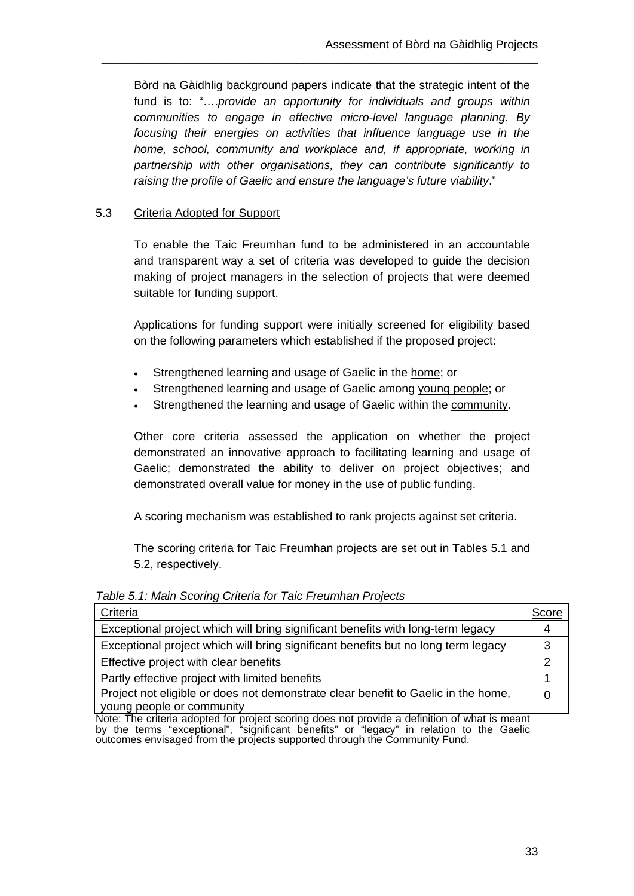Bòrd na Gàidhlig background papers indicate that the strategic intent of the fund is to: "….*provide an opportunity for individuals and groups within communities to engage in effective micro-level language planning. By focusing their energies on activities that influence language use in the home, school, community and workplace and, if appropriate, working in partnership with other organisations, they can contribute significantly to raising the profile of Gaelic and ensure the language's future viability*."

## 5.3 Criteria Adopted for Support

To enable the Taic Freumhan fund to be administered in an accountable and transparent way a set of criteria was developed to guide the decision making of project managers in the selection of projects that were deemed suitable for funding support.

Applications for funding support were initially screened for eligibility based on the following parameters which established if the proposed project:

- Strengthened learning and usage of Gaelic in the home; or
- Strengthened learning and usage of Gaelic among young people; or
- Strengthened the learning and usage of Gaelic within the community.

Other core criteria assessed the application on whether the project demonstrated an innovative approach to facilitating learning and usage of Gaelic; demonstrated the ability to deliver on project objectives; and demonstrated overall value for money in the use of public funding.

A scoring mechanism was established to rank projects against set criteria.

The scoring criteria for Taic Freumhan projects are set out in Tables 5.1 and 5.2, respectively.

*Table 5.1: Main Scoring Criteria for Taic Freumhan Projects*

| Criteria | Score |
|---|---|
| Exceptional project which will bring significant benefits with long-term legacy | 4 |
| Exceptional project which will bring significant benefits but no long term legacy | 3 |
| Effective project with clear benefits | 2 |
| Partly effective project with limited benefits | 1 |
| Project not eligible or does not demonstrate clear benefit to Gaelic in the home, young people or community | 0 |

Note: The criteria adopted for project scoring does not provide a definition of what is meant by the terms "exceptional", "significant benefits" or "legacy" in relation to the Gaelic outcomes envisaged from the projects supported through the Community Fund.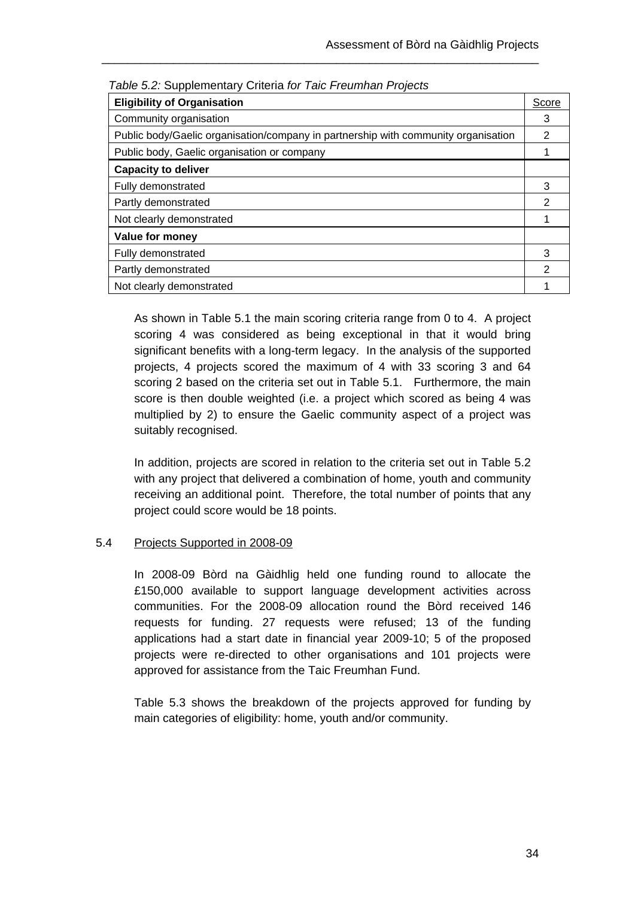*Table 5.2:* Supplementary Criteria *for Taic Freumhan Projects*

| **Eligibility of Organisation** | Score |
|---|---|
| Community organisation | 3 |
| Public body/Gaelic organisation/company in partnership with community organisation | 2 |
| Public body, Gaelic organisation or company | 1 |
| **Capacity to deliver** | |
| Fully demonstrated | 3 |
| Partly demonstrated | 2 |
| Not clearly demonstrated | 1 |
| **Value for money** | |
| Fully demonstrated | 3 |
| Partly demonstrated | 2 |
| Not clearly demonstrated | 1 |

As shown in Table 5.1 the main scoring criteria range from 0 to 4. A project scoring 4 was considered as being exceptional in that it would bring significant benefits with a long-term legacy. In the analysis of the supported projects, 4 projects scored the maximum of 4 with 33 scoring 3 and 64 scoring 2 based on the criteria set out in Table 5.1. Furthermore, the main score is then double weighted (i.e. a project which scored as being 4 was multiplied by 2) to ensure the Gaelic community aspect of a project was suitably recognised.

In addition, projects are scored in relation to the criteria set out in Table 5.2 with any project that delivered a combination of home, youth and community receiving an additional point. Therefore, the total number of points that any project could score would be 18 points.

## 5.4 Projects Supported in 2008-09

In 2008-09 Bòrd na Gàidhlig held one funding round to allocate the £150,000 available to support language development activities across communities. For the 2008-09 allocation round the Bòrd received 146 requests for funding. 27 requests were refused; 13 of the funding applications had a start date in financial year 2009-10; 5 of the proposed projects were re-directed to other organisations and 101 projects were approved for assistance from the Taic Freumhan Fund.

Table 5.3 shows the breakdown of the projects approved for funding by main categories of eligibility: home, youth and/or community.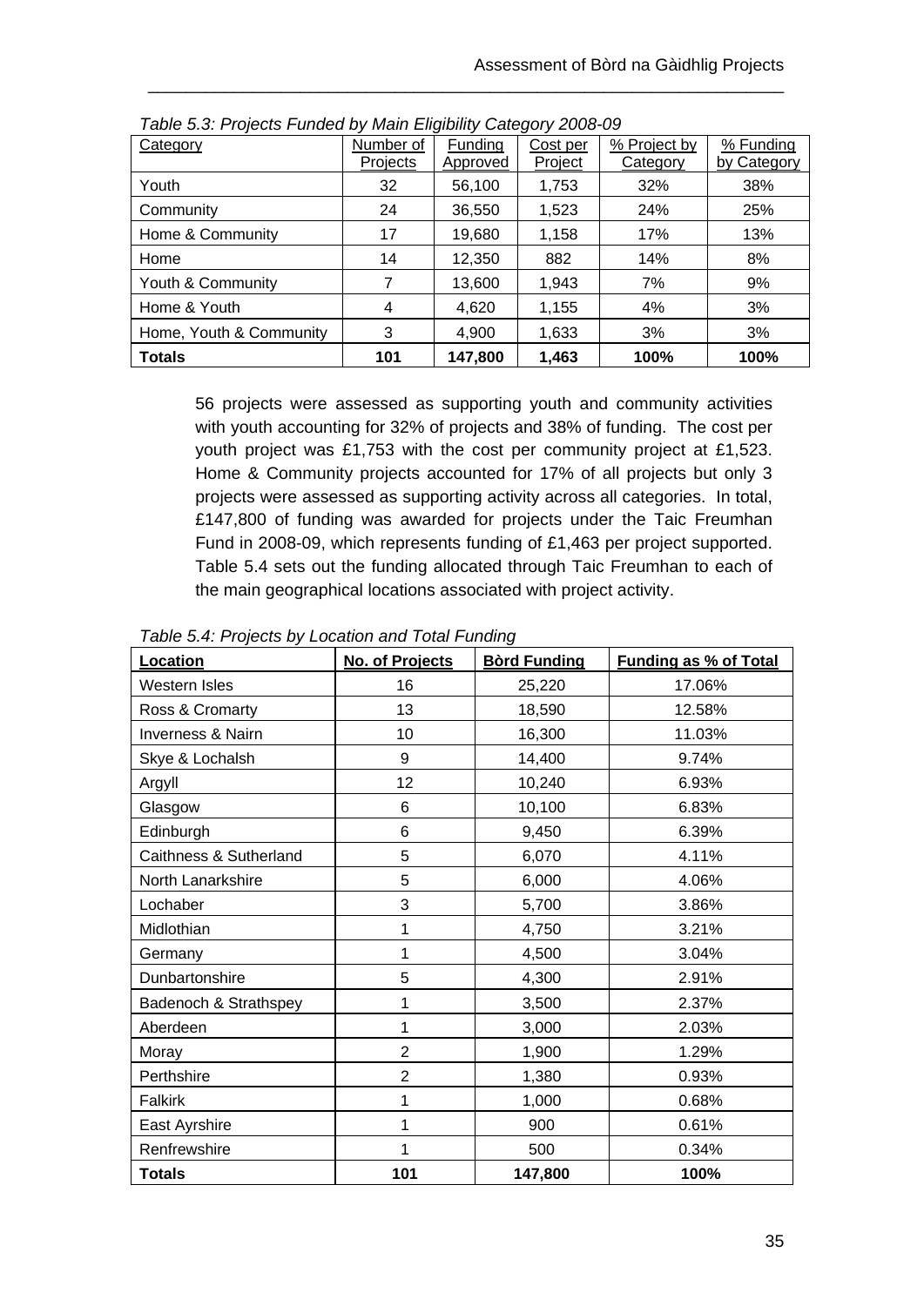*Table 5.3: Projects Funded by Main Eligibility Category 2008-09*

| Category | Number of Projects | Funding Approved | Cost per Project | % Project by Category | % Funding by Category |
|---|---|---|---|---|---|
| Youth | 32 | 56,100 | 1,753 | 32% | 38% |
| Community | 24 | 36,550 | 1,523 | 24% | 25% |
| Home & Community | 17 | 19,680 | 1,158 | 17% | 13% |
| Home | 14 | 12,350 | 882 | 14% | 8% |
| Youth & Community | 7 | 13,600 | 1,943 | 7% | 9% |
| Home & Youth | 4 | 4,620 | 1,155 | 4% | 3% |
| Home, Youth & Community | 3 | 4,900 | 1,633 | 3% | 3% |
| **Totals** | **101** | **147,800** | **1,463** | **100%** | **100%** |

56 projects were assessed as supporting youth and community activities with youth accounting for 32% of projects and 38% of funding. The cost per youth project was £1,753 with the cost per community project at £1,523. Home & Community projects accounted for 17% of all projects but only 3 projects were assessed as supporting activity across all categories. In total, £147,800 of funding was awarded for projects under the Taic Freumhan Fund in 2008-09, which represents funding of £1,463 per project supported. Table 5.4 sets out the funding allocated through Taic Freumhan to each of the main geographical locations associated with project activity.

*Table 5.4: Projects by Location and Total Funding*

| Location | No. of Projects | Bòrd Funding | Funding as % of Total |
|---|---|---|---|
| Western Isles | 16 | 25,220 | 17.06% |
| Ross & Cromarty | 13 | 18,590 | 12.58% |
| Inverness & Nairn | 10 | 16,300 | 11.03% |
| Skye & Lochalsh | 9 | 14,400 | 9.74% |
| Argyll | 12 | 10,240 | 6.93% |
| Glasgow | 6 | 10,100 | 6.83% |
| Edinburgh | 6 | 9,450 | 6.39% |
| Caithness & Sutherland | 5 | 6,070 | 4.11% |
| North Lanarkshire | 5 | 6,000 | 4.06% |
| Lochaber | 3 | 5,700 | 3.86% |
| Midlothian | 1 | 4,750 | 3.21% |
| Germany | 1 | 4,500 | 3.04% |
| Dunbartonshire | 5 | 4,300 | 2.91% |
| Badenoch & Strathspey | 1 | 3,500 | 2.37% |
| Aberdeen | 1 | 3,000 | 2.03% |
| Moray | 2 | 1,900 | 1.29% |
| Perthshire | 2 | 1,380 | 0.93% |
| Falkirk | 1 | 1,000 | 0.68% |
| East Ayrshire | 1 | 900 | 0.61% |
| Renfrewshire | 1 | 500 | 0.34% |
| **Totals** | **101** | **147,800** | **100%** |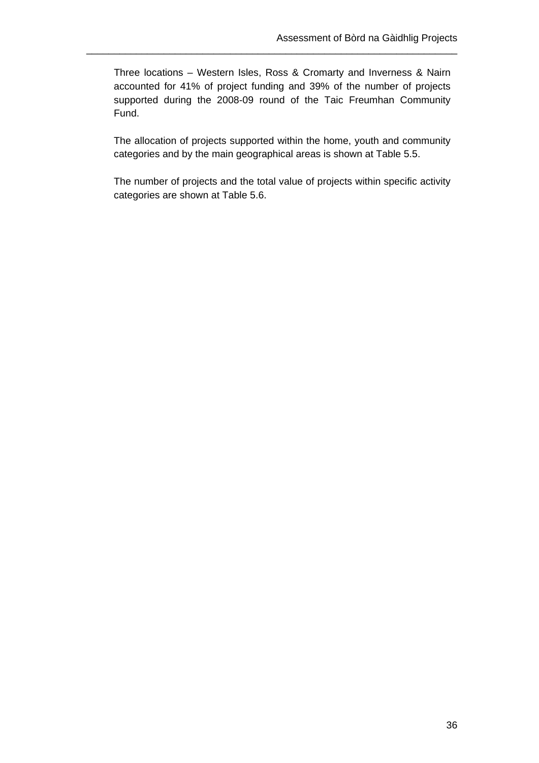Three locations – Western Isles, Ross & Cromarty and Inverness & Nairn accounted for 41% of project funding and 39% of the number of projects supported during the 2008-09 round of the Taic Freumhan Community Fund.

The allocation of projects supported within the home, youth and community categories and by the main geographical areas is shown at Table 5.5.

The number of projects and the total value of projects within specific activity categories are shown at Table 5.6.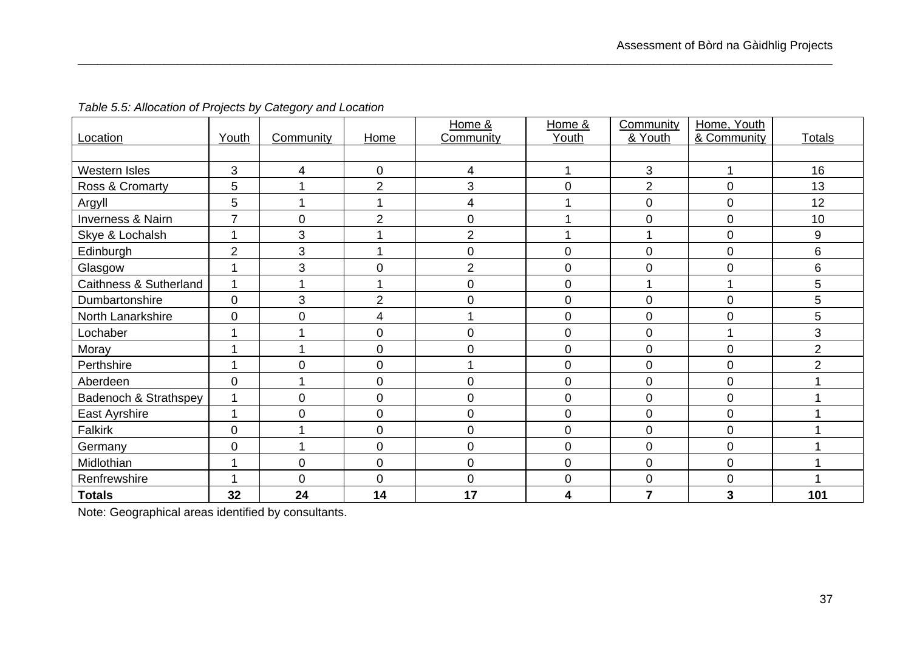*Table 5.5: Allocation of Projects by Category and Location*

| Location | Youth | Community | Home | Home & Community | Home & Youth | Community & Youth | Home, Youth & Community | Totals |
|---|---|---|---|---|---|---|---|---|
| | | | | | | | | |
| Western Isles | 3 | 4 | 0 | 4 | 1 | 3 | 1 | 16 |
| Ross & Cromarty | 5 | 1 | 2 | 3 | 0 | 2 | 0 | 13 |
| Argyll | 5 | 1 | 1 | 4 | 1 | 0 | 0 | 12 |
| Inverness & Nairn | 7 | 0 | 2 | 0 | 1 | 0 | 0 | 10 |
| Skye & Lochalsh | 1 | 3 | 1 | 2 | 1 | 1 | 0 | 9 |
| Edinburgh | 2 | 3 | 1 | 0 | 0 | 0 | 0 | 6 |
| Glasgow | 1 | 3 | 0 | 2 | 0 | 0 | 0 | 6 |
| Caithness & Sutherland | 1 | 1 | 1 | 0 | 0 | 1 | 1 | 5 |
| Dumbartonshire | 0 | 3 | 2 | 0 | 0 | 0 | 0 | 5 |
| North Lanarkshire | 0 | 0 | 4 | 1 | 0 | 0 | 0 | 5 |
| Lochaber | 1 | 1 | 0 | 0 | 0 | 0 | 1 | 3 |
| Moray | 1 | 1 | 0 | 0 | 0 | 0 | 0 | 2 |
| Perthshire | 1 | 0 | 0 | 1 | 0 | 0 | 0 | 2 |
| Aberdeen | 0 | 1 | 0 | 0 | 0 | 0 | 0 | 1 |
| Badenoch & Strathspey | 1 | 0 | 0 | 0 | 0 | 0 | 0 | 1 |
| East Ayrshire | 1 | 0 | 0 | 0 | 0 | 0 | 0 | 1 |
| Falkirk | 0 | 1 | 0 | 0 | 0 | 0 | 0 | 1 |
| Germany | 0 | 1 | 0 | 0 | 0 | 0 | 0 | 1 |
| Midlothian | 1 | 0 | 0 | 0 | 0 | 0 | 0 | 1 |
| Renfrewshire | 1 | 0 | 0 | 0 | 0 | 0 | 0 | 1 |
| **Totals** | **32** | **24** | **14** | **17** | **4** | **7** | **3** | **101** |

Note: Geographical areas identified by consultants.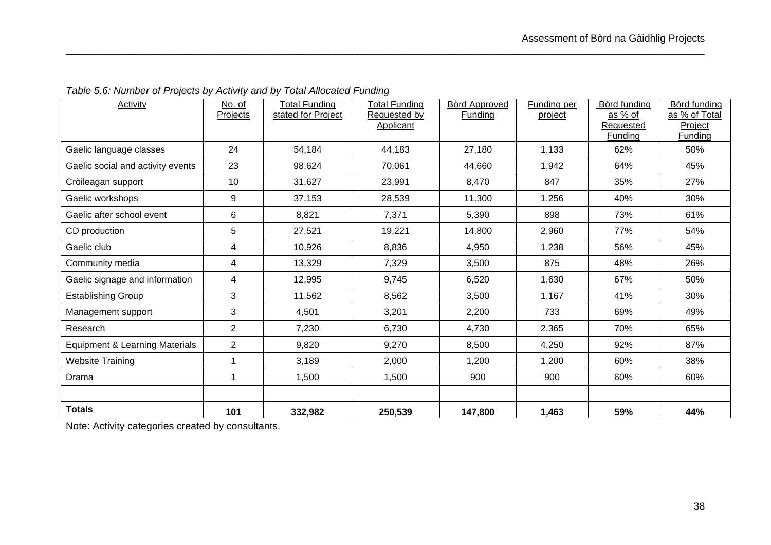*Table 5.6: Number of Projects by Activity and by Total Allocated Funding*

| Activity | No. of Projects | Total Funding stated for Project | Total Funding Requested by Applicant | Bòrd Approved Funding | Funding per project | Bòrd funding as % of Requested Funding | Bòrd funding as % of Total Project Funding |
|---|---|---|---|---|---|---|---|
| Gaelic language classes | 24 | 54,184 | 44,183 | 27,180 | 1,133 | 62% | 50% |
| Gaelic social and activity events | 23 | 98,624 | 70,061 | 44,660 | 1,942 | 64% | 45% |
| Cròileagan support | 10 | 31,627 | 23,991 | 8,470 | 847 | 35% | 27% |
| Gaelic workshops | 9 | 37,153 | 28,539 | 11,300 | 1,256 | 40% | 30% |
| Gaelic after school event | 6 | 8,821 | 7,371 | 5,390 | 898 | 73% | 61% |
| CD production | 5 | 27,521 | 19,221 | 14,800 | 2,960 | 77% | 54% |
| Gaelic club | 4 | 10,926 | 8,836 | 4,950 | 1,238 | 56% | 45% |
| Community media | 4 | 13,329 | 7,329 | 3,500 | 875 | 48% | 26% |
| Gaelic signage and information | 4 | 12,995 | 9,745 | 6,520 | 1,630 | 67% | 50% |
| Establishing Group | 3 | 11,562 | 8,562 | 3,500 | 1,167 | 41% | 30% |
| Management support | 3 | 4,501 | 3,201 | 2,200 | 733 | 69% | 49% |
| Research | 2 | 7,230 | 6,730 | 4,730 | 2,365 | 70% | 65% |
| Equipment & Learning Materials | 2 | 9,820 | 9,270 | 8,500 | 4,250 | 92% | 87% |
| Website Training | 1 | 3,189 | 2,000 | 1,200 | 1,200 | 60% | 38% |
| Drama | 1 | 1,500 | 1,500 | 900 | 900 | 60% | 60% |
| | | | | | | | |
| **Totals** | **101** | **332,982** | **250,539** | **147,800** | **1,463** | **59%** | **44%** |

Note: Activity categories created by consultants.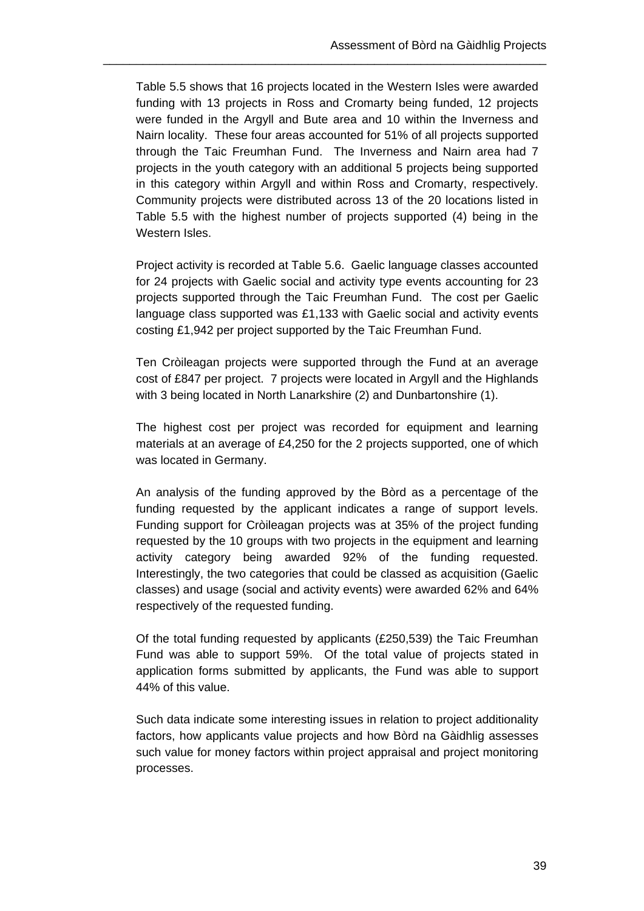Table 5.5 shows that 16 projects located in the Western Isles were awarded funding with 13 projects in Ross and Cromarty being funded, 12 projects were funded in the Argyll and Bute area and 10 within the Inverness and Nairn locality. These four areas accounted for 51% of all projects supported through the Taic Freumhan Fund. The Inverness and Nairn area had 7 projects in the youth category with an additional 5 projects being supported in this category within Argyll and within Ross and Cromarty, respectively. Community projects were distributed across 13 of the 20 locations listed in Table 5.5 with the highest number of projects supported (4) being in the Western Isles.

Project activity is recorded at Table 5.6. Gaelic language classes accounted for 24 projects with Gaelic social and activity type events accounting for 23 projects supported through the Taic Freumhan Fund. The cost per Gaelic language class supported was £1,133 with Gaelic social and activity events costing £1,942 per project supported by the Taic Freumhan Fund.

Ten Cròileagan projects were supported through the Fund at an average cost of £847 per project. 7 projects were located in Argyll and the Highlands with 3 being located in North Lanarkshire (2) and Dunbartonshire (1).

The highest cost per project was recorded for equipment and learning materials at an average of £4,250 for the 2 projects supported, one of which was located in Germany.

An analysis of the funding approved by the Bòrd as a percentage of the funding requested by the applicant indicates a range of support levels. Funding support for Cròileagan projects was at 35% of the project funding requested by the 10 groups with two projects in the equipment and learning activity category being awarded 92% of the funding requested. Interestingly, the two categories that could be classed as acquisition (Gaelic classes) and usage (social and activity events) were awarded 62% and 64% respectively of the requested funding.

Of the total funding requested by applicants (£250,539) the Taic Freumhan Fund was able to support 59%. Of the total value of projects stated in application forms submitted by applicants, the Fund was able to support 44% of this value.

Such data indicate some interesting issues in relation to project additionality factors, how applicants value projects and how Bòrd na Gàidhlig assesses such value for money factors within project appraisal and project monitoring processes.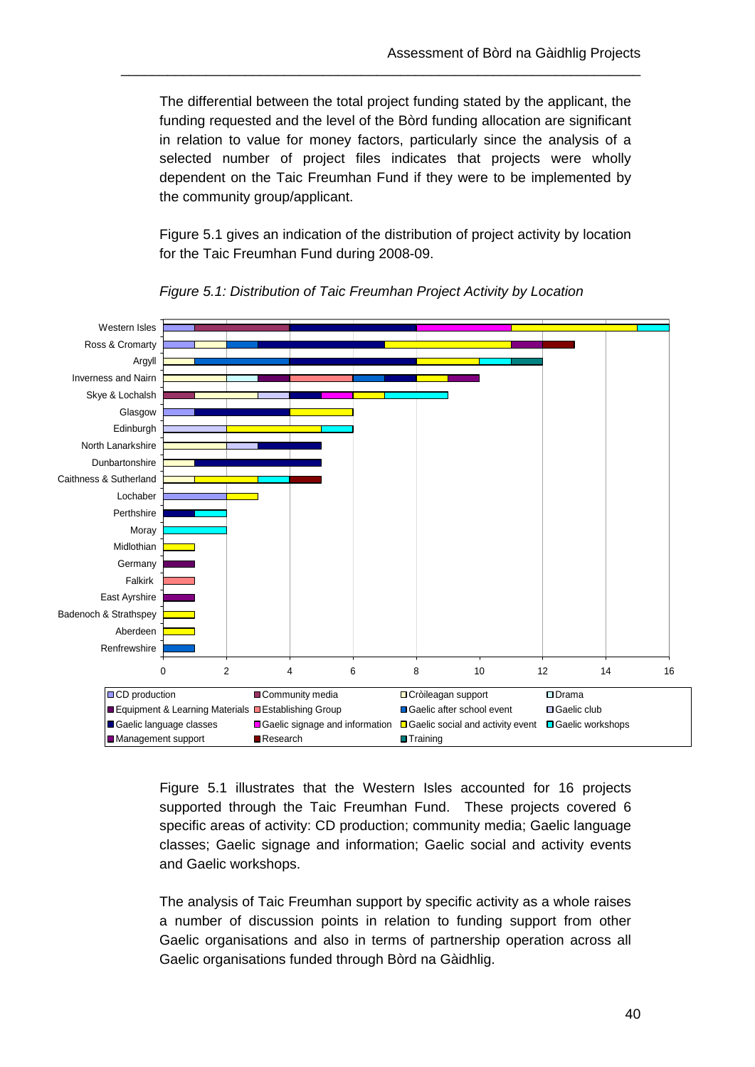The differential between the total project funding stated by the applicant, the funding requested and the level of the Bòrd funding allocation are significant in relation to value for money factors, particularly since the analysis of a selected number of project files indicates that projects were wholly dependent on the Taic Freumhan Fund if they were to be implemented by the community group/applicant.

Figure 5.1 gives an indication of the distribution of project activity by location for the Taic Freumhan Fund during 2008-09.

*Figure 5.1: Distribution of Taic Freumhan Project Activity by Location*

Figure 5.1 illustrates that the Western Isles accounted for 16 projects supported through the Taic Freumhan Fund. These projects covered 6 specific areas of activity: CD production; community media; Gaelic language classes; Gaelic signage and information; Gaelic social and activity events and Gaelic workshops.

The analysis of Taic Freumhan support by specific activity as a whole raises a number of discussion points in relation to funding support from other Gaelic organisations and also in terms of partnership operation across all Gaelic organisations funded through Bòrd na Gàidhlig.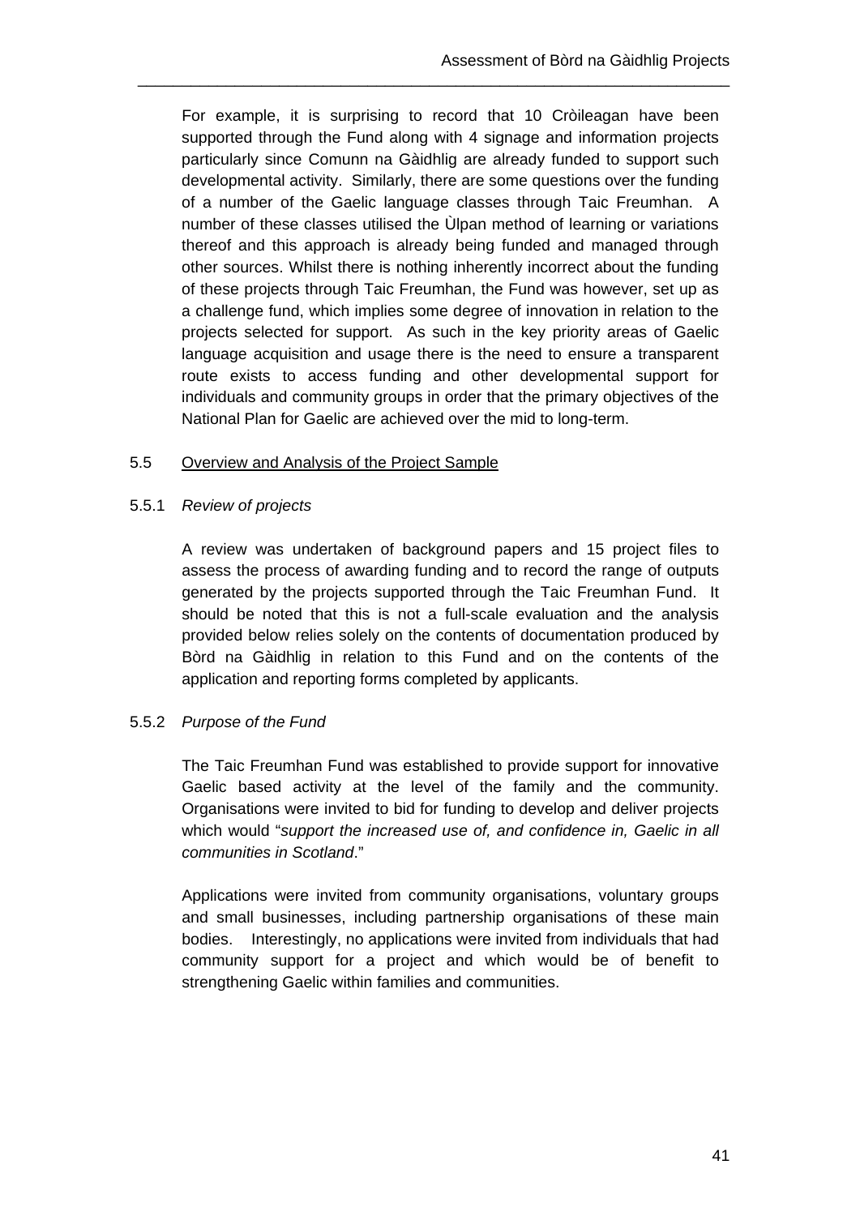For example, it is surprising to record that 10 Cròileagan have been supported through the Fund along with 4 signage and information projects particularly since Comunn na Gàidhlig are already funded to support such developmental activity. Similarly, there are some questions over the funding of a number of the Gaelic language classes through Taic Freumhan. A number of these classes utilised the Ùlpan method of learning or variations thereof and this approach is already being funded and managed through other sources. Whilst there is nothing inherently incorrect about the funding of these projects through Taic Freumhan, the Fund was however, set up as a challenge fund, which implies some degree of innovation in relation to the projects selected for support. As such in the key priority areas of Gaelic language acquisition and usage there is the need to ensure a transparent route exists to access funding and other developmental support for individuals and community groups in order that the primary objectives of the National Plan for Gaelic are achieved over the mid to long-term.

## 5.5 Overview and Analysis of the Project Sample

### 5.5.1 *Review of projects*

A review was undertaken of background papers and 15 project files to assess the process of awarding funding and to record the range of outputs generated by the projects supported through the Taic Freumhan Fund. It should be noted that this is not a full-scale evaluation and the analysis provided below relies solely on the contents of documentation produced by Bòrd na Gàidhlig in relation to this Fund and on the contents of the application and reporting forms completed by applicants.

### 5.5.2 *Purpose of the Fund*

The Taic Freumhan Fund was established to provide support for innovative Gaelic based activity at the level of the family and the community. Organisations were invited to bid for funding to develop and deliver projects which would "*support the increased use of, and confidence in, Gaelic in all communities in Scotland*."

Applications were invited from community organisations, voluntary groups and small businesses, including partnership organisations of these main bodies. Interestingly, no applications were invited from individuals that had community support for a project and which would be of benefit to strengthening Gaelic within families and communities.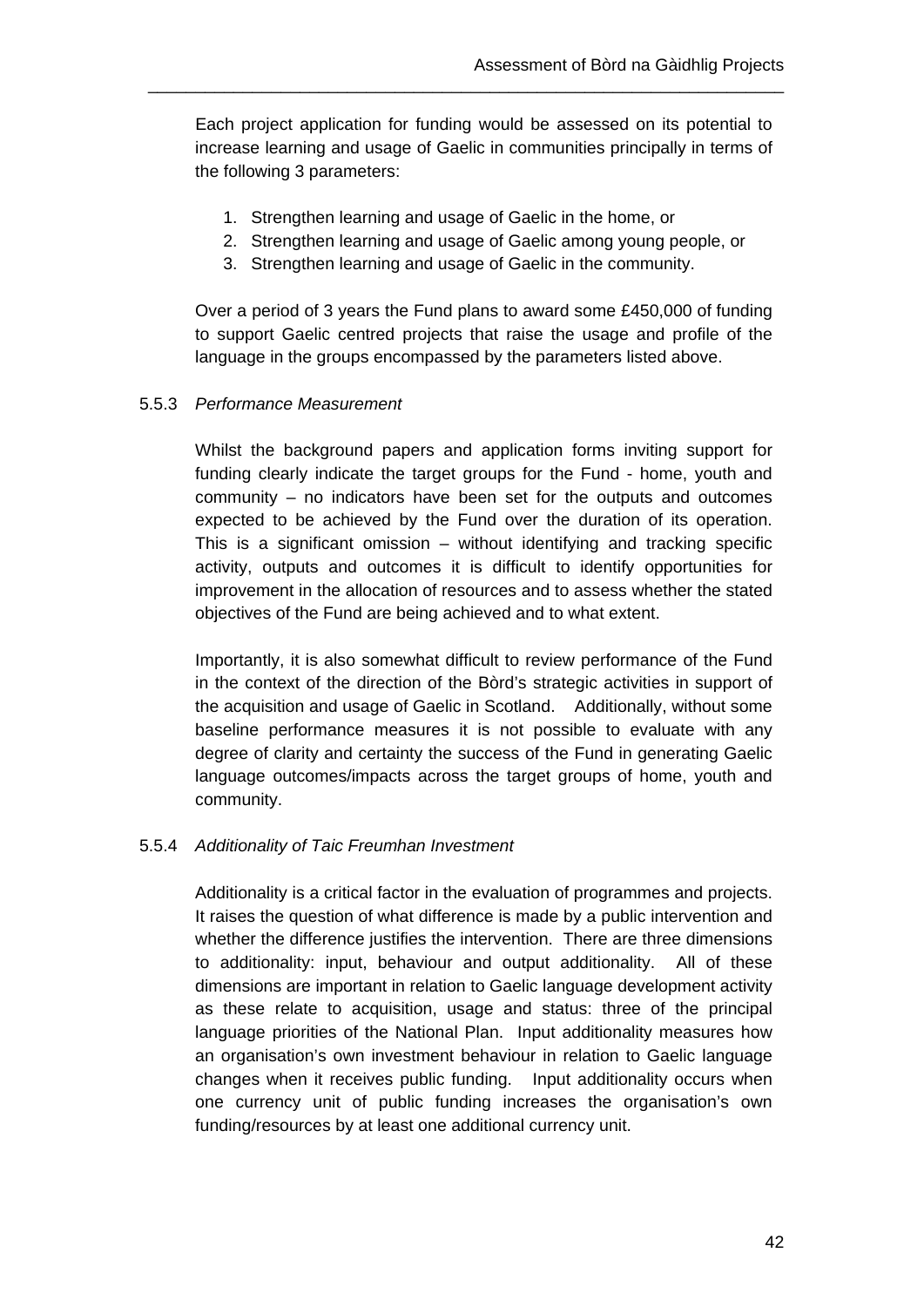Each project application for funding would be assessed on its potential to increase learning and usage of Gaelic in communities principally in terms of the following 3 parameters:

1. Strengthen learning and usage of Gaelic in the home, or
2. Strengthen learning and usage of Gaelic among young people, or
3. Strengthen learning and usage of Gaelic in the community.

Over a period of 3 years the Fund plans to award some £450,000 of funding to support Gaelic centred projects that raise the usage and profile of the language in the groups encompassed by the parameters listed above.

#### 5.5.3 *Performance Measurement*

Whilst the background papers and application forms inviting support for funding clearly indicate the target groups for the Fund - home, youth and community – no indicators have been set for the outputs and outcomes expected to be achieved by the Fund over the duration of its operation. This is a significant omission – without identifying and tracking specific activity, outputs and outcomes it is difficult to identify opportunities for improvement in the allocation of resources and to assess whether the stated objectives of the Fund are being achieved and to what extent.

Importantly, it is also somewhat difficult to review performance of the Fund in the context of the direction of the Bòrd's strategic activities in support of the acquisition and usage of Gaelic in Scotland. Additionally, without some baseline performance measures it is not possible to evaluate with any degree of clarity and certainty the success of the Fund in generating Gaelic language outcomes/impacts across the target groups of home, youth and community.

#### 5.5.4 *Additionality of Taic Freumhan Investment*

Additionality is a critical factor in the evaluation of programmes and projects. It raises the question of what difference is made by a public intervention and whether the difference justifies the intervention. There are three dimensions to additionality: input, behaviour and output additionality. All of these dimensions are important in relation to Gaelic language development activity as these relate to acquisition, usage and status: three of the principal language priorities of the National Plan. Input additionality measures how an organisation's own investment behaviour in relation to Gaelic language changes when it receives public funding. Input additionality occurs when one currency unit of public funding increases the organisation's own funding/resources by at least one additional currency unit.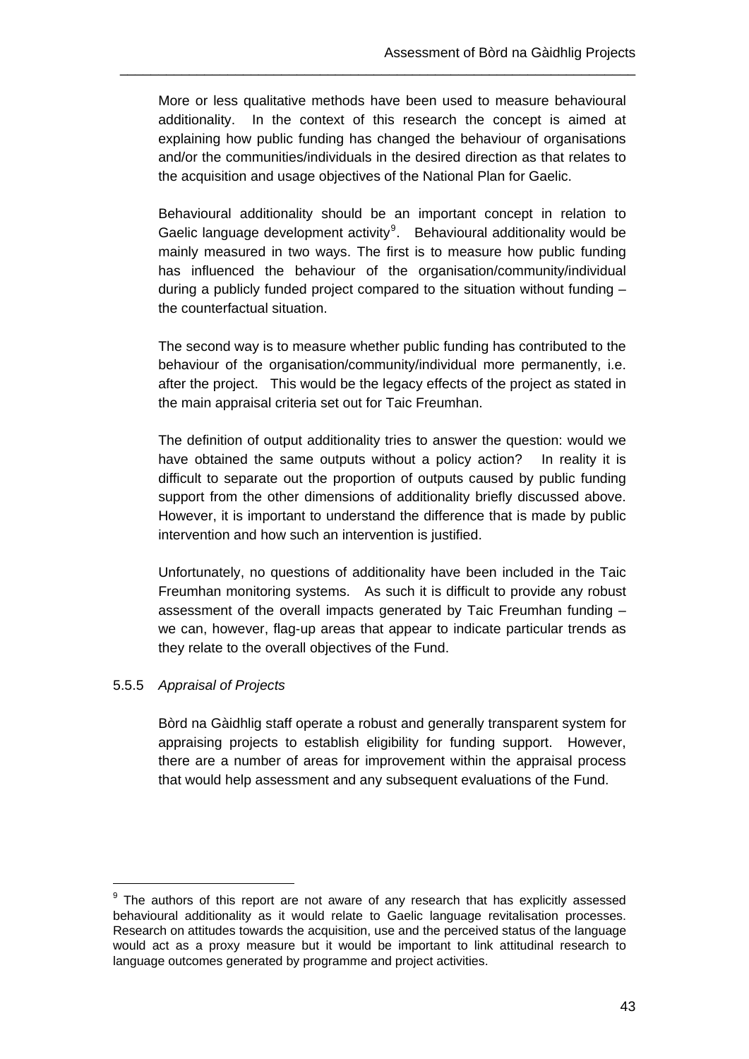More or less qualitative methods have been used to measure behavioural additionality. In the context of this research the concept is aimed at explaining how public funding has changed the behaviour of organisations and/or the communities/individuals in the desired direction as that relates to the acquisition and usage objectives of the National Plan for Gaelic.

Behavioural additionality should be an important concept in relation to Gaelic language development activity[9]. Behavioural additionality would be mainly measured in two ways. The first is to measure how public funding has influenced the behaviour of the organisation/community/individual during a publicly funded project compared to the situation without funding – the counterfactual situation.

The second way is to measure whether public funding has contributed to the behaviour of the organisation/community/individual more permanently, i.e. after the project. This would be the legacy effects of the project as stated in the main appraisal criteria set out for Taic Freumhan.

The definition of output additionality tries to answer the question: would we have obtained the same outputs without a policy action? In reality it is difficult to separate out the proportion of outputs caused by public funding support from the other dimensions of additionality briefly discussed above. However, it is important to understand the difference that is made by public intervention and how such an intervention is justified.

Unfortunately, no questions of additionality have been included in the Taic Freumhan monitoring systems. As such it is difficult to provide any robust assessment of the overall impacts generated by Taic Freumhan funding – we can, however, flag-up areas that appear to indicate particular trends as they relate to the overall objectives of the Fund.

#### 5.5.5 *Appraisal of Projects*

Bòrd na Gàidhlig staff operate a robust and generally transparent system for appraising projects to establish eligibility for funding support. However, there are a number of areas for improvement within the appraisal process that would help assessment and any subsequent evaluations of the Fund.

---

[9] The authors of this report are not aware of any research that has explicitly assessed behavioural additionality as it would relate to Gaelic language revitalisation processes. Research on attitudes towards the acquisition, use and the perceived status of the language would act as a proxy measure but it would be important to link attitudinal research to language outcomes generated by programme and project activities.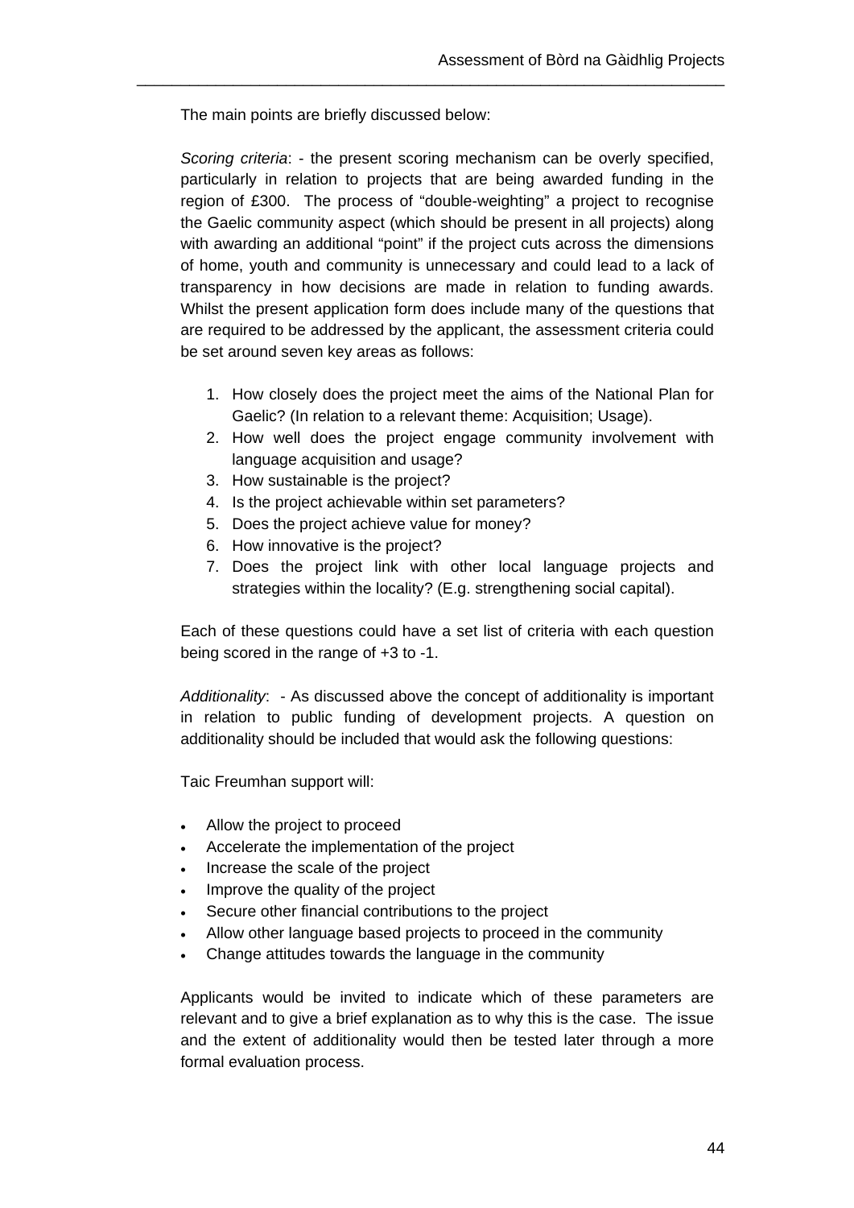The main points are briefly discussed below:

*Scoring criteria*: - the present scoring mechanism can be overly specified, particularly in relation to projects that are being awarded funding in the region of £300. The process of "double-weighting" a project to recognise the Gaelic community aspect (which should be present in all projects) along with awarding an additional "point" if the project cuts across the dimensions of home, youth and community is unnecessary and could lead to a lack of transparency in how decisions are made in relation to funding awards. Whilst the present application form does include many of the questions that are required to be addressed by the applicant, the assessment criteria could be set around seven key areas as follows:

1. How closely does the project meet the aims of the National Plan for Gaelic? (In relation to a relevant theme: Acquisition; Usage).
2. How well does the project engage community involvement with language acquisition and usage?
3. How sustainable is the project?
4. Is the project achievable within set parameters?
5. Does the project achieve value for money?
6. How innovative is the project?
7. Does the project link with other local language projects and strategies within the locality? (E.g. strengthening social capital).

Each of these questions could have a set list of criteria with each question being scored in the range of +3 to -1.

*Additionality*: - As discussed above the concept of additionality is important in relation to public funding of development projects. A question on additionality should be included that would ask the following questions:

Taic Freumhan support will:

- Allow the project to proceed
- Accelerate the implementation of the project
- Increase the scale of the project
- Improve the quality of the project
- Secure other financial contributions to the project
- Allow other language based projects to proceed in the community
- Change attitudes towards the language in the community

Applicants would be invited to indicate which of these parameters are relevant and to give a brief explanation as to why this is the case. The issue and the extent of additionality would then be tested later through a more formal evaluation process.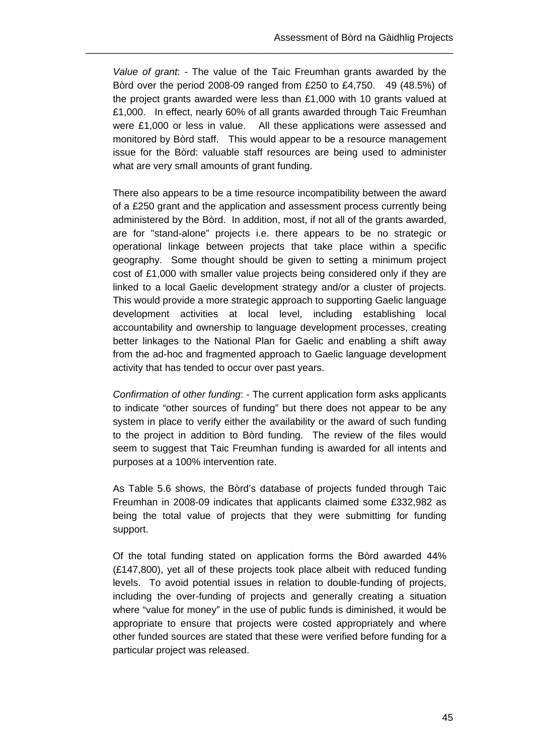*Value of grant*: - The value of the Taic Freumhan grants awarded by the Bòrd over the period 2008-09 ranged from £250 to £4,750. 49 (48.5%) of the project grants awarded were less than £1,000 with 10 grants valued at £1,000. In effect, nearly 60% of all grants awarded through Taic Freumhan were £1,000 or less in value. All these applications were assessed and monitored by Bòrd staff. This would appear to be a resource management issue for the Bòrd: valuable staff resources are being used to administer what are very small amounts of grant funding.

There also appears to be a time resource incompatibility between the award of a £250 grant and the application and assessment process currently being administered by the Bòrd. In addition, most, if not all of the grants awarded, are for "stand-alone" projects i.e. there appears to be no strategic or operational linkage between projects that take place within a specific geography. Some thought should be given to setting a minimum project cost of £1,000 with smaller value projects being considered only if they are linked to a local Gaelic development strategy and/or a cluster of projects. This would provide a more strategic approach to supporting Gaelic language development activities at local level, including establishing local accountability and ownership to language development processes, creating better linkages to the National Plan for Gaelic and enabling a shift away from the ad-hoc and fragmented approach to Gaelic language development activity that has tended to occur over past years.

*Confirmation of other funding*: - The current application form asks applicants to indicate "other sources of funding" but there does not appear to be any system in place to verify either the availability or the award of such funding to the project in addition to Bòrd funding. The review of the files would seem to suggest that Taic Freumhan funding is awarded for all intents and purposes at a 100% intervention rate.

As Table 5.6 shows, the Bòrd's database of projects funded through Taic Freumhan in 2008-09 indicates that applicants claimed some £332,982 as being the total value of projects that they were submitting for funding support.

Of the total funding stated on application forms the Bòrd awarded 44% (£147,800), yet all of these projects took place albeit with reduced funding levels. To avoid potential issues in relation to double-funding of projects, including the over-funding of projects and generally creating a situation where "value for money" in the use of public funds is diminished, it would be appropriate to ensure that projects were costed appropriately and where other funded sources are stated that these were verified before funding for a particular project was released.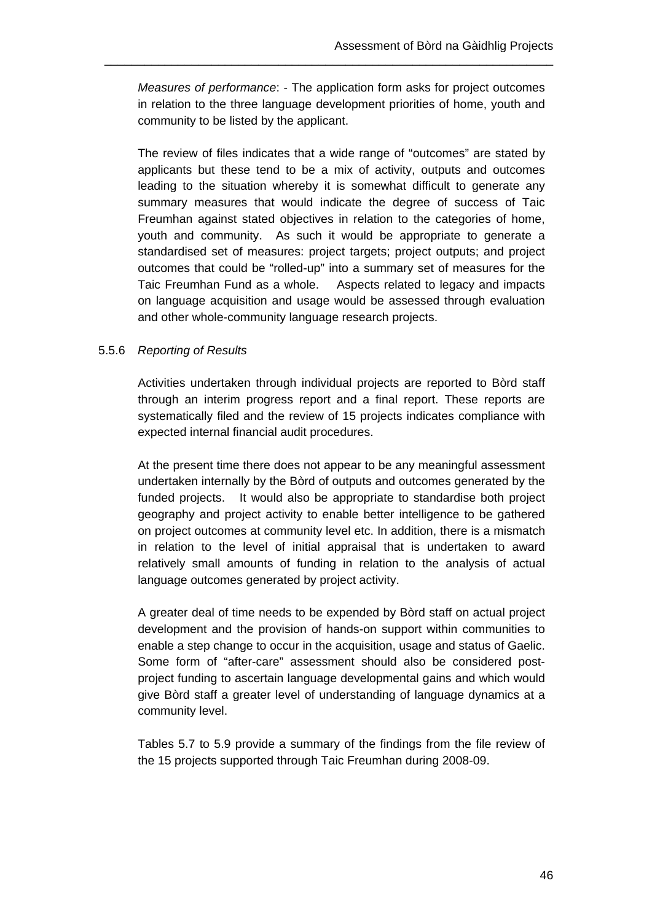*Measures of performance*: - The application form asks for project outcomes in relation to the three language development priorities of home, youth and community to be listed by the applicant.

The review of files indicates that a wide range of "outcomes" are stated by applicants but these tend to be a mix of activity, outputs and outcomes leading to the situation whereby it is somewhat difficult to generate any summary measures that would indicate the degree of success of Taic Freumhan against stated objectives in relation to the categories of home, youth and community. As such it would be appropriate to generate a standardised set of measures: project targets; project outputs; and project outcomes that could be "rolled-up" into a summary set of measures for the Taic Freumhan Fund as a whole. Aspects related to legacy and impacts on language acquisition and usage would be assessed through evaluation and other whole-community language research projects.

5.5.6 *Reporting of Results*

Activities undertaken through individual projects are reported to Bòrd staff through an interim progress report and a final report. These reports are systematically filed and the review of 15 projects indicates compliance with expected internal financial audit procedures.

At the present time there does not appear to be any meaningful assessment undertaken internally by the Bòrd of outputs and outcomes generated by the funded projects. It would also be appropriate to standardise both project geography and project activity to enable better intelligence to be gathered on project outcomes at community level etc. In addition, there is a mismatch in relation to the level of initial appraisal that is undertaken to award relatively small amounts of funding in relation to the analysis of actual language outcomes generated by project activity.

A greater deal of time needs to be expended by Bòrd staff on actual project development and the provision of hands-on support within communities to enable a step change to occur in the acquisition, usage and status of Gaelic. Some form of "after-care" assessment should also be considered post-project funding to ascertain language developmental gains and which would give Bòrd staff a greater level of understanding of language dynamics at a community level.

Tables 5.7 to 5.9 provide a summary of the findings from the file review of the 15 projects supported through Taic Freumhan during 2008-09.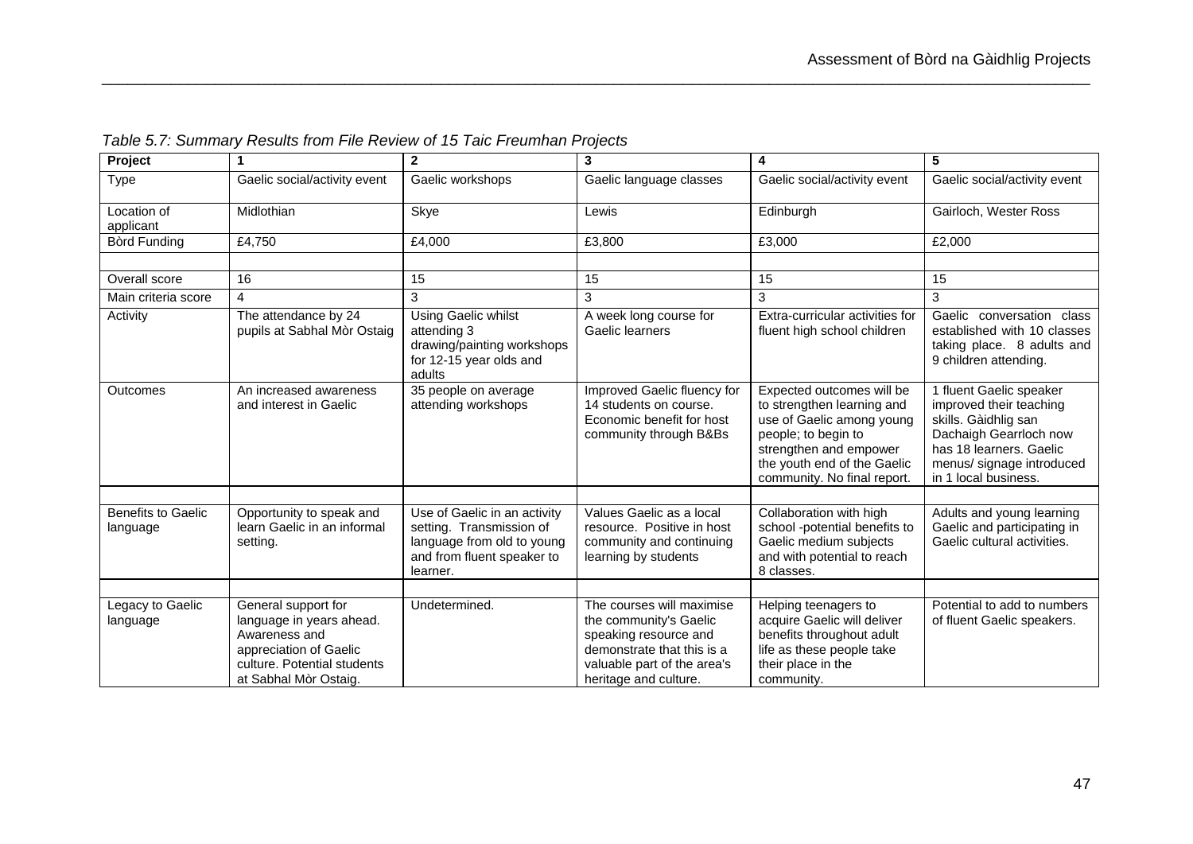*Table 5.7: Summary Results from File Review of 15 Taic Freumhan Projects*

| Project | 1 | 2 | 3 | 4 | 5 |
|---|---|---|---|---|---|
| Type | Gaelic social/activity event | Gaelic workshops | Gaelic language classes | Gaelic social/activity event | Gaelic social/activity event |
| Location of applicant | Midlothian | Skye | Lewis | Edinburgh | Gairloch, Wester Ross |
| Bòrd Funding | £4,750 | £4,000 | £3,800 | £3,000 | £2,000 |
| | | | | | |
| Overall score | 16 | 15 | 15 | 15 | 15 |
| Main criteria score | 4 | 3 | 3 | 3 | 3 |
| Activity | The attendance by 24 pupils at Sabhal Mòr Ostaig | Using Gaelic whilst attending 3 drawing/painting workshops for 12-15 year olds and adults | A week long course for Gaelic learners | Extra-curricular activities for fluent high school children | Gaelic conversation class established with 10 classes taking place. 8 adults and 9 children attending. |
| Outcomes | An increased awareness and interest in Gaelic | 35 people on average attending workshops | Improved Gaelic fluency for 14 students on course. Economic benefit for host community through B&Bs | Expected outcomes will be to strengthen learning and use of Gaelic among young people; to begin to strengthen and empower the youth end of the Gaelic community. No final report. | 1 fluent Gaelic speaker improved their teaching skills. Gàidhlig san Dachaigh Gearrloch now has 18 learners. Gaelic menus/ signage introduced in 1 local business. |
| | | | | | |
| Benefits to Gaelic language | Opportunity to speak and learn Gaelic in an informal setting. | Use of Gaelic in an activity setting. Transmission of language from old to young and from fluent speaker to learner. | Values Gaelic as a local resource. Positive in host community and continuing learning by students | Collaboration with high school -potential benefits to Gaelic medium subjects and with potential to reach 8 classes. | Adults and young learning Gaelic and participating in Gaelic cultural activities. |
| | | | | | |
| Legacy to Gaelic language | General support for language in years ahead. Awareness and appreciation of Gaelic culture. Potential students at Sabhal Mòr Ostaig. | Undetermined. | The courses will maximise the community's Gaelic speaking resource and demonstrate that this is a valuable part of the area's heritage and culture. | Helping teenagers to acquire Gaelic will deliver benefits throughout adult life as these people take their place in the community. | Potential to add to numbers of fluent Gaelic speakers. |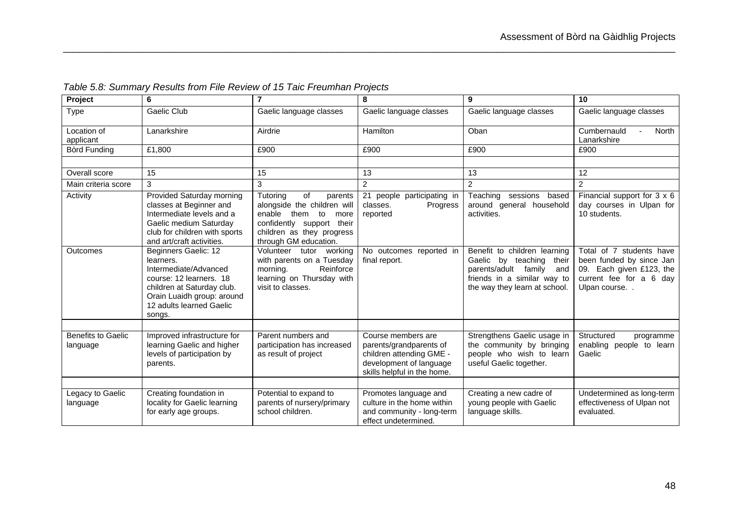*Table 5.8: Summary Results from File Review of 15 Taic Freumhan Projects*

| Project | 6 | 7 | 8 | 9 | 10 |
|---|---|---|---|---|---|
| Type | Gaelic Club | Gaelic language classes | Gaelic language classes | Gaelic language classes | Gaelic language classes |
| Location of applicant | Lanarkshire | Airdrie | Hamilton | Oban | Cumbernauld - North Lanarkshire |
| Bòrd Funding | £1,800 | £900 | £900 | £900 | £900 |
| | | | | | |
| Overall score | 15 | 15 | 13 | 13 | 12 |
| Main criteria score | 3 | 3 | 2 | 2 | 2 |
| Activity | Provided Saturday morning classes at Beginner and Intermediate levels and a Gaelic medium Saturday club for children with sports and art/craft activities. | Tutoring of parents alongside the children will enable them to more confidently support their children as they progress through GM education. | 21 people participating in classes. Progress reported | Teaching sessions based around general household activities. | Financial support for 3 x 6 day courses in Ulpan for 10 students. |
| Outcomes | Beginners Gaelic: 12 learners. Intermediate/Advanced course: 12 learners. 18 children at Saturday club. Orain Luaidh group: around 12 adults learned Gaelic songs. | Volunteer tutor working with parents on a Tuesday morning. Reinforce learning on Thursday with visit to classes. | No outcomes reported in final report. | Benefit to children learning Gaelic by teaching their parents/adult family and friends in a similar way to the way they learn at school. | Total of 7 students have been funded by since Jan 09. Each given £123, the current fee for a 6 day Ulpan course. . |
| | | | | | |
| Benefits to Gaelic language | Improved infrastructure for learning Gaelic and higher levels of participation by parents. | Parent numbers and participation has increased as result of project | Course members are parents/grandparents of children attending GME - development of language skills helpful in the home. | Strengthens Gaelic usage in the community by bringing people who wish to learn useful Gaelic together. | Structured programme enabling people to learn Gaelic |
| | | | | | |
| Legacy to Gaelic language | Creating foundation in locality for Gaelic learning for early age groups. | Potential to expand to parents of nursery/primary school children. | Promotes language and culture in the home within and community - long-term effect undetermined. | Creating a new cadre of young people with Gaelic language skills. | Undetermined as long-term effectiveness of Ulpan not evaluated. |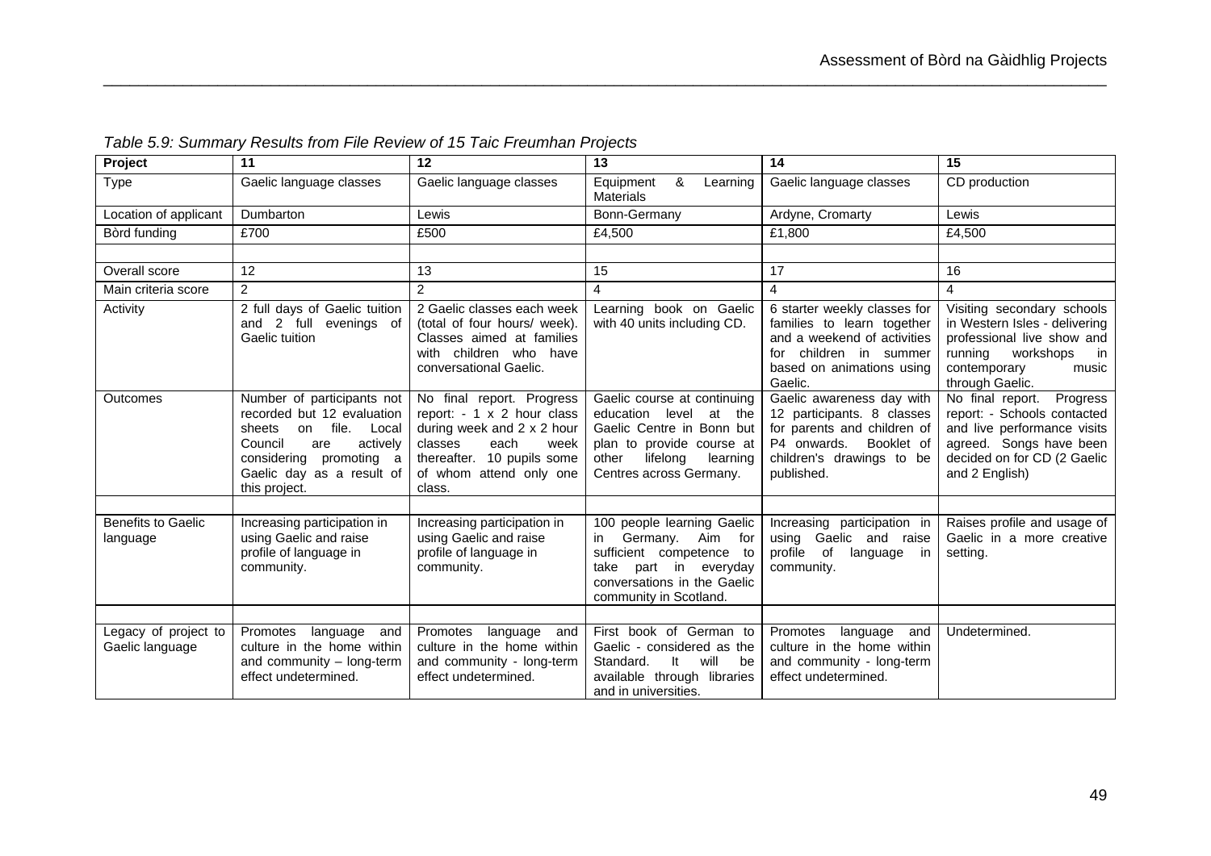*Table 5.9: Summary Results from File Review of 15 Taic Freumhan Projects*

| Project | 11 | 12 | 13 | 14 | 15 |
|---|---|---|---|---|---|
| Type | Gaelic language classes | Gaelic language classes | Equipment & Learning Materials | Gaelic language classes | CD production |
| Location of applicant | Dumbarton | Lewis | Bonn-Germany | Ardyne, Cromarty | Lewis |
| Bòrd funding | £700 | £500 | £4,500 | £1,800 | £4,500 |
| | | | | | |
| Overall score | 12 | 13 | 15 | 17 | 16 |
| Main criteria score | 2 | 2 | 4 | 4 | 4 |
| Activity | 2 full days of Gaelic tuition and 2 full evenings of Gaelic tuition | 2 Gaelic classes each week (total of four hours/ week). Classes aimed at families with children who have conversational Gaelic. | Learning book on Gaelic with 40 units including CD. | 6 starter weekly classes for families to learn together and a weekend of activities for children in summer based on animations using Gaelic. | Visiting secondary schools in Western Isles - delivering professional live show and running workshops in contemporary music through Gaelic. |
| Outcomes | Number of participants not recorded but 12 evaluation sheets on file. Local Council are actively considering promoting a Gaelic day as a result of this project. | No final report. Progress report: - 1 x 2 hour class during week and 2 x 2 hour classes each week thereafter. 10 pupils some of whom attend only one class. | Gaelic course at continuing education level at the Gaelic Centre in Bonn but plan to provide course at other lifelong learning Centres across Germany. | Gaelic awareness day with 12 participants. 8 classes for parents and children of P4 onwards. Booklet of children's drawings to be published. | No final report. Progress report: - Schools contacted and live performance visits agreed. Songs have been decided on for CD (2 Gaelic and 2 English) |
| | | | | | |
| Benefits to Gaelic language | Increasing participation in using Gaelic and raise profile of language in community. | Increasing participation in using Gaelic and raise profile of language in community. | 100 people learning Gaelic in Germany. Aim for sufficient competence to take part in everyday conversations in the Gaelic community in Scotland. | Increasing participation in using Gaelic and raise profile of language in community. | Raises profile and usage of Gaelic in a more creative setting. |
| | | | | | |
| Legacy of project to Gaelic language | Promotes language and culture in the home within and community – long-term effect undetermined. | Promotes language and culture in the home within and community - long-term effect undetermined. | First book of German to Gaelic - considered as the Standard. It will be available through libraries and in universities. | Promotes language and culture in the home within and community - long-term effect undetermined. | Undetermined. |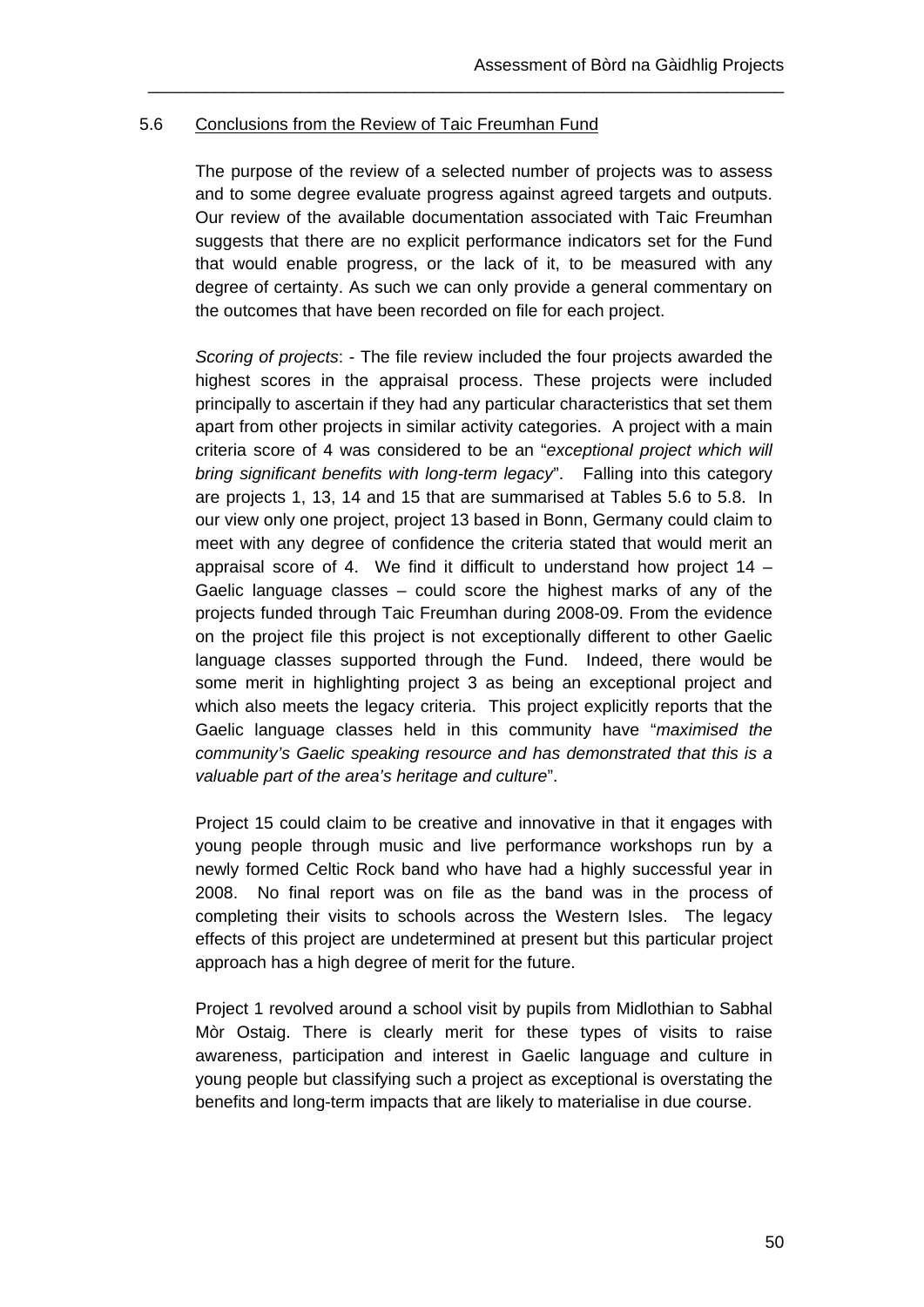## 5.6 Conclusions from the Review of Taic Freumhan Fund

The purpose of the review of a selected number of projects was to assess and to some degree evaluate progress against agreed targets and outputs. Our review of the available documentation associated with Taic Freumhan suggests that there are no explicit performance indicators set for the Fund that would enable progress, or the lack of it, to be measured with any degree of certainty. As such we can only provide a general commentary on the outcomes that have been recorded on file for each project.

*Scoring of projects*: - The file review included the four projects awarded the highest scores in the appraisal process. These projects were included principally to ascertain if they had any particular characteristics that set them apart from other projects in similar activity categories. A project with a main criteria score of 4 was considered to be an "*exceptional project which will bring significant benefits with long-term legacy*". Falling into this category are projects 1, 13, 14 and 15 that are summarised at Tables 5.6 to 5.8. In our view only one project, project 13 based in Bonn, Germany could claim to meet with any degree of confidence the criteria stated that would merit an appraisal score of 4. We find it difficult to understand how project 14 – Gaelic language classes – could score the highest marks of any of the projects funded through Taic Freumhan during 2008-09. From the evidence on the project file this project is not exceptionally different to other Gaelic language classes supported through the Fund. Indeed, there would be some merit in highlighting project 3 as being an exceptional project and which also meets the legacy criteria. This project explicitly reports that the Gaelic language classes held in this community have "*maximised the community's Gaelic speaking resource and has demonstrated that this is a valuable part of the area's heritage and culture*".

Project 15 could claim to be creative and innovative in that it engages with young people through music and live performance workshops run by a newly formed Celtic Rock band who have had a highly successful year in 2008. No final report was on file as the band was in the process of completing their visits to schools across the Western Isles. The legacy effects of this project are undetermined at present but this particular project approach has a high degree of merit for the future.

Project 1 revolved around a school visit by pupils from Midlothian to Sabhal Mòr Ostaig. There is clearly merit for these types of visits to raise awareness, participation and interest in Gaelic language and culture in young people but classifying such a project as exceptional is overstating the benefits and long-term impacts that are likely to materialise in due course.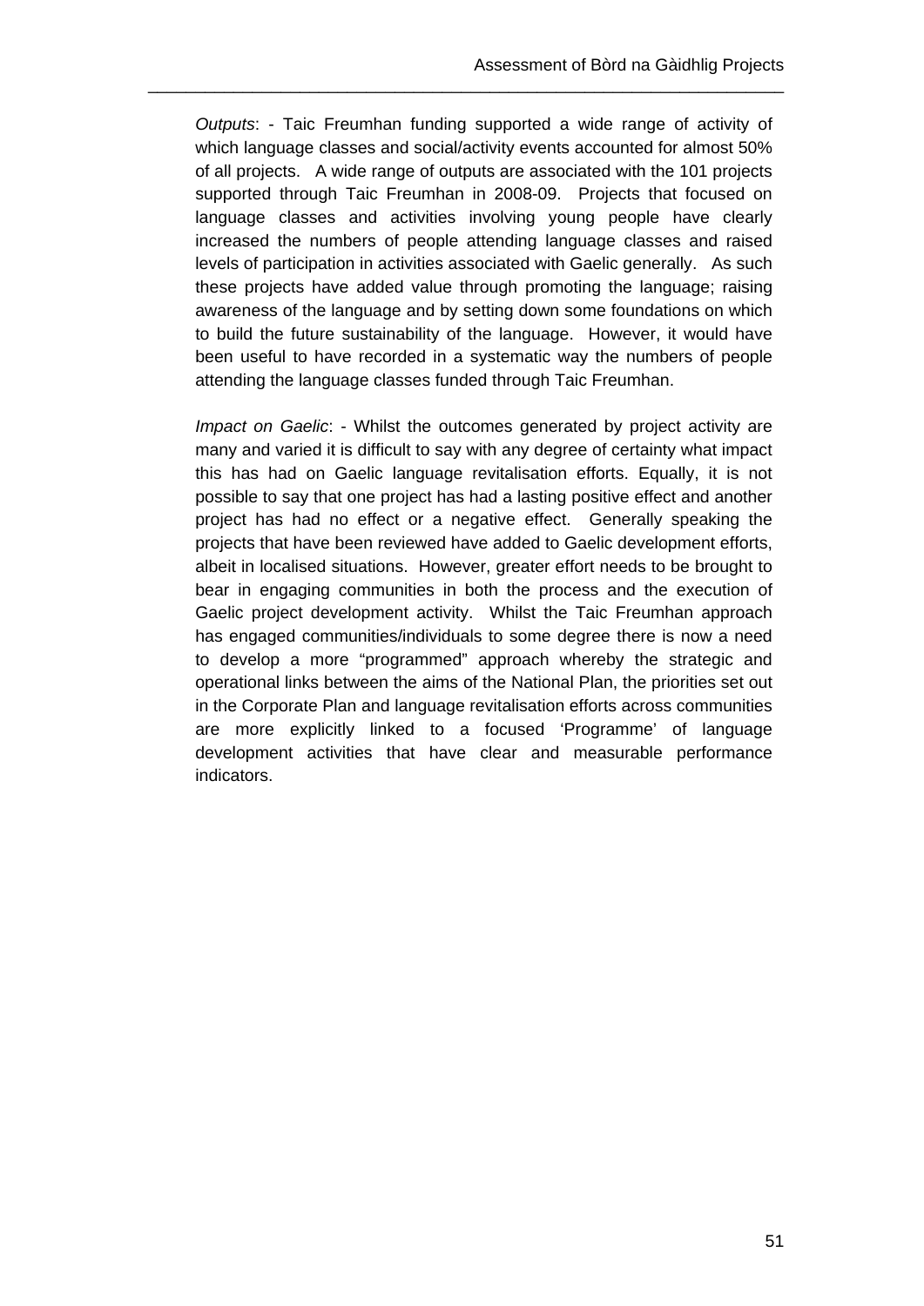*Outputs*: - Taic Freumhan funding supported a wide range of activity of which language classes and social/activity events accounted for almost 50% of all projects. A wide range of outputs are associated with the 101 projects supported through Taic Freumhan in 2008-09. Projects that focused on language classes and activities involving young people have clearly increased the numbers of people attending language classes and raised levels of participation in activities associated with Gaelic generally. As such these projects have added value through promoting the language; raising awareness of the language and by setting down some foundations on which to build the future sustainability of the language. However, it would have been useful to have recorded in a systematic way the numbers of people attending the language classes funded through Taic Freumhan.

*Impact on Gaelic*: - Whilst the outcomes generated by project activity are many and varied it is difficult to say with any degree of certainty what impact this has had on Gaelic language revitalisation efforts. Equally, it is not possible to say that one project has had a lasting positive effect and another project has had no effect or a negative effect. Generally speaking the projects that have been reviewed have added to Gaelic development efforts, albeit in localised situations. However, greater effort needs to be brought to bear in engaging communities in both the process and the execution of Gaelic project development activity. Whilst the Taic Freumhan approach has engaged communities/individuals to some degree there is now a need to develop a more "programmed" approach whereby the strategic and operational links between the aims of the National Plan, the priorities set out in the Corporate Plan and language revitalisation efforts across communities are more explicitly linked to a focused 'Programme' of language development activities that have clear and measurable performance indicators.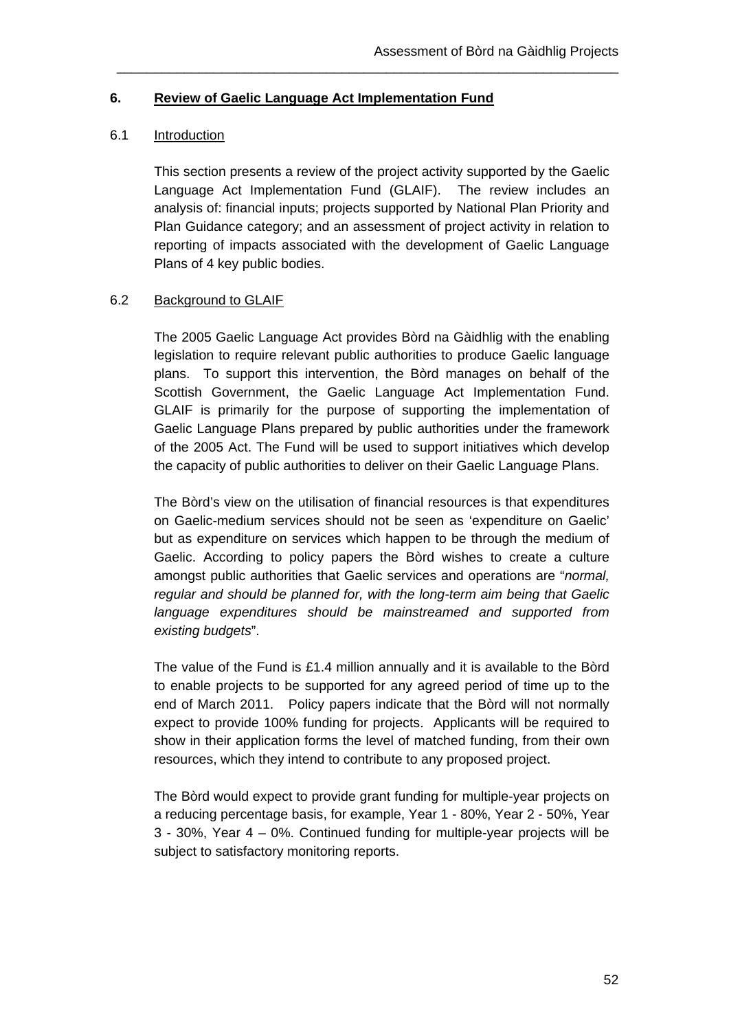## 6. Review of Gaelic Language Act Implementation Fund

### 6.1 Introduction

This section presents a review of the project activity supported by the Gaelic Language Act Implementation Fund (GLAIF). The review includes an analysis of: financial inputs; projects supported by National Plan Priority and Plan Guidance category; and an assessment of project activity in relation to reporting of impacts associated with the development of Gaelic Language Plans of 4 key public bodies.

### 6.2 Background to GLAIF

The 2005 Gaelic Language Act provides Bòrd na Gàidhlig with the enabling legislation to require relevant public authorities to produce Gaelic language plans. To support this intervention, the Bòrd manages on behalf of the Scottish Government, the Gaelic Language Act Implementation Fund. GLAIF is primarily for the purpose of supporting the implementation of Gaelic Language Plans prepared by public authorities under the framework of the 2005 Act. The Fund will be used to support initiatives which develop the capacity of public authorities to deliver on their Gaelic Language Plans.

The Bòrd's view on the utilisation of financial resources is that expenditures on Gaelic-medium services should not be seen as 'expenditure on Gaelic' but as expenditure on services which happen to be through the medium of Gaelic. According to policy papers the Bòrd wishes to create a culture amongst public authorities that Gaelic services and operations are "*normal, regular and should be planned for, with the long-term aim being that Gaelic language expenditures should be mainstreamed and supported from existing budgets*".

The value of the Fund is £1.4 million annually and it is available to the Bòrd to enable projects to be supported for any agreed period of time up to the end of March 2011. Policy papers indicate that the Bòrd will not normally expect to provide 100% funding for projects. Applicants will be required to show in their application forms the level of matched funding, from their own resources, which they intend to contribute to any proposed project.

The Bòrd would expect to provide grant funding for multiple-year projects on a reducing percentage basis, for example, Year 1 - 80%, Year 2 - 50%, Year 3 - 30%, Year 4 – 0%. Continued funding for multiple-year projects will be subject to satisfactory monitoring reports.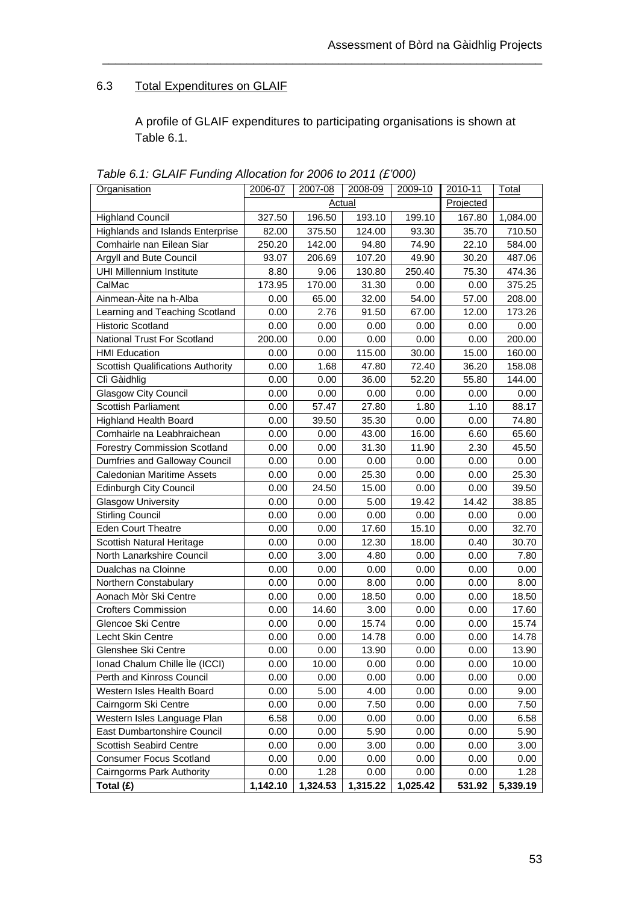## 6.3 Total Expenditures on GLAIF

A profile of GLAIF expenditures to participating organisations is shown at Table 6.1.

*Table 6.1: GLAIF Funding Allocation for 2006 to 2011 (£'000)*

| Organisation | 2006-07 | 2007-08 | 2008-09 | 2009-10 | 2010-11 | Total |
|---|---|---|---|---|---|---|
| | Actual | | | | Projected | |
| Highland Council | 327.50 | 196.50 | 193.10 | 199.10 | 167.80 | 1,084.00 |
| Highlands and Islands Enterprise | 82.00 | 375.50 | 124.00 | 93.30 | 35.70 | 710.50 |
| Comhairle nan Eilean Siar | 250.20 | 142.00 | 94.80 | 74.90 | 22.10 | 584.00 |
| Argyll and Bute Council | 93.07 | 206.69 | 107.20 | 49.90 | 30.20 | 487.06 |
| UHI Millennium Institute | 8.80 | 9.06 | 130.80 | 250.40 | 75.30 | 474.36 |
| CalMac | 173.95 | 170.00 | 31.30 | 0.00 | 0.00 | 375.25 |
| Ainmean-Àite na h-Alba | 0.00 | 65.00 | 32.00 | 54.00 | 57.00 | 208.00 |
| Learning and Teaching Scotland | 0.00 | 2.76 | 91.50 | 67.00 | 12.00 | 173.26 |
| Historic Scotland | 0.00 | 0.00 | 0.00 | 0.00 | 0.00 | 0.00 |
| National Trust For Scotland | 200.00 | 0.00 | 0.00 | 0.00 | 0.00 | 200.00 |
| HMI Education | 0.00 | 0.00 | 115.00 | 30.00 | 15.00 | 160.00 |
| Scottish Qualifications Authority | 0.00 | 1.68 | 47.80 | 72.40 | 36.20 | 158.08 |
| Clì Gàidhlig | 0.00 | 0.00 | 36.00 | 52.20 | 55.80 | 144.00 |
| Glasgow City Council | 0.00 | 0.00 | 0.00 | 0.00 | 0.00 | 0.00 |
| Scottish Parliament | 0.00 | 57.47 | 27.80 | 1.80 | 1.10 | 88.17 |
| Highland Health Board | 0.00 | 39.50 | 35.30 | 0.00 | 0.00 | 74.80 |
| Comhairle na Leabhraichean | 0.00 | 0.00 | 43.00 | 16.00 | 6.60 | 65.60 |
| Forestry Commission Scotland | 0.00 | 0.00 | 31.30 | 11.90 | 2.30 | 45.50 |
| Dumfries and Galloway Council | 0.00 | 0.00 | 0.00 | 0.00 | 0.00 | 0.00 |
| Caledonian Maritime Assets | 0.00 | 0.00 | 25.30 | 0.00 | 0.00 | 25.30 |
| Edinburgh City Council | 0.00 | 24.50 | 15.00 | 0.00 | 0.00 | 39.50 |
| Glasgow University | 0.00 | 0.00 | 5.00 | 19.42 | 14.42 | 38.85 |
| Stirling Council | 0.00 | 0.00 | 0.00 | 0.00 | 0.00 | 0.00 |
| Eden Court Theatre | 0.00 | 0.00 | 17.60 | 15.10 | 0.00 | 32.70 |
| Scottish Natural Heritage | 0.00 | 0.00 | 12.30 | 18.00 | 0.40 | 30.70 |
| North Lanarkshire Council | 0.00 | 3.00 | 4.80 | 0.00 | 0.00 | 7.80 |
| Dualchas na Cloinne | 0.00 | 0.00 | 0.00 | 0.00 | 0.00 | 0.00 |
| Northern Constabulary | 0.00 | 0.00 | 8.00 | 0.00 | 0.00 | 8.00 |
| Aonach Mòr Ski Centre | 0.00 | 0.00 | 18.50 | 0.00 | 0.00 | 18.50 |
| Crofters Commission | 0.00 | 14.60 | 3.00 | 0.00 | 0.00 | 17.60 |
| Glencoe Ski Centre | 0.00 | 0.00 | 15.74 | 0.00 | 0.00 | 15.74 |
| Lecht Skin Centre | 0.00 | 0.00 | 14.78 | 0.00 | 0.00 | 14.78 |
| Glenshee Ski Centre | 0.00 | 0.00 | 13.90 | 0.00 | 0.00 | 13.90 |
| Ionad Chalum Chille Ìle (ICCI) | 0.00 | 10.00 | 0.00 | 0.00 | 0.00 | 10.00 |
| Perth and Kinross Council | 0.00 | 0.00 | 0.00 | 0.00 | 0.00 | 0.00 |
| Western Isles Health Board | 0.00 | 5.00 | 4.00 | 0.00 | 0.00 | 9.00 |
| Cairngorm Ski Centre | 0.00 | 0.00 | 7.50 | 0.00 | 0.00 | 7.50 |
| Western Isles Language Plan | 6.58 | 0.00 | 0.00 | 0.00 | 0.00 | 6.58 |
| East Dumbartonshire Council | 0.00 | 0.00 | 5.90 | 0.00 | 0.00 | 5.90 |
| Scottish Seabird Centre | 0.00 | 0.00 | 3.00 | 0.00 | 0.00 | 3.00 |
| Consumer Focus Scotland | 0.00 | 0.00 | 0.00 | 0.00 | 0.00 | 0.00 |
| Cairngorms Park Authority | 0.00 | 1.28 | 0.00 | 0.00 | 0.00 | 1.28 |
| **Total (£)** | **1,142.10** | **1,324.53** | **1,315.22** | **1,025.42** | **531.92** | **5,339.19** |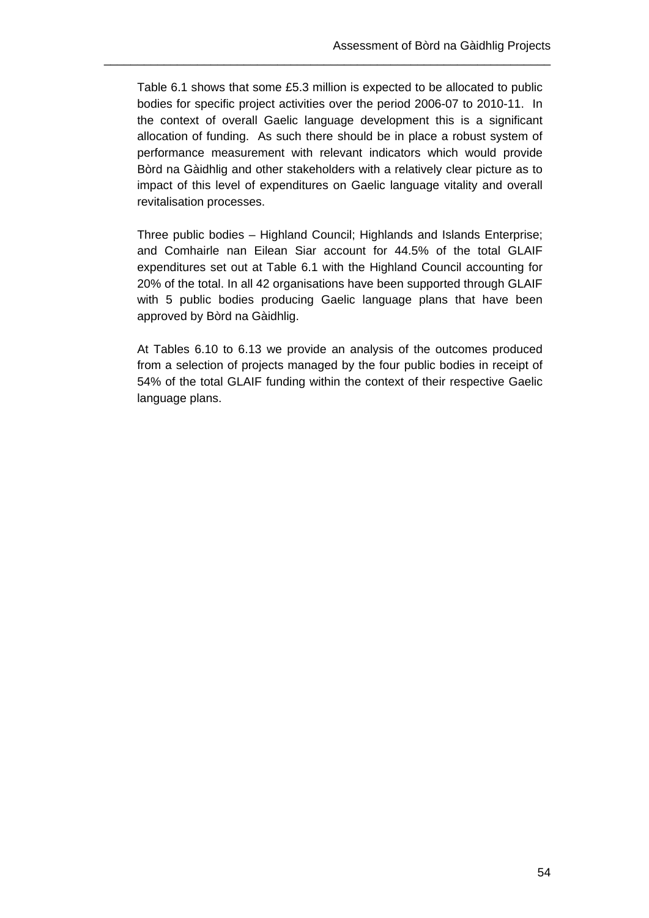Table 6.1 shows that some £5.3 million is expected to be allocated to public bodies for specific project activities over the period 2006-07 to 2010-11. In the context of overall Gaelic language development this is a significant allocation of funding. As such there should be in place a robust system of performance measurement with relevant indicators which would provide Bòrd na Gàidhlig and other stakeholders with a relatively clear picture as to impact of this level of expenditures on Gaelic language vitality and overall revitalisation processes.

Three public bodies – Highland Council; Highlands and Islands Enterprise; and Comhairle nan Eilean Siar account for 44.5% of the total GLAIF expenditures set out at Table 6.1 with the Highland Council accounting for 20% of the total. In all 42 organisations have been supported through GLAIF with 5 public bodies producing Gaelic language plans that have been approved by Bòrd na Gàidhlig.

At Tables 6.10 to 6.13 we provide an analysis of the outcomes produced from a selection of projects managed by the four public bodies in receipt of 54% of the total GLAIF funding within the context of their respective Gaelic language plans.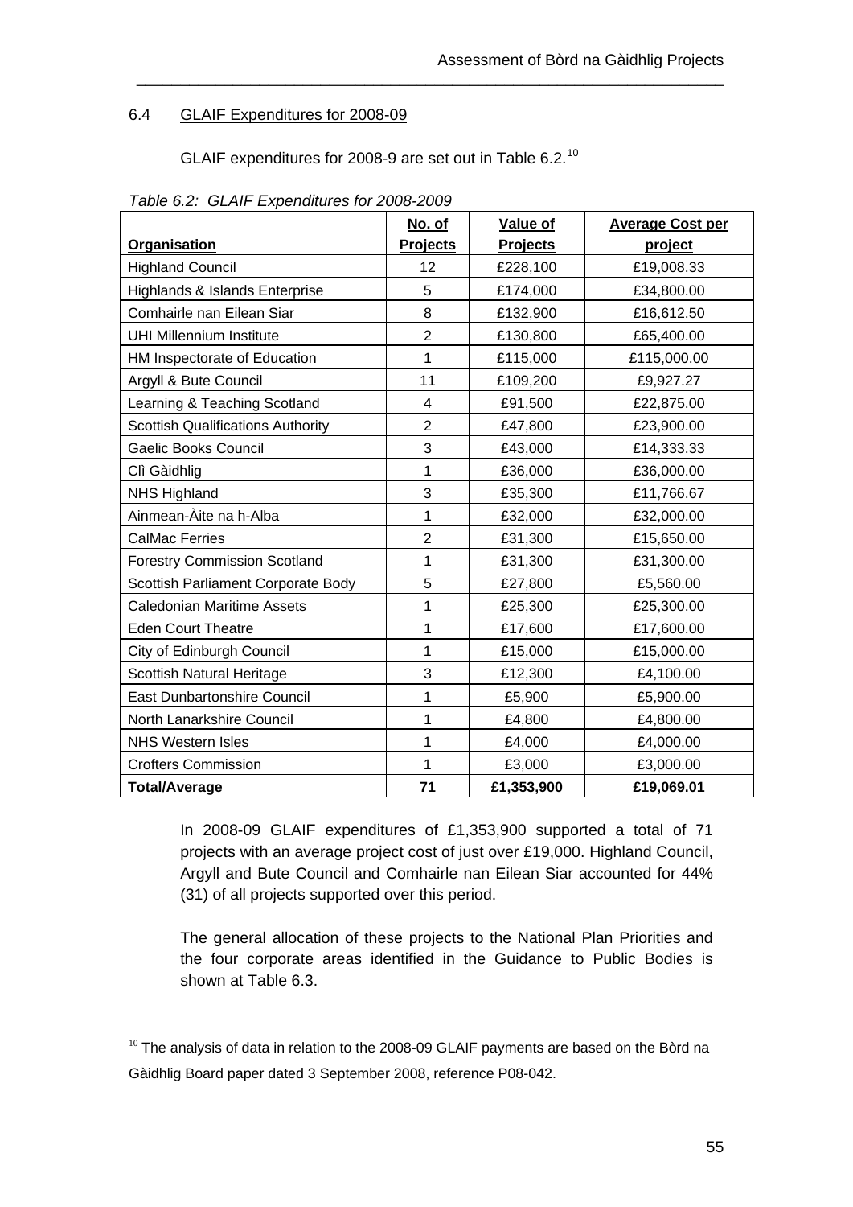## 6.4 GLAIF Expenditures for 2008-09

GLAIF expenditures for 2008-9 are set out in Table 6.2.[10]

*Table 6.2: GLAIF Expenditures for 2008-2009*

| Organisation | No. of Projects | Value of Projects | Average Cost per project |
|---|---|---|---|
| Highland Council | 12 | £228,100 | £19,008.33 |
| Highlands & Islands Enterprise | 5 | £174,000 | £34,800.00 |
| Comhairle nan Eilean Siar | 8 | £132,900 | £16,612.50 |
| UHI Millennium Institute | 2 | £130,800 | £65,400.00 |
| HM Inspectorate of Education | 1 | £115,000 | £115,000.00 |
| Argyll & Bute Council | 11 | £109,200 | £9,927.27 |
| Learning & Teaching Scotland | 4 | £91,500 | £22,875.00 |
| Scottish Qualifications Authority | 2 | £47,800 | £23,900.00 |
| Gaelic Books Council | 3 | £43,000 | £14,333.33 |
| Clì Gàidhlig | 1 | £36,000 | £36,000.00 |
| NHS Highland | 3 | £35,300 | £11,766.67 |
| Ainmean-Àite na h-Alba | 1 | £32,000 | £32,000.00 |
| CalMac Ferries | 2 | £31,300 | £15,650.00 |
| Forestry Commission Scotland | 1 | £31,300 | £31,300.00 |
| Scottish Parliament Corporate Body | 5 | £27,800 | £5,560.00 |
| Caledonian Maritime Assets | 1 | £25,300 | £25,300.00 |
| Eden Court Theatre | 1 | £17,600 | £17,600.00 |
| City of Edinburgh Council | 1 | £15,000 | £15,000.00 |
| Scottish Natural Heritage | 3 | £12,300 | £4,100.00 |
| East Dunbartonshire Council | 1 | £5,900 | £5,900.00 |
| North Lanarkshire Council | 1 | £4,800 | £4,800.00 |
| NHS Western Isles | 1 | £4,000 | £4,000.00 |
| Crofters Commission | 1 | £3,000 | £3,000.00 |
| **Total/Average** | **71** | **£1,353,900** | **£19,069.01** |

In 2008-09 GLAIF expenditures of £1,353,900 supported a total of 71 projects with an average project cost of just over £19,000. Highland Council, Argyll and Bute Council and Comhairle nan Eilean Siar accounted for 44% (31) of all projects supported over this period.

The general allocation of these projects to the National Plan Priorities and the four corporate areas identified in the Guidance to Public Bodies is shown at Table 6.3.

[10] The analysis of data in relation to the 2008-09 GLAIF payments are based on the Bòrd na Gàidhlig Board paper dated 3 September 2008, reference P08-042.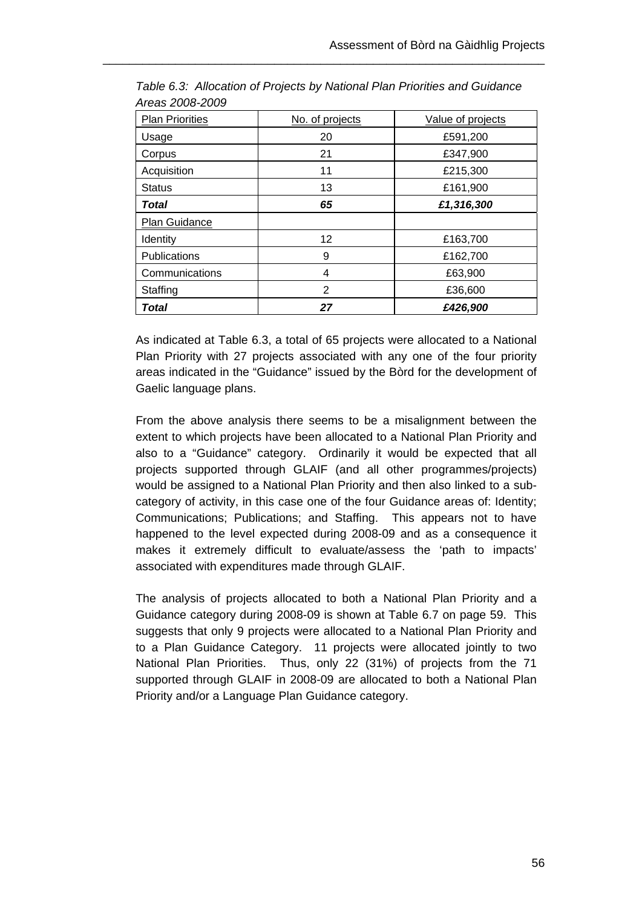*Table 6.3: Allocation of Projects by National Plan Priorities and Guidance Areas 2008-2009*

| Plan Priorities | No. of projects | Value of projects |
|---|---|---|
| Usage | 20 | £591,200 |
| Corpus | 21 | £347,900 |
| Acquisition | 11 | £215,300 |
| Status | 13 | £161,900 |
| ***Total*** | ***65*** | ***£1,316,300*** |
| Plan Guidance | | |
| Identity | 12 | £163,700 |
| Publications | 9 | £162,700 |
| Communications | 4 | £63,900 |
| Staffing | 2 | £36,600 |
| ***Total*** | ***27*** | ***£426,900*** |

As indicated at Table 6.3, a total of 65 projects were allocated to a National Plan Priority with 27 projects associated with any one of the four priority areas indicated in the "Guidance" issued by the Bòrd for the development of Gaelic language plans.

From the above analysis there seems to be a misalignment between the extent to which projects have been allocated to a National Plan Priority and also to a "Guidance" category. Ordinarily it would be expected that all projects supported through GLAIF (and all other programmes/projects) would be assigned to a National Plan Priority and then also linked to a sub-category of activity, in this case one of the four Guidance areas of: Identity; Communications; Publications; and Staffing. This appears not to have happened to the level expected during 2008-09 and as a consequence it makes it extremely difficult to evaluate/assess the 'path to impacts' associated with expenditures made through GLAIF.

The analysis of projects allocated to both a National Plan Priority and a Guidance category during 2008-09 is shown at Table 6.7 on page 59. This suggests that only 9 projects were allocated to a National Plan Priority and to a Plan Guidance Category. 11 projects were allocated jointly to two National Plan Priorities. Thus, only 22 (31%) of projects from the 71 supported through GLAIF in 2008-09 are allocated to both a National Plan Priority and/or a Language Plan Guidance category.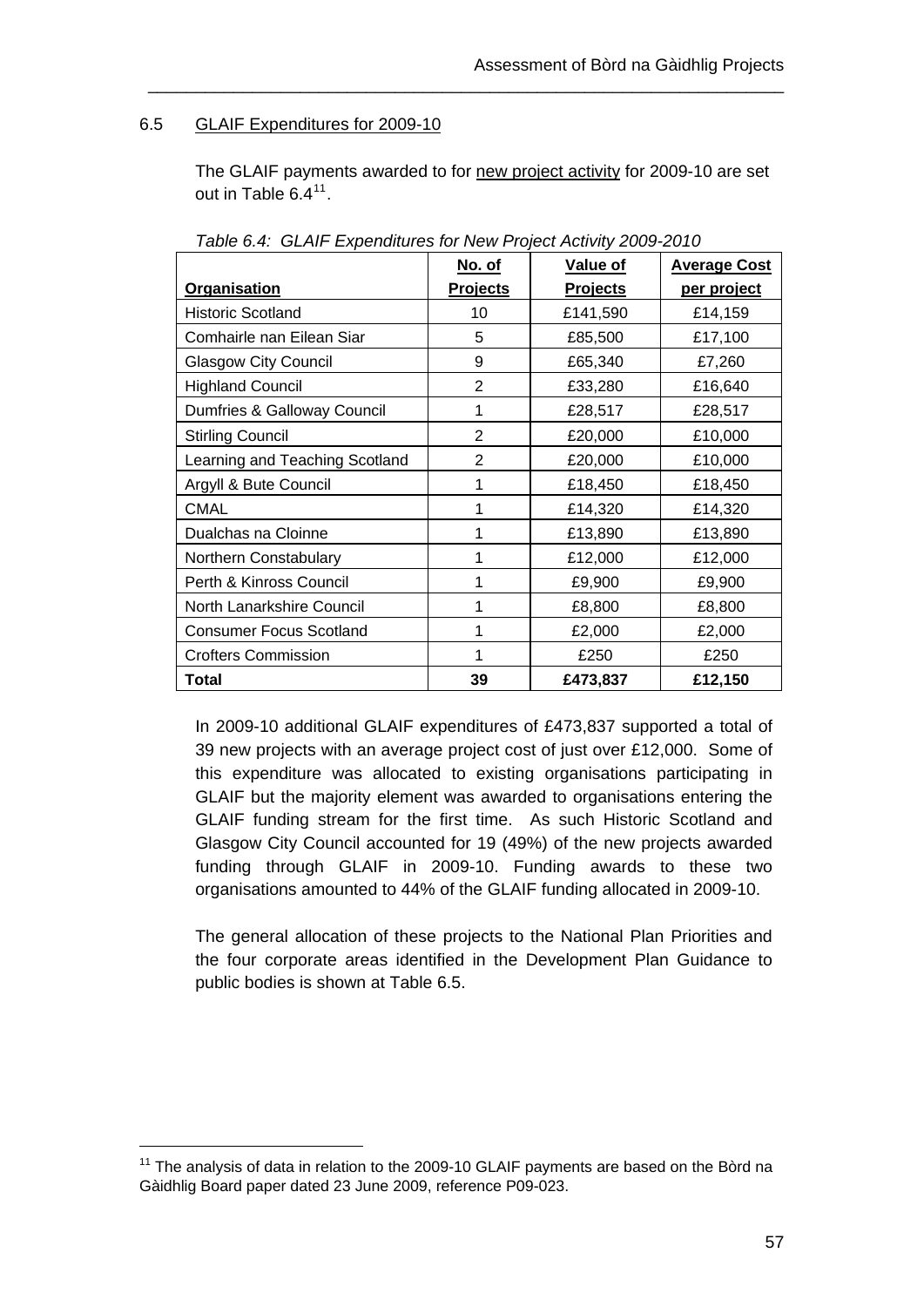## 6.5 GLAIF Expenditures for 2009-10

The GLAIF payments awarded to for new project activity for 2009-10 are set out in Table 6.4[11].

*Table 6.4: GLAIF Expenditures for New Project Activity 2009-2010*

| Organisation | No. of Projects | Value of Projects | Average Cost per project |
|---|---|---|---|
| Historic Scotland | 10 | £141,590 | £14,159 |
| Comhairle nan Eilean Siar | 5 | £85,500 | £17,100 |
| Glasgow City Council | 9 | £65,340 | £7,260 |
| Highland Council | 2 | £33,280 | £16,640 |
| Dumfries & Galloway Council | 1 | £28,517 | £28,517 |
| Stirling Council | 2 | £20,000 | £10,000 |
| Learning and Teaching Scotland | 2 | £20,000 | £10,000 |
| Argyll & Bute Council | 1 | £18,450 | £18,450 |
| CMAL | 1 | £14,320 | £14,320 |
| Dualchas na Cloinne | 1 | £13,890 | £13,890 |
| Northern Constabulary | 1 | £12,000 | £12,000 |
| Perth & Kinross Council | 1 | £9,900 | £9,900 |
| North Lanarkshire Council | 1 | £8,800 | £8,800 |
| Consumer Focus Scotland | 1 | £2,000 | £2,000 |
| Crofters Commission | 1 | £250 | £250 |
| **Total** | **39** | **£473,837** | **£12,150** |

In 2009-10 additional GLAIF expenditures of £473,837 supported a total of 39 new projects with an average project cost of just over £12,000. Some of this expenditure was allocated to existing organisations participating in GLAIF but the majority element was awarded to organisations entering the GLAIF funding stream for the first time. As such Historic Scotland and Glasgow City Council accounted for 19 (49%) of the new projects awarded funding through GLAIF in 2009-10. Funding awards to these two organisations amounted to 44% of the GLAIF funding allocated in 2009-10.

The general allocation of these projects to the National Plan Priorities and the four corporate areas identified in the Development Plan Guidance to public bodies is shown at Table 6.5.

[11] The analysis of data in relation to the 2009-10 GLAIF payments are based on the Bòrd na Gàidhlig Board paper dated 23 June 2009, reference P09-023.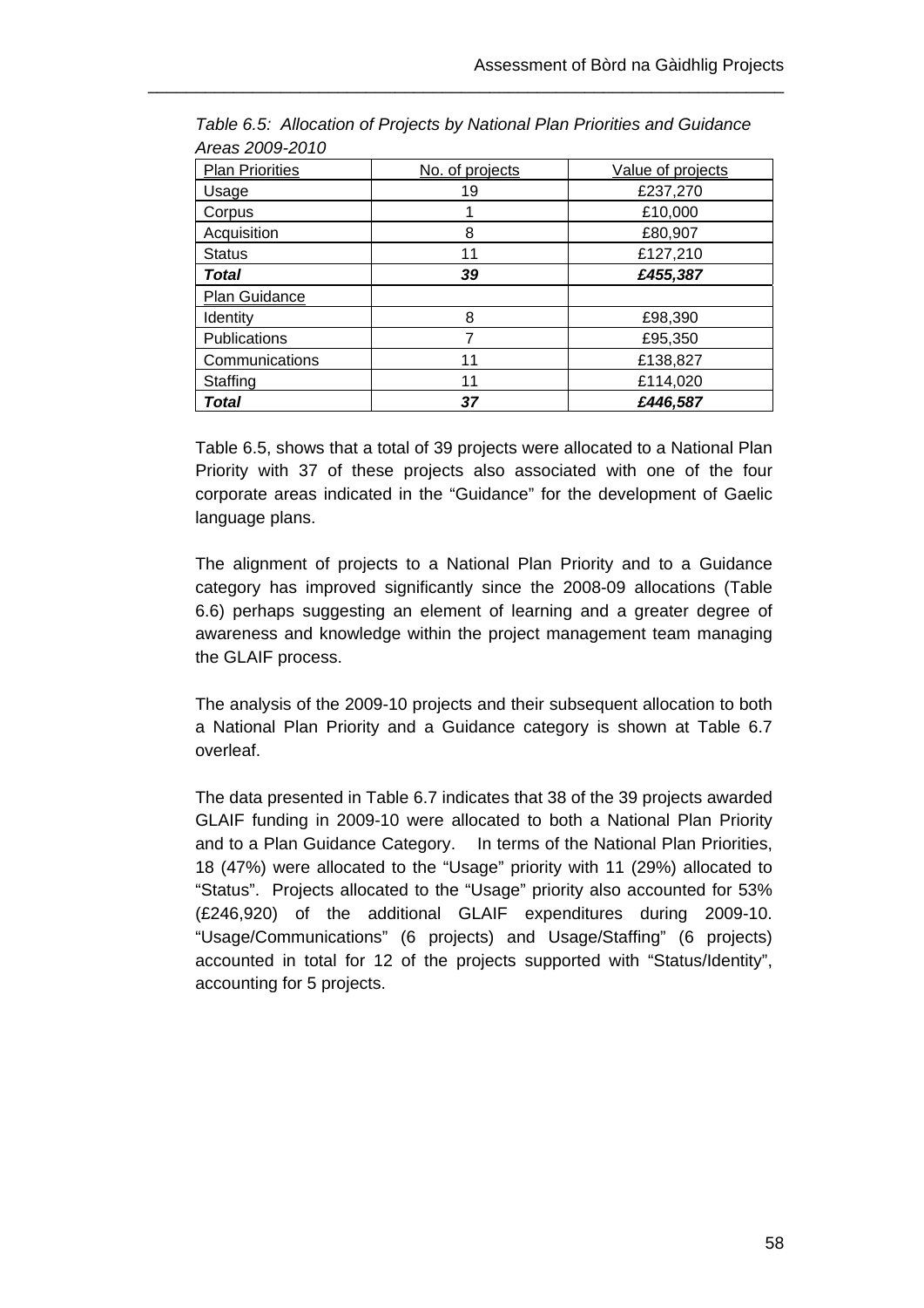*Table 6.5: Allocation of Projects by National Plan Priorities and Guidance Areas 2009-2010*

| Plan Priorities | No. of projects | Value of projects |
|---|---|---|
| Usage | 19 | £237,270 |
| Corpus | 1 | £10,000 |
| Acquisition | 8 | £80,907 |
| Status | 11 | £127,210 |
| ***Total*** | ***39*** | ***£455,387*** |
| Plan Guidance | | |
| Identity | 8 | £98,390 |
| Publications | 7 | £95,350 |
| Communications | 11 | £138,827 |
| Staffing | 11 | £114,020 |
| ***Total*** | ***37*** | ***£446,587*** |

Table 6.5, shows that a total of 39 projects were allocated to a National Plan Priority with 37 of these projects also associated with one of the four corporate areas indicated in the "Guidance" for the development of Gaelic language plans.

The alignment of projects to a National Plan Priority and to a Guidance category has improved significantly since the 2008-09 allocations (Table 6.6) perhaps suggesting an element of learning and a greater degree of awareness and knowledge within the project management team managing the GLAIF process.

The analysis of the 2009-10 projects and their subsequent allocation to both a National Plan Priority and a Guidance category is shown at Table 6.7 overleaf.

The data presented in Table 6.7 indicates that 38 of the 39 projects awarded GLAIF funding in 2009-10 were allocated to both a National Plan Priority and to a Plan Guidance Category. In terms of the National Plan Priorities, 18 (47%) were allocated to the "Usage" priority with 11 (29%) allocated to "Status". Projects allocated to the "Usage" priority also accounted for 53% (£246,920) of the additional GLAIF expenditures during 2009-10. "Usage/Communications" (6 projects) and Usage/Staffing" (6 projects) accounted in total for 12 of the projects supported with "Status/Identity", accounting for 5 projects.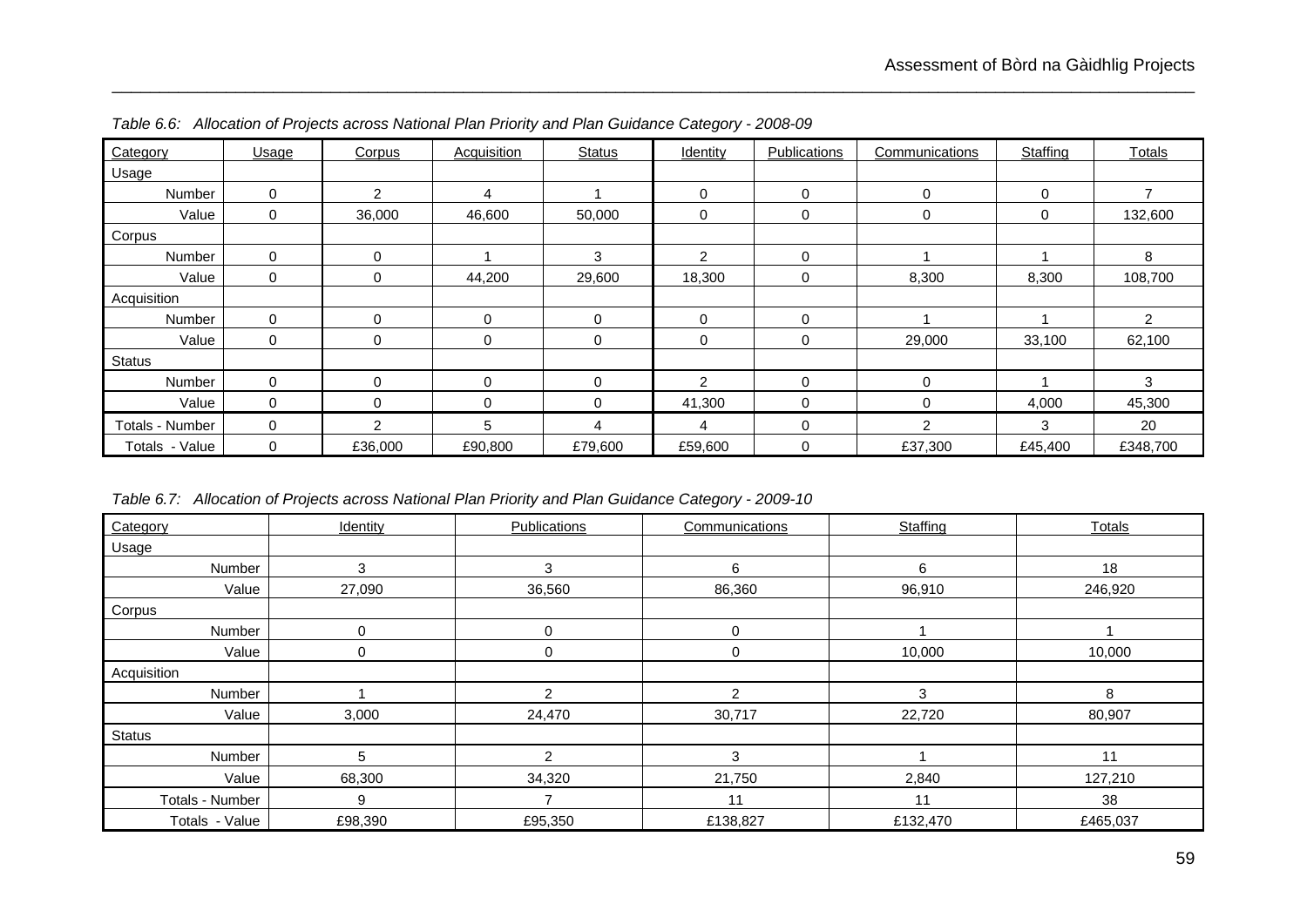*Table 6.6: Allocation of Projects across National Plan Priority and Plan Guidance Category - 2008-09*

| Category | Usage | Corpus | Acquisition | Status | Identity | Publications | Communications | Staffing | Totals |
|---|---|---|---|---|---|---|---|---|---|
| Usage | | | | | | | | | |
| Number | 0 | 2 | 4 | 1 | 0 | 0 | 0 | 0 | 7 |
| Value | 0 | 36,000 | 46,600 | 50,000 | 0 | 0 | 0 | 0 | 132,600 |
| Corpus | | | | | | | | | |
| Number | 0 | 0 | 1 | 3 | 2 | 0 | 1 | 1 | 8 |
| Value | 0 | 0 | 44,200 | 29,600 | 18,300 | 0 | 8,300 | 8,300 | 108,700 |
| Acquisition | | | | | | | | | |
| Number | 0 | 0 | 0 | 0 | 0 | 0 | 1 | 1 | 2 |
| Value | 0 | 0 | 0 | 0 | 0 | 0 | 29,000 | 33,100 | 62,100 |
| Status | | | | | | | | | |
| Number | 0 | 0 | 0 | 0 | 2 | 0 | 0 | 1 | 3 |
| Value | 0 | 0 | 0 | 0 | 41,300 | 0 | 0 | 4,000 | 45,300 |
| Totals - Number | 0 | 2 | 5 | 4 | 4 | 0 | 2 | 3 | 20 |
| Totals - Value | 0 | £36,000 | £90,800 | £79,600 | £59,600 | 0 | £37,300 | £45,400 | £348,700 |

*Table 6.7: Allocation of Projects across National Plan Priority and Plan Guidance Category - 2009-10*

| Category | Identity | Publications | Communications | Staffing | Totals |
|---|---|---|---|---|---|
| Usage | | | | | |
| Number | 3 | 3 | 6 | 6 | 18 |
| Value | 27,090 | 36,560 | 86,360 | 96,910 | 246,920 |
| Corpus | | | | | |
| Number | 0 | 0 | 0 | 1 | 1 |
| Value | 0 | 0 | 0 | 10,000 | 10,000 |
| Acquisition | | | | | |
| Number | 1 | 2 | 2 | 3 | 8 |
| Value | 3,000 | 24,470 | 30,717 | 22,720 | 80,907 |
| Status | | | | | |
| Number | 5 | 2 | 3 | 1 | 11 |
| Value | 68,300 | 34,320 | 21,750 | 2,840 | 127,210 |
| Totals - Number | 9 | 7 | 11 | 11 | 38 |
| Totals - Value | £98,390 | £95,350 | £138,827 | £132,470 | £465,037 |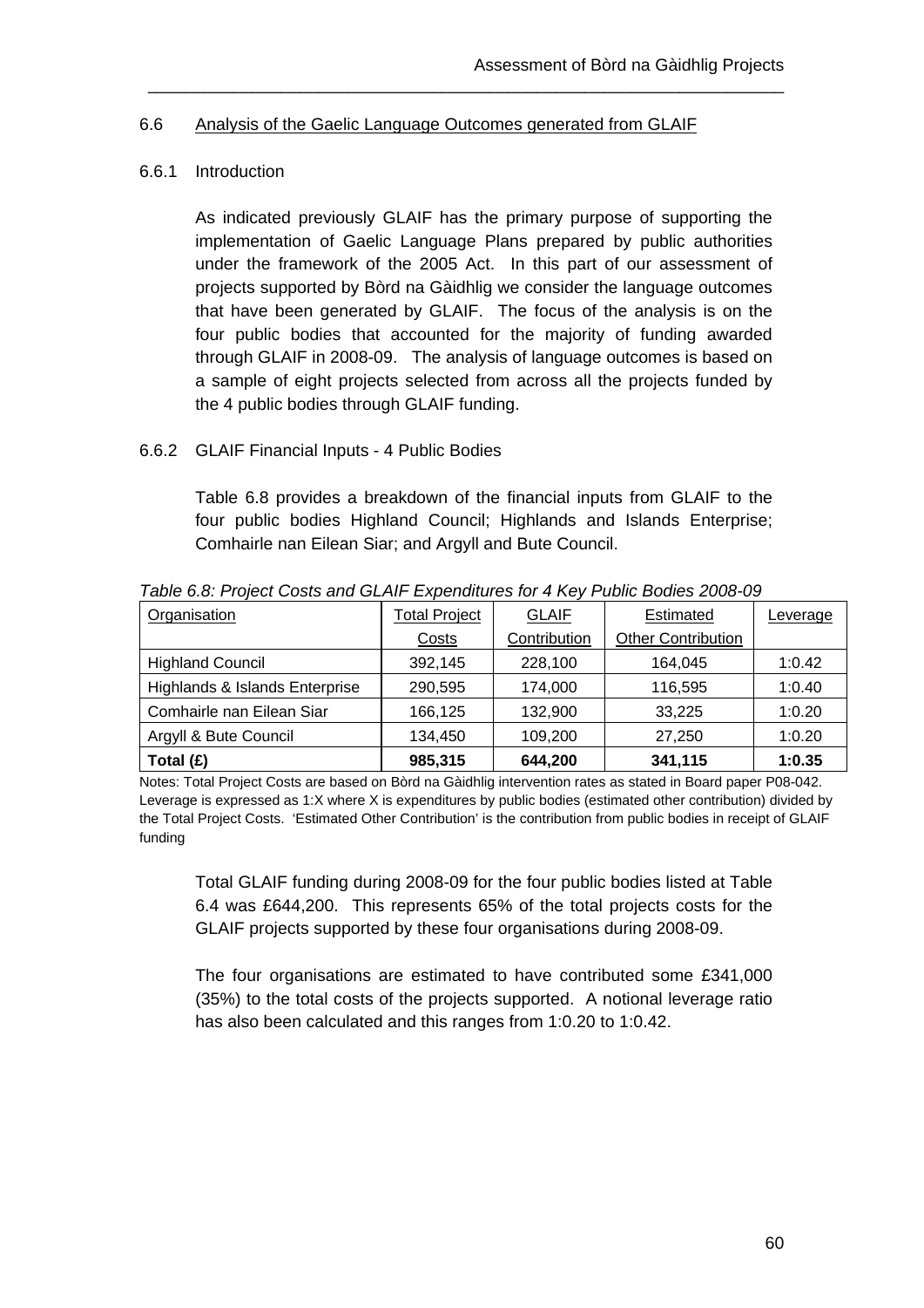## 6.6 Analysis of the Gaelic Language Outcomes generated from GLAIF

### 6.6.1 Introduction

As indicated previously GLAIF has the primary purpose of supporting the implementation of Gaelic Language Plans prepared by public authorities under the framework of the 2005 Act. In this part of our assessment of projects supported by Bòrd na Gàidhlig we consider the language outcomes that have been generated by GLAIF. The focus of the analysis is on the four public bodies that accounted for the majority of funding awarded through GLAIF in 2008-09. The analysis of language outcomes is based on a sample of eight projects selected from across all the projects funded by the 4 public bodies through GLAIF funding.

### 6.6.2 GLAIF Financial Inputs - 4 Public Bodies

Table 6.8 provides a breakdown of the financial inputs from GLAIF to the four public bodies Highland Council; Highlands and Islands Enterprise; Comhairle nan Eilean Siar; and Argyll and Bute Council.

*Table 6.8: Project Costs and GLAIF Expenditures for 4 Key Public Bodies 2008-09*

| Organisation | Total Project Costs | GLAIF Contribution | Estimated Other Contribution | Leverage |
|---|---|---|---|---|
| Highland Council | 392,145 | 228,100 | 164,045 | 1:0.42 |
| Highlands & Islands Enterprise | 290,595 | 174,000 | 116,595 | 1:0.40 |
| Comhairle nan Eilean Siar | 166,125 | 132,900 | 33,225 | 1:0.20 |
| Argyll & Bute Council | 134,450 | 109,200 | 27,250 | 1:0.20 |
| **Total (£)** | **985,315** | **644,200** | **341,115** | **1:0.35** |

Notes: Total Project Costs are based on Bòrd na Gàidhlig intervention rates as stated in Board paper P08-042. Leverage is expressed as 1:X where X is expenditures by public bodies (estimated other contribution) divided by the Total Project Costs. 'Estimated Other Contribution' is the contribution from public bodies in receipt of GLAIF funding

Total GLAIF funding during 2008-09 for the four public bodies listed at Table 6.4 was £644,200. This represents 65% of the total projects costs for the GLAIF projects supported by these four organisations during 2008-09.

The four organisations are estimated to have contributed some £341,000 (35%) to the total costs of the projects supported. A notional leverage ratio has also been calculated and this ranges from 1:0.20 to 1:0.42.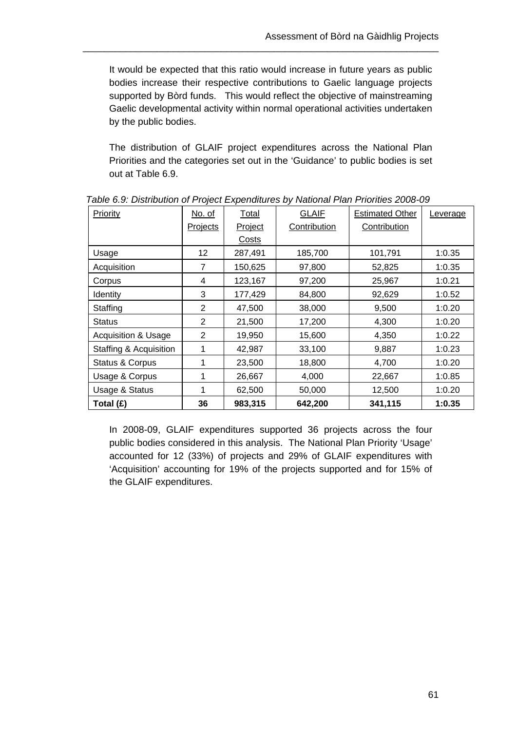It would be expected that this ratio would increase in future years as public bodies increase their respective contributions to Gaelic language projects supported by Bòrd funds. This would reflect the objective of mainstreaming Gaelic developmental activity within normal operational activities undertaken by the public bodies.

The distribution of GLAIF project expenditures across the National Plan Priorities and the categories set out in the 'Guidance' to public bodies is set out at Table 6.9.

*Table 6.9: Distribution of Project Expenditures by National Plan Priorities 2008-09*

| Priority | No. of Projects | Total Project Costs | GLAIF Contribution | Estimated Other Contribution | Leverage |
|---|---|---|---|---|---|
| Usage | 12 | 287,491 | 185,700 | 101,791 | 1:0.35 |
| Acquisition | 7 | 150,625 | 97,800 | 52,825 | 1:0.35 |
| Corpus | 4 | 123,167 | 97,200 | 25,967 | 1:0.21 |
| Identity | 3 | 177,429 | 84,800 | 92,629 | 1:0.52 |
| Staffing | 2 | 47,500 | 38,000 | 9,500 | 1:0.20 |
| Status | 2 | 21,500 | 17,200 | 4,300 | 1:0.20 |
| Acquisition & Usage | 2 | 19,950 | 15,600 | 4,350 | 1:0.22 |
| Staffing & Acquisition | 1 | 42,987 | 33,100 | 9,887 | 1:0.23 |
| Status & Corpus | 1 | 23,500 | 18,800 | 4,700 | 1:0.20 |
| Usage & Corpus | 1 | 26,667 | 4,000 | 22,667 | 1:0.85 |
| Usage & Status | 1 | 62,500 | 50,000 | 12,500 | 1:0.20 |
| **Total (£)** | **36** | **983,315** | **642,200** | **341,115** | **1:0.35** |

In 2008-09, GLAIF expenditures supported 36 projects across the four public bodies considered in this analysis. The National Plan Priority 'Usage' accounted for 12 (33%) of projects and 29% of GLAIF expenditures with 'Acquisition' accounting for 19% of the projects supported and for 15% of the GLAIF expenditures.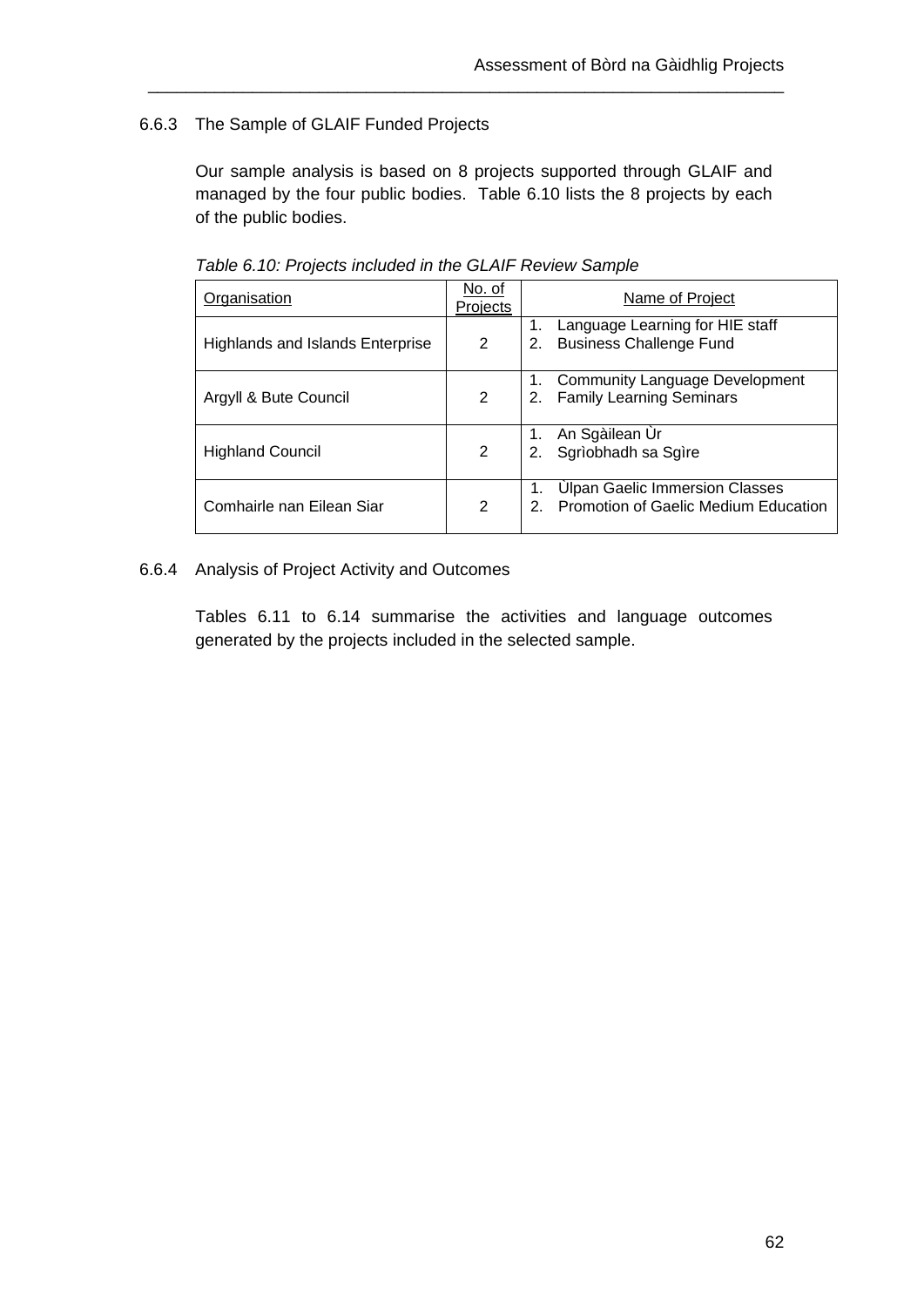### 6.6.3 The Sample of GLAIF Funded Projects

Our sample analysis is based on 8 projects supported through GLAIF and managed by the four public bodies. Table 6.10 lists the 8 projects by each of the public bodies.

*Table 6.10: Projects included in the GLAIF Review Sample*

| Organisation | No. of Projects | Name of Project |
|---|---|---|
| Highlands and Islands Enterprise | 2 | 1. Language Learning for HIE staff<br>2. Business Challenge Fund |
| Argyll & Bute Council | 2 | 1. Community Language Development<br>2. Family Learning Seminars |
| Highland Council | 2 | 1. An Sgàilean Ùr<br>2. Sgrìobhadh sa Sgìre |
| Comhairle nan Eilean Siar | 2 | 1. Ùlpan Gaelic Immersion Classes<br>2. Promotion of Gaelic Medium Education |

### 6.6.4 Analysis of Project Activity and Outcomes

Tables 6.11 to 6.14 summarise the activities and language outcomes generated by the projects included in the selected sample.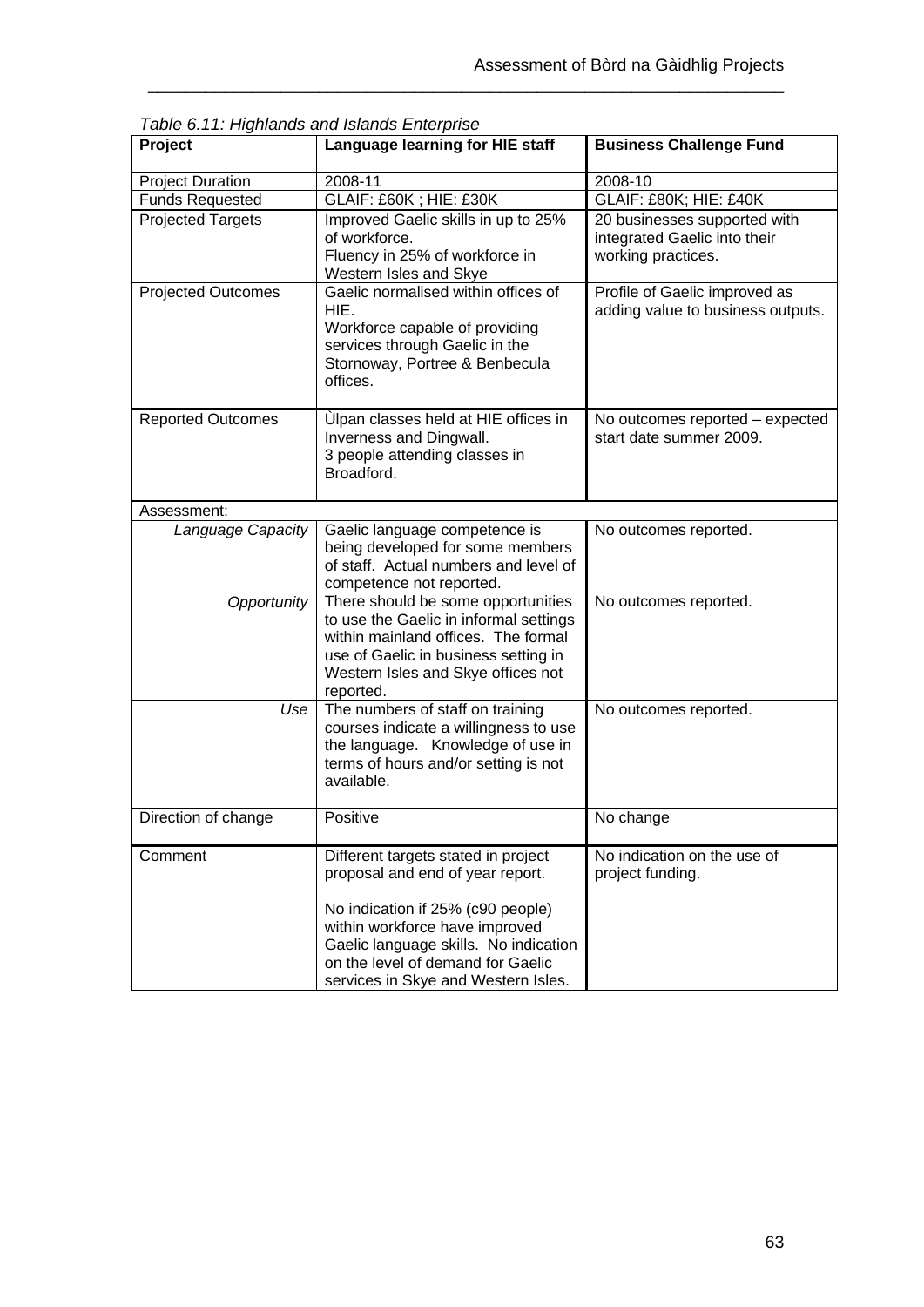*Table 6.11: Highlands and Islands Enterprise*

| Project | Language learning for HIE staff | Business Challenge Fund |
|---|---|---|
| Project Duration | 2008-11 | 2008-10 |
| Funds Requested | GLAIF: £60K ; HIE: £30K | GLAIF: £80K; HIE: £40K |
| Projected Targets | Improved Gaelic skills in up to 25% of workforce.<br>Fluency in 25% of workforce in Western Isles and Skye | 20 businesses supported with integrated Gaelic into their working practices. |
| Projected Outcomes | Gaelic normalised within offices of HIE.<br>Workforce capable of providing services through Gaelic in the Stornoway, Portree & Benbecula offices. | Profile of Gaelic improved as adding value to business outputs. |
| Reported Outcomes | Ùlpan classes held at HIE offices in Inverness and Dingwall.<br>3 people attending classes in Broadford. | No outcomes reported – expected start date summer 2009. |
| Assessment: | | |
| *Language Capacity* | Gaelic language competence is being developed for some members of staff. Actual numbers and level of competence not reported. | No outcomes reported. |
| *Opportunity* | There should be some opportunities to use the Gaelic in informal settings within mainland offices. The formal use of Gaelic in business setting in Western Isles and Skye offices not reported. | No outcomes reported. |
| *Use* | The numbers of staff on training courses indicate a willingness to use the language. Knowledge of use in terms of hours and/or setting is not available. | No outcomes reported. |
| Direction of change | Positive | No change |
| Comment | Different targets stated in project proposal and end of year report.<br><br>No indication if 25% (c90 people) within workforce have improved Gaelic language skills. No indication on the level of demand for Gaelic services in Skye and Western Isles. | No indication on the use of project funding. |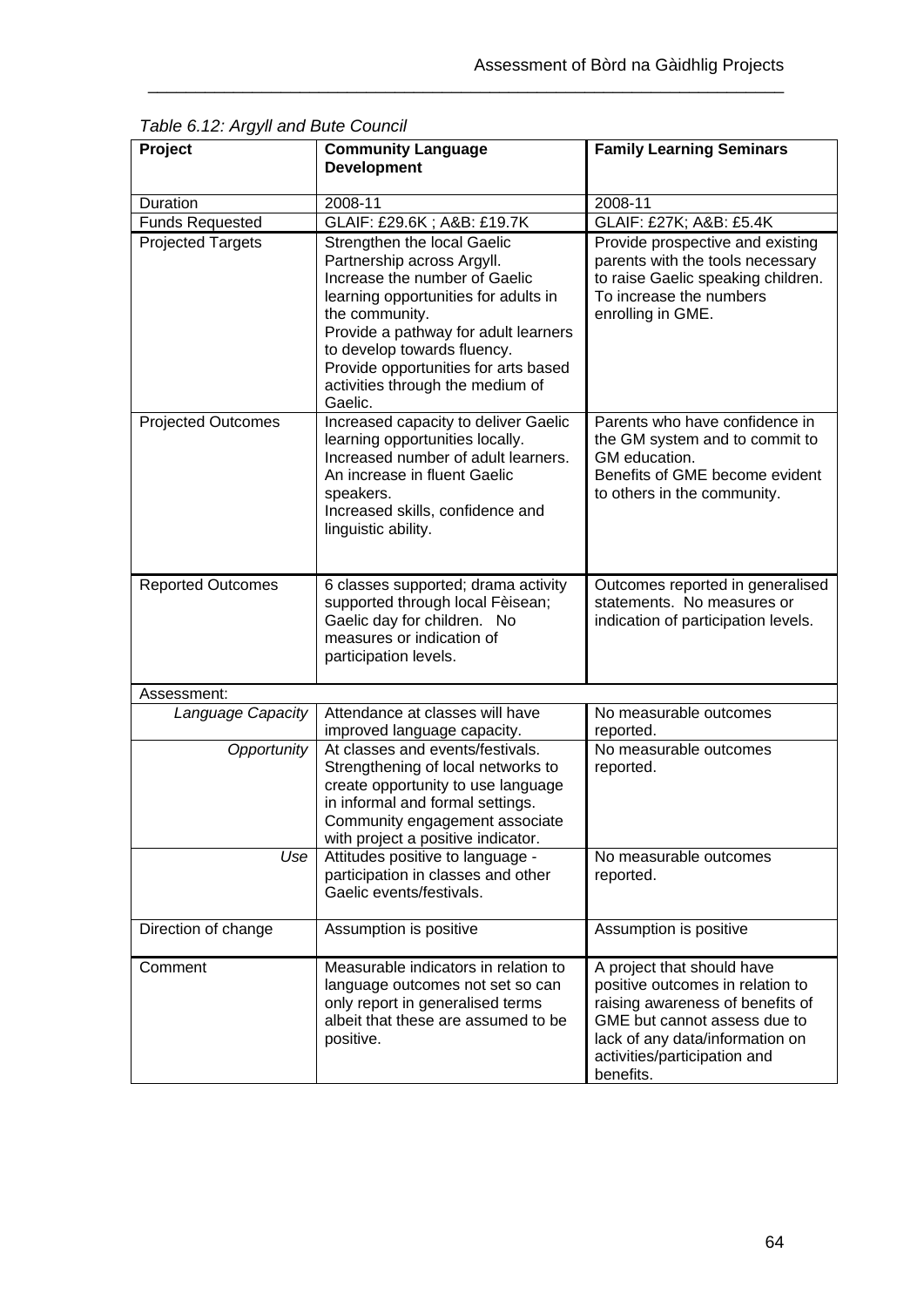*Table 6.12: Argyll and Bute Council*

| Project | Community Language Development | Family Learning Seminars |
|---|---|---|
| Duration | 2008-11 | 2008-11 |
| Funds Requested | GLAIF: £29.6K ; A&B: £19.7K | GLAIF: £27K; A&B: £5.4K |
| Projected Targets | Strengthen the local Gaelic Partnership across Argyll. Increase the number of Gaelic learning opportunities for adults in the community. Provide a pathway for adult learners to develop towards fluency. Provide opportunities for arts based activities through the medium of Gaelic. | Provide prospective and existing parents with the tools necessary to raise Gaelic speaking children. To increase the numbers enrolling in GME. |
| Projected Outcomes | Increased capacity to deliver Gaelic learning opportunities locally. Increased number of adult learners. An increase in fluent Gaelic speakers. Increased skills, confidence and linguistic ability. | Parents who have confidence in the GM system and to commit to GM education. Benefits of GME become evident to others in the community. |
| Reported Outcomes | 6 classes supported; drama activity supported through local Fèisean; Gaelic day for children. No measures or indication of participation levels. | Outcomes reported in generalised statements. No measures or indication of participation levels. |
| Assessment: | | |
| *Language Capacity* | Attendance at classes will have improved language capacity. | No measurable outcomes reported. |
| *Opportunity* | At classes and events/festivals. Strengthening of local networks to create opportunity to use language in informal and formal settings. Community engagement associate with project a positive indicator. | No measurable outcomes reported. |
| *Use* | Attitudes positive to language - participation in classes and other Gaelic events/festivals. | No measurable outcomes reported. |
| Direction of change | Assumption is positive | Assumption is positive |
| Comment | Measurable indicators in relation to language outcomes not set so can only report in generalised terms albeit that these are assumed to be positive. | A project that should have positive outcomes in relation to raising awareness of benefits of GME but cannot assess due to lack of any data/information on activities/participation and benefits. |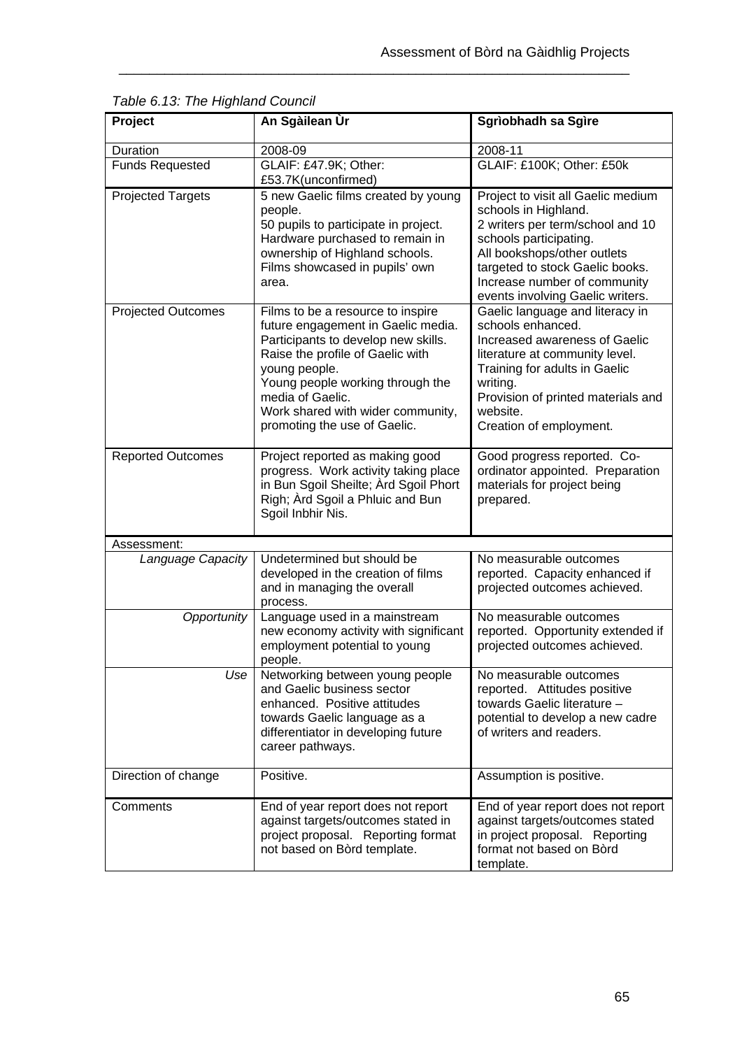*Table 6.13: The Highland Council*

| Project | An Sgàilean Ùr | Sgrìobhadh sa Sgìre |
|---|---|---|
| Duration | 2008-09 | 2008-11 |
| Funds Requested | GLAIF: £47.9K; Other: £53.7K(unconfirmed) | GLAIF: £100K; Other: £50k |
| Projected Targets | 5 new Gaelic films created by young people.<br>50 pupils to participate in project.<br>Hardware purchased to remain in ownership of Highland schools.<br>Films showcased in pupils' own area. | Project to visit all Gaelic medium schools in Highland.<br>2 writers per term/school and 10 schools participating.<br>All bookshops/other outlets targeted to stock Gaelic books.<br>Increase number of community events involving Gaelic writers. |
| Projected Outcomes | Films to be a resource to inspire future engagement in Gaelic media.<br>Participants to develop new skills.<br>Raise the profile of Gaelic with young people.<br>Young people working through the media of Gaelic.<br>Work shared with wider community, promoting the use of Gaelic. | Gaelic language and literacy in schools enhanced.<br>Increased awareness of Gaelic literature at community level.<br>Training for adults in Gaelic writing.<br>Provision of printed materials and website.<br>Creation of employment. |
| Reported Outcomes | Project reported as making good progress. Work activity taking place in Bun Sgoil Sheilte; Àrd Sgoil Phort Righ; Àrd Sgoil a Phluic and Bun Sgoil Inbhir Nis. | Good progress reported. Co-ordinator appointed. Preparation materials for project being prepared. |
| Assessment: | | |
| *Language Capacity* | Undetermined but should be developed in the creation of films and in managing the overall process. | No measurable outcomes reported. Capacity enhanced if projected outcomes achieved. |
| *Opportunity* | Language used in a mainstream new economy activity with significant employment potential to young people. | No measurable outcomes reported. Opportunity extended if projected outcomes achieved. |
| *Use* | Networking between young people and Gaelic business sector enhanced. Positive attitudes towards Gaelic language as a differentiator in developing future career pathways. | No measurable outcomes reported. Attitudes positive towards Gaelic literature – potential to develop a new cadre of writers and readers. |
| Direction of change | Positive. | Assumption is positive. |
| Comments | End of year report does not report against targets/outcomes stated in project proposal. Reporting format not based on Bòrd template. | End of year report does not report against targets/outcomes stated in project proposal. Reporting format not based on Bòrd template. |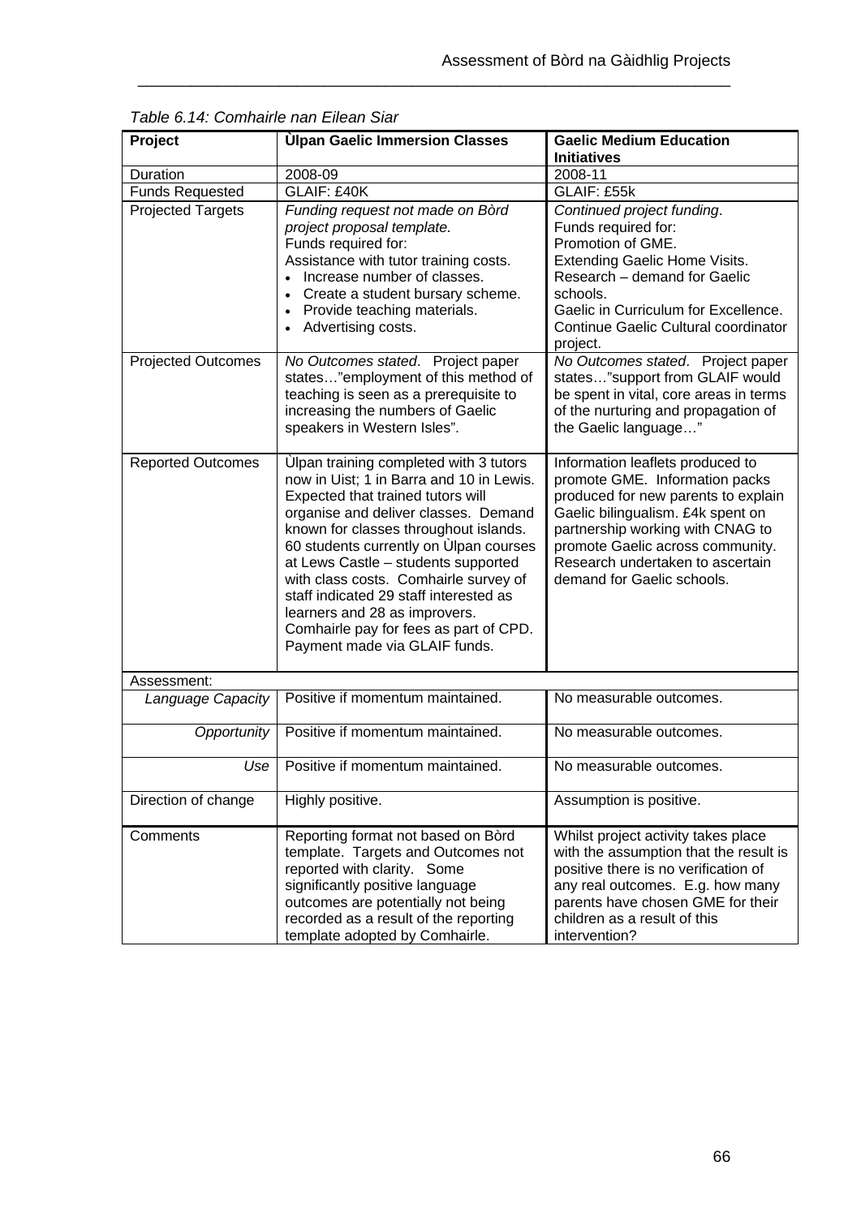*Table 6.14: Comhairle nan Eilean Siar*

| Project | Ùlpan Gaelic Immersion Classes | Gaelic Medium Education Initiatives |
|---|---|---|
| Duration | 2008-09 | 2008-11 |
| Funds Requested | GLAIF: £40K | GLAIF: £55k |
| Projected Targets | *Funding request not made on Bòrd project proposal template.* Funds required for: Assistance with tutor training costs. • Increase number of classes. • Create a student bursary scheme. • Provide teaching materials. • Advertising costs. | *Continued project funding*. Funds required for: Promotion of GME. Extending Gaelic Home Visits. Research – demand for Gaelic schools. Gaelic in Curriculum for Excellence. Continue Gaelic Cultural coordinator project. |
| Projected Outcomes | *No Outcomes stated*. Project paper states…"employment of this method of teaching is seen as a prerequisite to increasing the numbers of Gaelic speakers in Western Isles". | *No Outcomes stated*. Project paper states…"support from GLAIF would be spent in vital, core areas in terms of the nurturing and propagation of the Gaelic language…" |
| Reported Outcomes | Ùlpan training completed with 3 tutors now in Uist; 1 in Barra and 10 in Lewis. Expected that trained tutors will organise and deliver classes. Demand known for classes throughout islands. 60 students currently on Ùlpan courses at Lews Castle – students supported with class costs. Comhairle survey of staff indicated 29 staff interested as learners and 28 as improvers. Comhairle pay for fees as part of CPD. Payment made via GLAIF funds. | Information leaflets produced to promote GME. Information packs produced for new parents to explain Gaelic bilingualism. £4k spent on partnership working with CNAG to promote Gaelic across community. Research undertaken to ascertain demand for Gaelic schools. |
| Assessment: | | |
| *Language Capacity* | Positive if momentum maintained. | No measurable outcomes. |
| *Opportunity* | Positive if momentum maintained. | No measurable outcomes. |
| *Use* | Positive if momentum maintained. | No measurable outcomes. |
| Direction of change | Highly positive. | Assumption is positive. |
| Comments | Reporting format not based on Bòrd template. Targets and Outcomes not reported with clarity. Some significantly positive language outcomes are potentially not being recorded as a result of the reporting template adopted by Comhairle. | Whilst project activity takes place with the assumption that the result is positive there is no verification of any real outcomes. E.g. how many parents have chosen GME for their children as a result of this intervention? |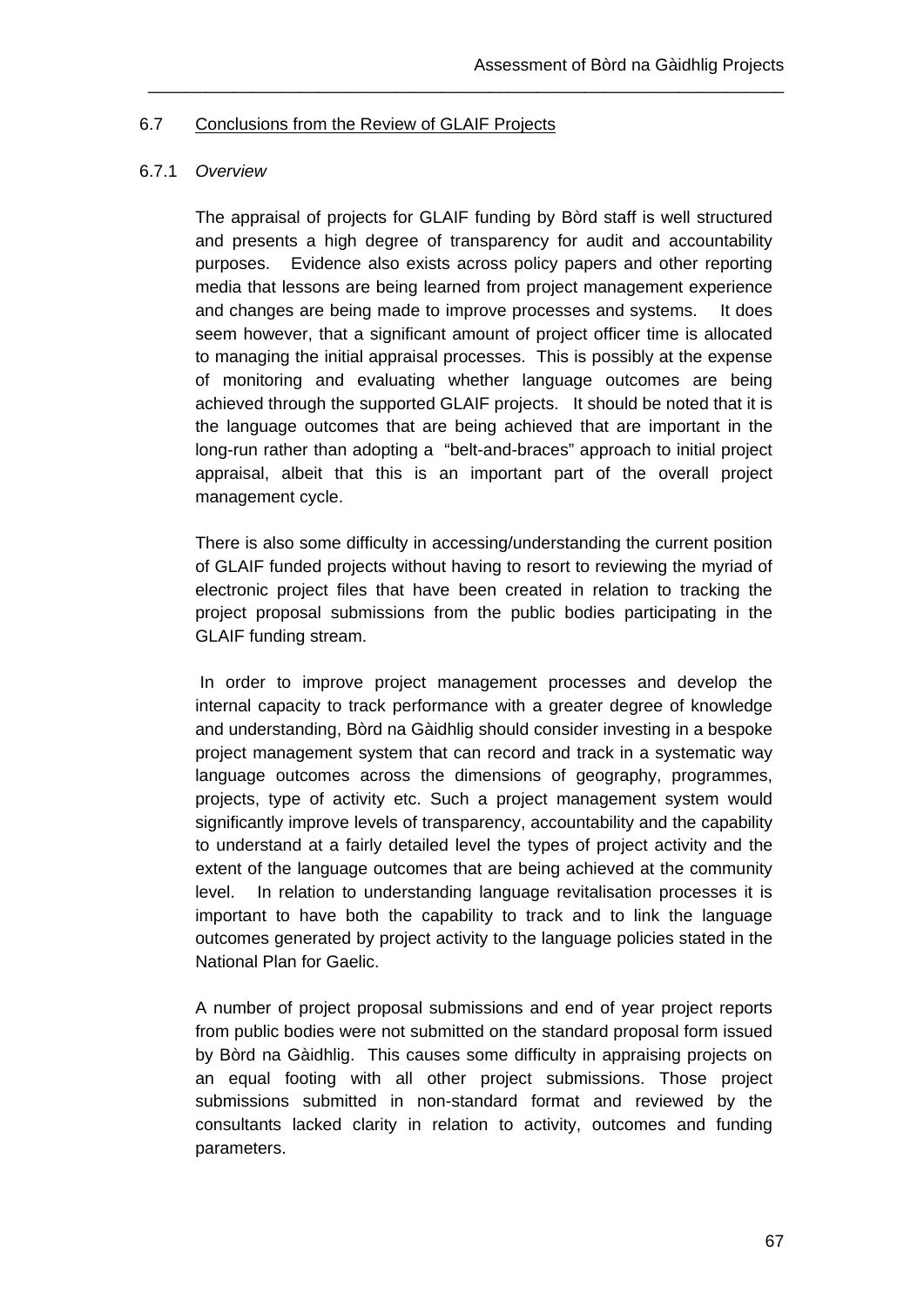## 6.7 Conclusions from the Review of GLAIF Projects

### 6.7.1 *Overview*

The appraisal of projects for GLAIF funding by Bòrd staff is well structured and presents a high degree of transparency for audit and accountability purposes. Evidence also exists across policy papers and other reporting media that lessons are being learned from project management experience and changes are being made to improve processes and systems. It does seem however, that a significant amount of project officer time is allocated to managing the initial appraisal processes. This is possibly at the expense of monitoring and evaluating whether language outcomes are being achieved through the supported GLAIF projects. It should be noted that it is the language outcomes that are being achieved that are important in the long-run rather than adopting a "belt-and-braces" approach to initial project appraisal, albeit that this is an important part of the overall project management cycle.

There is also some difficulty in accessing/understanding the current position of GLAIF funded projects without having to resort to reviewing the myriad of electronic project files that have been created in relation to tracking the project proposal submissions from the public bodies participating in the GLAIF funding stream.

In order to improve project management processes and develop the internal capacity to track performance with a greater degree of knowledge and understanding, Bòrd na Gàidhlig should consider investing in a bespoke project management system that can record and track in a systematic way language outcomes across the dimensions of geography, programmes, projects, type of activity etc. Such a project management system would significantly improve levels of transparency, accountability and the capability to understand at a fairly detailed level the types of project activity and the extent of the language outcomes that are being achieved at the community level. In relation to understanding language revitalisation processes it is important to have both the capability to track and to link the language outcomes generated by project activity to the language policies stated in the National Plan for Gaelic.

A number of project proposal submissions and end of year project reports from public bodies were not submitted on the standard proposal form issued by Bòrd na Gàidhlig. This causes some difficulty in appraising projects on an equal footing with all other project submissions. Those project submissions submitted in non-standard format and reviewed by the consultants lacked clarity in relation to activity, outcomes and funding parameters.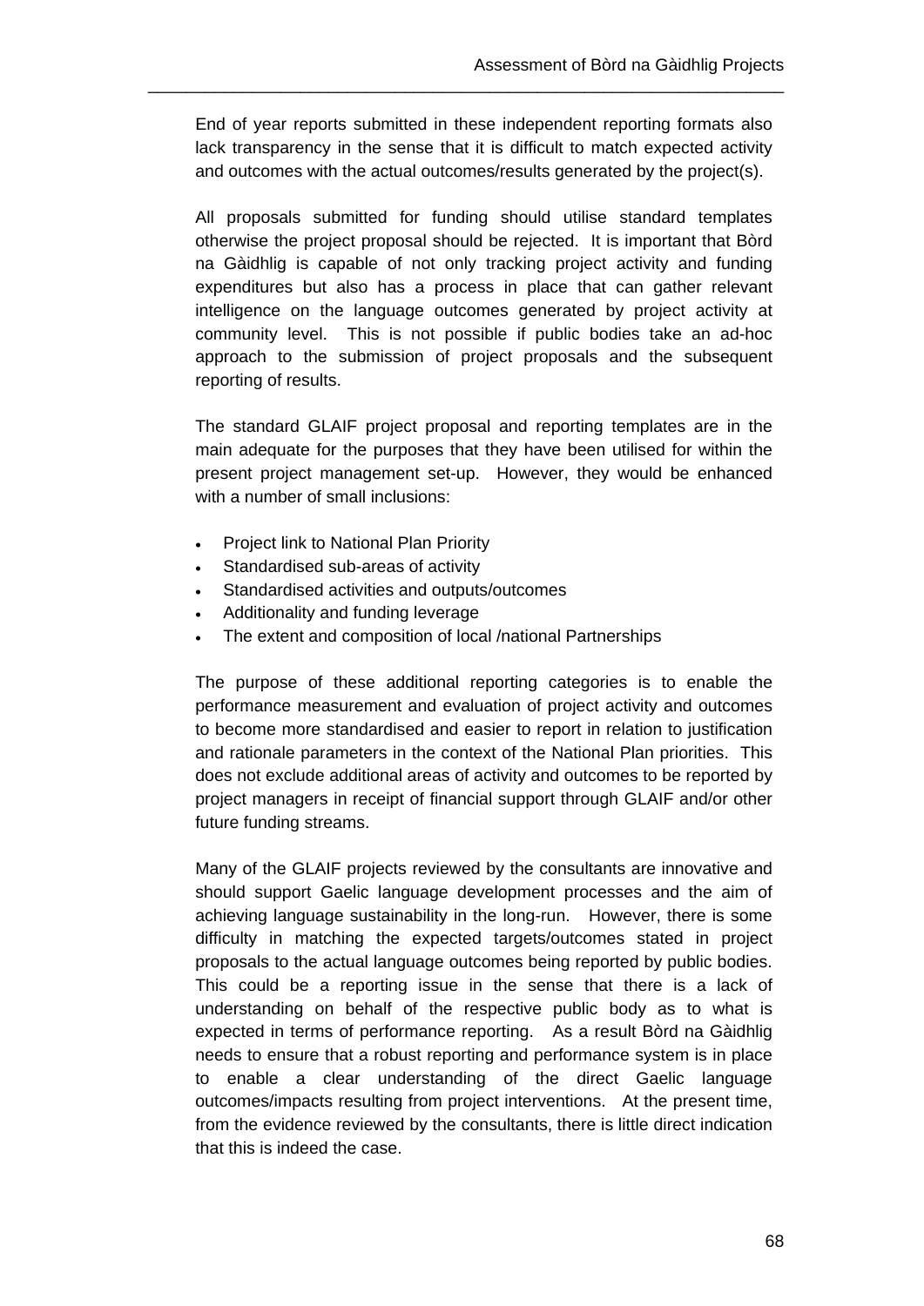End of year reports submitted in these independent reporting formats also lack transparency in the sense that it is difficult to match expected activity and outcomes with the actual outcomes/results generated by the project(s).

All proposals submitted for funding should utilise standard templates otherwise the project proposal should be rejected. It is important that Bòrd na Gàidhlig is capable of not only tracking project activity and funding expenditures but also has a process in place that can gather relevant intelligence on the language outcomes generated by project activity at community level. This is not possible if public bodies take an ad-hoc approach to the submission of project proposals and the subsequent reporting of results.

The standard GLAIF project proposal and reporting templates are in the main adequate for the purposes that they have been utilised for within the present project management set-up. However, they would be enhanced with a number of small inclusions:

- Project link to National Plan Priority
- Standardised sub-areas of activity
- Standardised activities and outputs/outcomes
- Additionality and funding leverage
- The extent and composition of local /national Partnerships

The purpose of these additional reporting categories is to enable the performance measurement and evaluation of project activity and outcomes to become more standardised and easier to report in relation to justification and rationale parameters in the context of the National Plan priorities. This does not exclude additional areas of activity and outcomes to be reported by project managers in receipt of financial support through GLAIF and/or other future funding streams.

Many of the GLAIF projects reviewed by the consultants are innovative and should support Gaelic language development processes and the aim of achieving language sustainability in the long-run. However, there is some difficulty in matching the expected targets/outcomes stated in project proposals to the actual language outcomes being reported by public bodies. This could be a reporting issue in the sense that there is a lack of understanding on behalf of the respective public body as to what is expected in terms of performance reporting. As a result Bòrd na Gàidhlig needs to ensure that a robust reporting and performance system is in place to enable a clear understanding of the direct Gaelic language outcomes/impacts resulting from project interventions. At the present time, from the evidence reviewed by the consultants, there is little direct indication that this is indeed the case.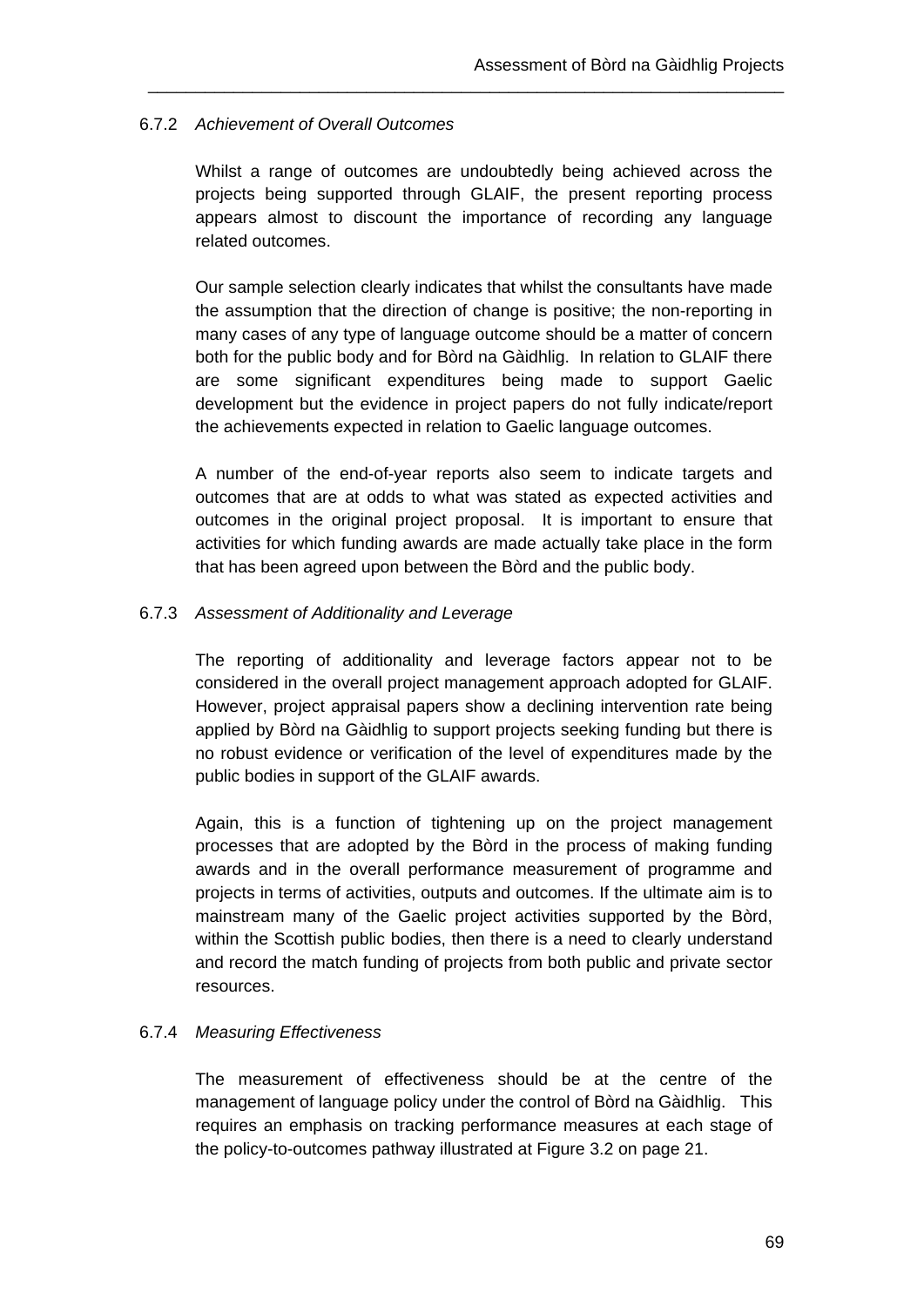#### 6.7.2 *Achievement of Overall Outcomes*

Whilst a range of outcomes are undoubtedly being achieved across the projects being supported through GLAIF, the present reporting process appears almost to discount the importance of recording any language related outcomes.

Our sample selection clearly indicates that whilst the consultants have made the assumption that the direction of change is positive; the non-reporting in many cases of any type of language outcome should be a matter of concern both for the public body and for Bòrd na Gàidhlig. In relation to GLAIF there are some significant expenditures being made to support Gaelic development but the evidence in project papers do not fully indicate/report the achievements expected in relation to Gaelic language outcomes.

A number of the end-of-year reports also seem to indicate targets and outcomes that are at odds to what was stated as expected activities and outcomes in the original project proposal. It is important to ensure that activities for which funding awards are made actually take place in the form that has been agreed upon between the Bòrd and the public body.

#### 6.7.3 *Assessment of Additionality and Leverage*

The reporting of additionality and leverage factors appear not to be considered in the overall project management approach adopted for GLAIF. However, project appraisal papers show a declining intervention rate being applied by Bòrd na Gàidhlig to support projects seeking funding but there is no robust evidence or verification of the level of expenditures made by the public bodies in support of the GLAIF awards.

Again, this is a function of tightening up on the project management processes that are adopted by the Bòrd in the process of making funding awards and in the overall performance measurement of programme and projects in terms of activities, outputs and outcomes. If the ultimate aim is to mainstream many of the Gaelic project activities supported by the Bòrd, within the Scottish public bodies, then there is a need to clearly understand and record the match funding of projects from both public and private sector resources.

#### 6.7.4 *Measuring Effectiveness*

The measurement of effectiveness should be at the centre of the management of language policy under the control of Bòrd na Gàidhlig. This requires an emphasis on tracking performance measures at each stage of the policy-to-outcomes pathway illustrated at Figure 3.2 on page 21.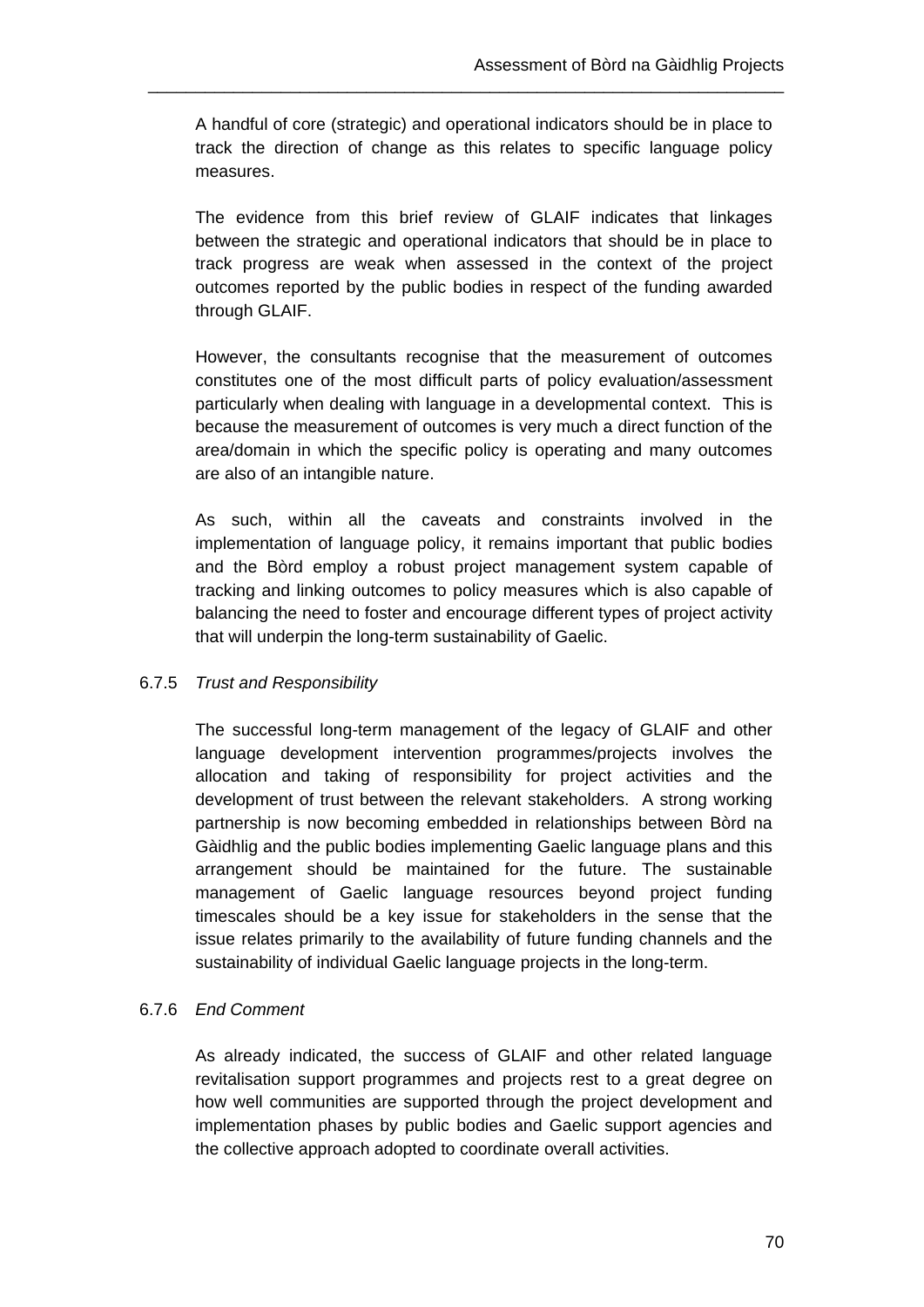A handful of core (strategic) and operational indicators should be in place to track the direction of change as this relates to specific language policy measures.

The evidence from this brief review of GLAIF indicates that linkages between the strategic and operational indicators that should be in place to track progress are weak when assessed in the context of the project outcomes reported by the public bodies in respect of the funding awarded through GLAIF.

However, the consultants recognise that the measurement of outcomes constitutes one of the most difficult parts of policy evaluation/assessment particularly when dealing with language in a developmental context. This is because the measurement of outcomes is very much a direct function of the area/domain in which the specific policy is operating and many outcomes are also of an intangible nature.

As such, within all the caveats and constraints involved in the implementation of language policy, it remains important that public bodies and the Bòrd employ a robust project management system capable of tracking and linking outcomes to policy measures which is also capable of balancing the need to foster and encourage different types of project activity that will underpin the long-term sustainability of Gaelic.

### 6.7.5 *Trust and Responsibility*

The successful long-term management of the legacy of GLAIF and other language development intervention programmes/projects involves the allocation and taking of responsibility for project activities and the development of trust between the relevant stakeholders. A strong working partnership is now becoming embedded in relationships between Bòrd na Gàidhlig and the public bodies implementing Gaelic language plans and this arrangement should be maintained for the future. The sustainable management of Gaelic language resources beyond project funding timescales should be a key issue for stakeholders in the sense that the issue relates primarily to the availability of future funding channels and the sustainability of individual Gaelic language projects in the long-term.

### 6.7.6 *End Comment*

As already indicated, the success of GLAIF and other related language revitalisation support programmes and projects rest to a great degree on how well communities are supported through the project development and implementation phases by public bodies and Gaelic support agencies and the collective approach adopted to coordinate overall activities.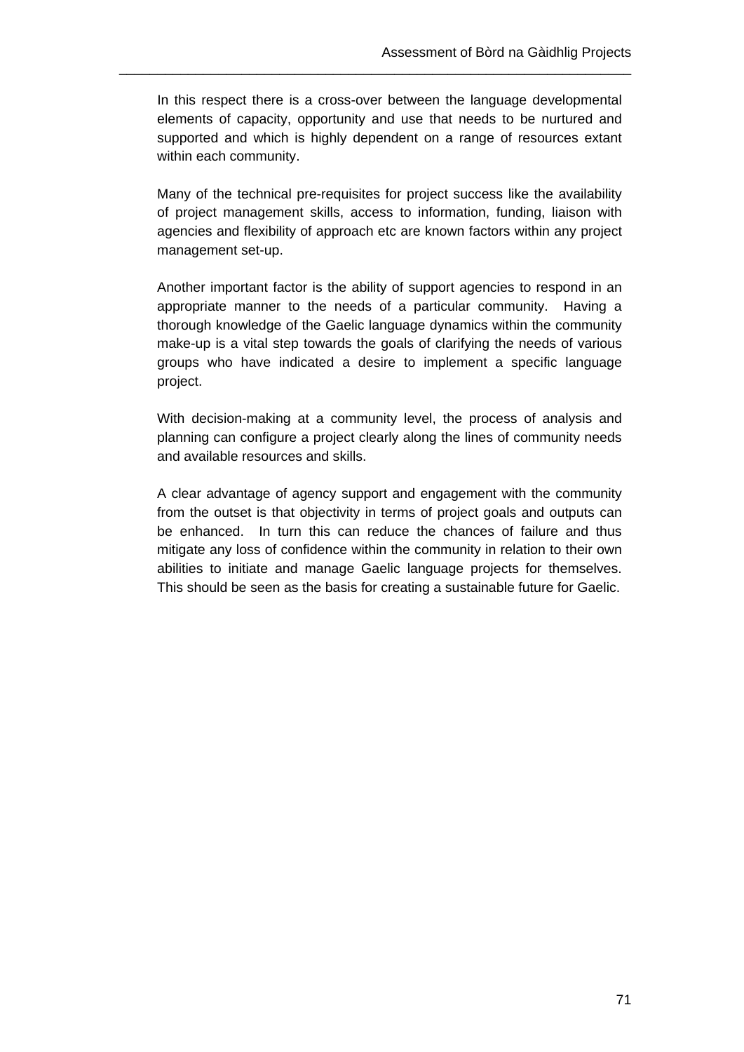In this respect there is a cross-over between the language developmental elements of capacity, opportunity and use that needs to be nurtured and supported and which is highly dependent on a range of resources extant within each community.

Many of the technical pre-requisites for project success like the availability of project management skills, access to information, funding, liaison with agencies and flexibility of approach etc are known factors within any project management set-up.

Another important factor is the ability of support agencies to respond in an appropriate manner to the needs of a particular community. Having a thorough knowledge of the Gaelic language dynamics within the community make-up is a vital step towards the goals of clarifying the needs of various groups who have indicated a desire to implement a specific language project.

With decision-making at a community level, the process of analysis and planning can configure a project clearly along the lines of community needs and available resources and skills.

A clear advantage of agency support and engagement with the community from the outset is that objectivity in terms of project goals and outputs can be enhanced. In turn this can reduce the chances of failure and thus mitigate any loss of confidence within the community in relation to their own abilities to initiate and manage Gaelic language projects for themselves. This should be seen as the basis for creating a sustainable future for Gaelic.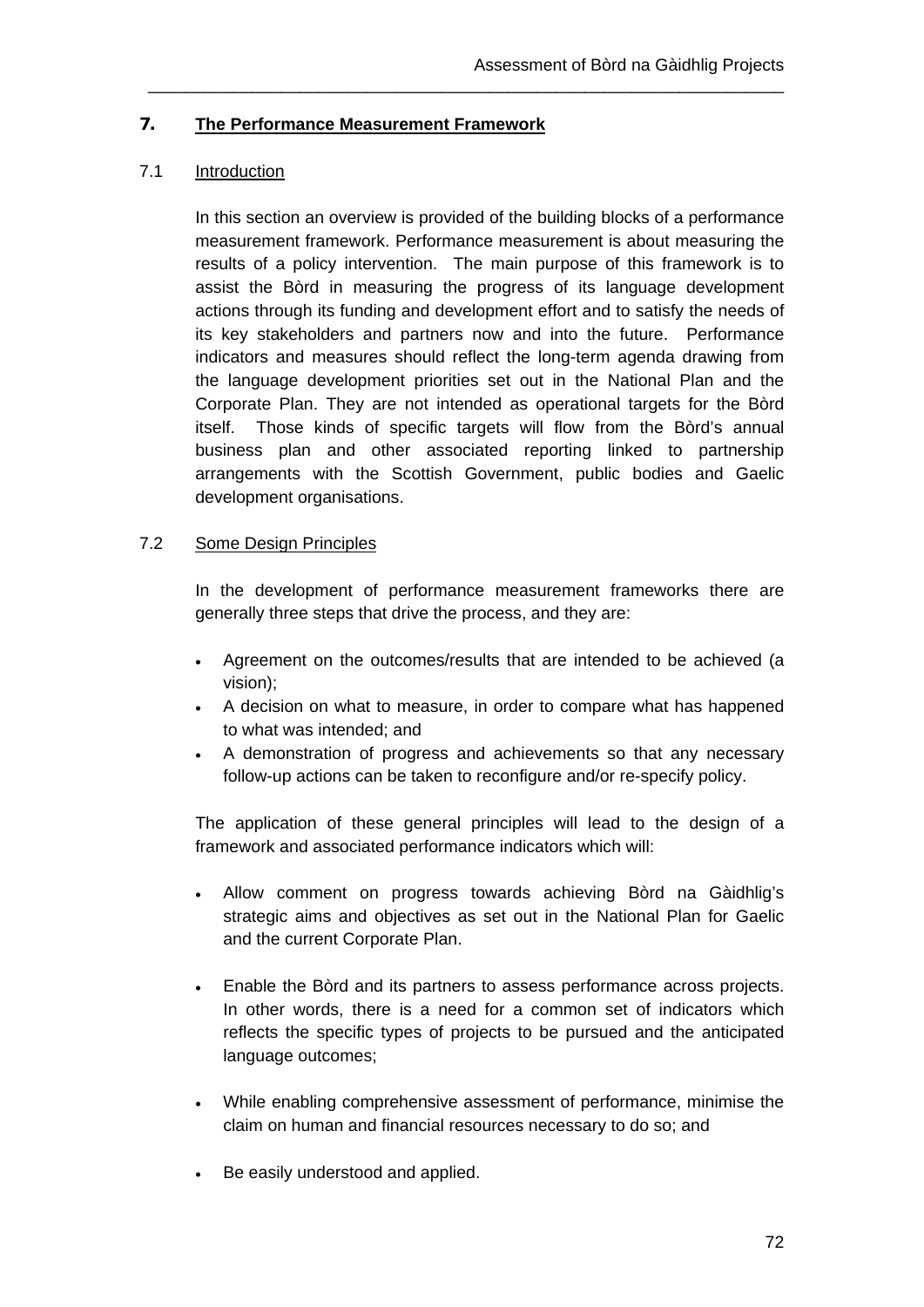# 7. The Performance Measurement Framework

## 7.1 Introduction

In this section an overview is provided of the building blocks of a performance measurement framework. Performance measurement is about measuring the results of a policy intervention. The main purpose of this framework is to assist the Bòrd in measuring the progress of its language development actions through its funding and development effort and to satisfy the needs of its key stakeholders and partners now and into the future. Performance indicators and measures should reflect the long-term agenda drawing from the language development priorities set out in the National Plan and the Corporate Plan. They are not intended as operational targets for the Bòrd itself. Those kinds of specific targets will flow from the Bòrd's annual business plan and other associated reporting linked to partnership arrangements with the Scottish Government, public bodies and Gaelic development organisations.

## 7.2 Some Design Principles

In the development of performance measurement frameworks there are generally three steps that drive the process, and they are:

- Agreement on the outcomes/results that are intended to be achieved (a vision);
- A decision on what to measure, in order to compare what has happened to what was intended; and
- A demonstration of progress and achievements so that any necessary follow-up actions can be taken to reconfigure and/or re-specify policy.

The application of these general principles will lead to the design of a framework and associated performance indicators which will:

- Allow comment on progress towards achieving Bòrd na Gàidhlig's strategic aims and objectives as set out in the National Plan for Gaelic and the current Corporate Plan.
- Enable the Bòrd and its partners to assess performance across projects. In other words, there is a need for a common set of indicators which reflects the specific types of projects to be pursued and the anticipated language outcomes;
- While enabling comprehensive assessment of performance, minimise the claim on human and financial resources necessary to do so; and
- Be easily understood and applied.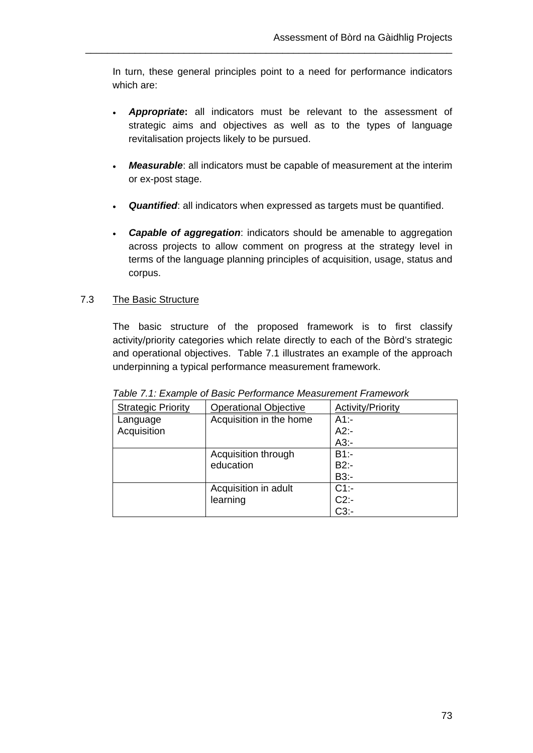In turn, these general principles point to a need for performance indicators which are:

- ***Appropriate*****:** all indicators must be relevant to the assessment of strategic aims and objectives as well as to the types of language revitalisation projects likely to be pursued.

- ***Measurable***: all indicators must be capable of measurement at the interim or ex-post stage.

- ***Quantified***: all indicators when expressed as targets must be quantified.

- ***Capable of aggregation***: indicators should be amenable to aggregation across projects to allow comment on progress at the strategy level in terms of the language planning principles of acquisition, usage, status and corpus.

## 7.3 The Basic Structure

The basic structure of the proposed framework is to first classify activity/priority categories which relate directly to each of the Bòrd's strategic and operational objectives. Table 7.1 illustrates an example of the approach underpinning a typical performance measurement framework.

*Table 7.1: Example of Basic Performance Measurement Framework*

| Strategic Priority | Operational Objective | Activity/Priority |
|---|---|---|
| Language Acquisition | Acquisition in the home | A1:-<br>A2:-<br>A3:- |
| | Acquisition through education | B1:-<br>B2:-<br>B3:- |
| | Acquisition in adult learning | C1:-<br>C2:-<br>C3:- |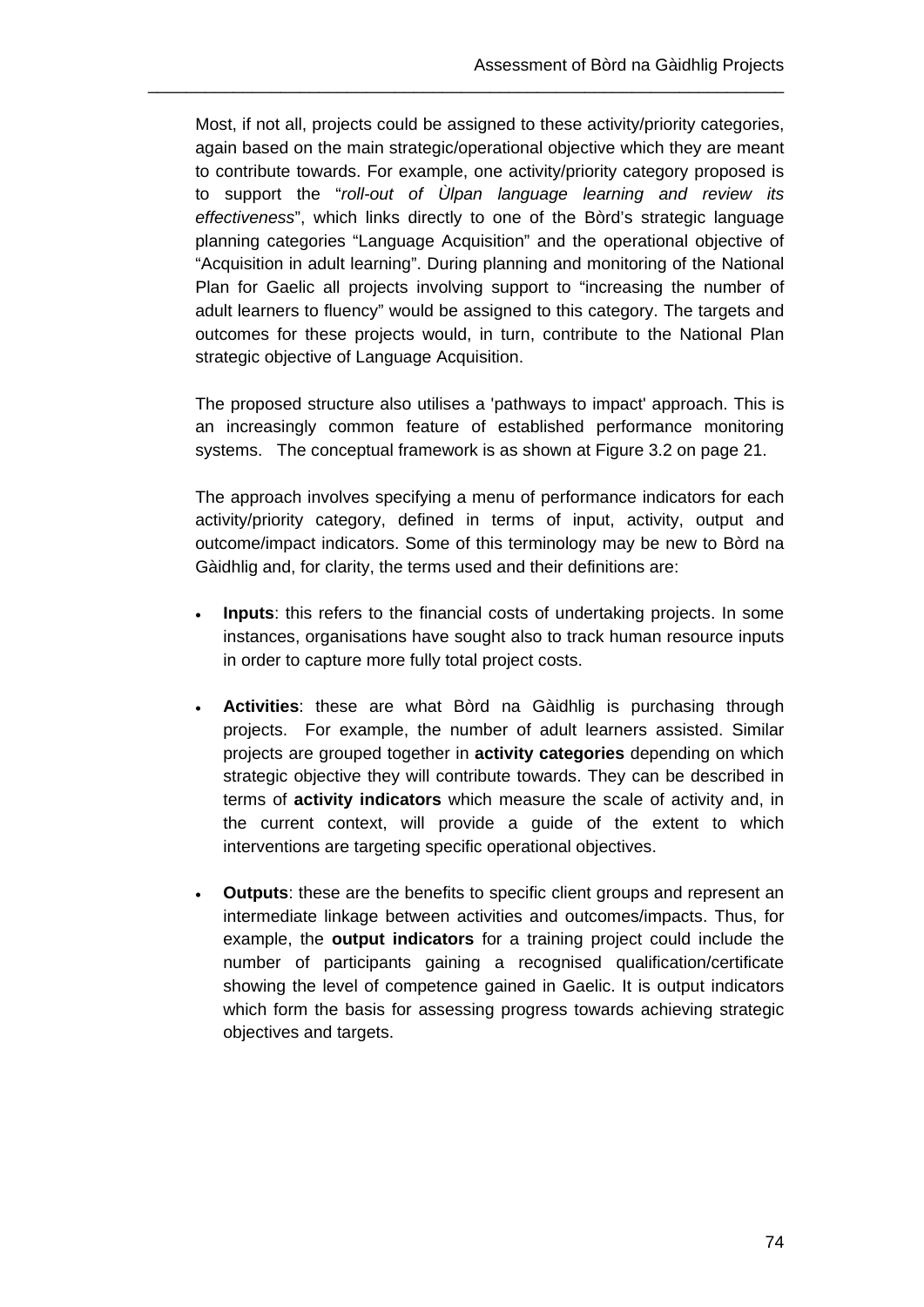Most, if not all, projects could be assigned to these activity/priority categories, again based on the main strategic/operational objective which they are meant to contribute towards. For example, one activity/priority category proposed is to support the "*roll-out of Ùlpan language learning and review its effectiveness*", which links directly to one of the Bòrd's strategic language planning categories "Language Acquisition" and the operational objective of "Acquisition in adult learning". During planning and monitoring of the National Plan for Gaelic all projects involving support to "increasing the number of adult learners to fluency" would be assigned to this category. The targets and outcomes for these projects would, in turn, contribute to the National Plan strategic objective of Language Acquisition.

The proposed structure also utilises a 'pathways to impact' approach. This is an increasingly common feature of established performance monitoring systems. The conceptual framework is as shown at Figure 3.2 on page 21.

The approach involves specifying a menu of performance indicators for each activity/priority category, defined in terms of input, activity, output and outcome/impact indicators. Some of this terminology may be new to Bòrd na Gàidhlig and, for clarity, the terms used and their definitions are:

- **Inputs**: this refers to the financial costs of undertaking projects. In some instances, organisations have sought also to track human resource inputs in order to capture more fully total project costs.

- **Activities**: these are what Bòrd na Gàidhlig is purchasing through projects. For example, the number of adult learners assisted. Similar projects are grouped together in **activity categories** depending on which strategic objective they will contribute towards. They can be described in terms of **activity indicators** which measure the scale of activity and, in the current context, will provide a guide of the extent to which interventions are targeting specific operational objectives.

- **Outputs**: these are the benefits to specific client groups and represent an intermediate linkage between activities and outcomes/impacts. Thus, for example, the **output indicators** for a training project could include the number of participants gaining a recognised qualification/certificate showing the level of competence gained in Gaelic. It is output indicators which form the basis for assessing progress towards achieving strategic objectives and targets.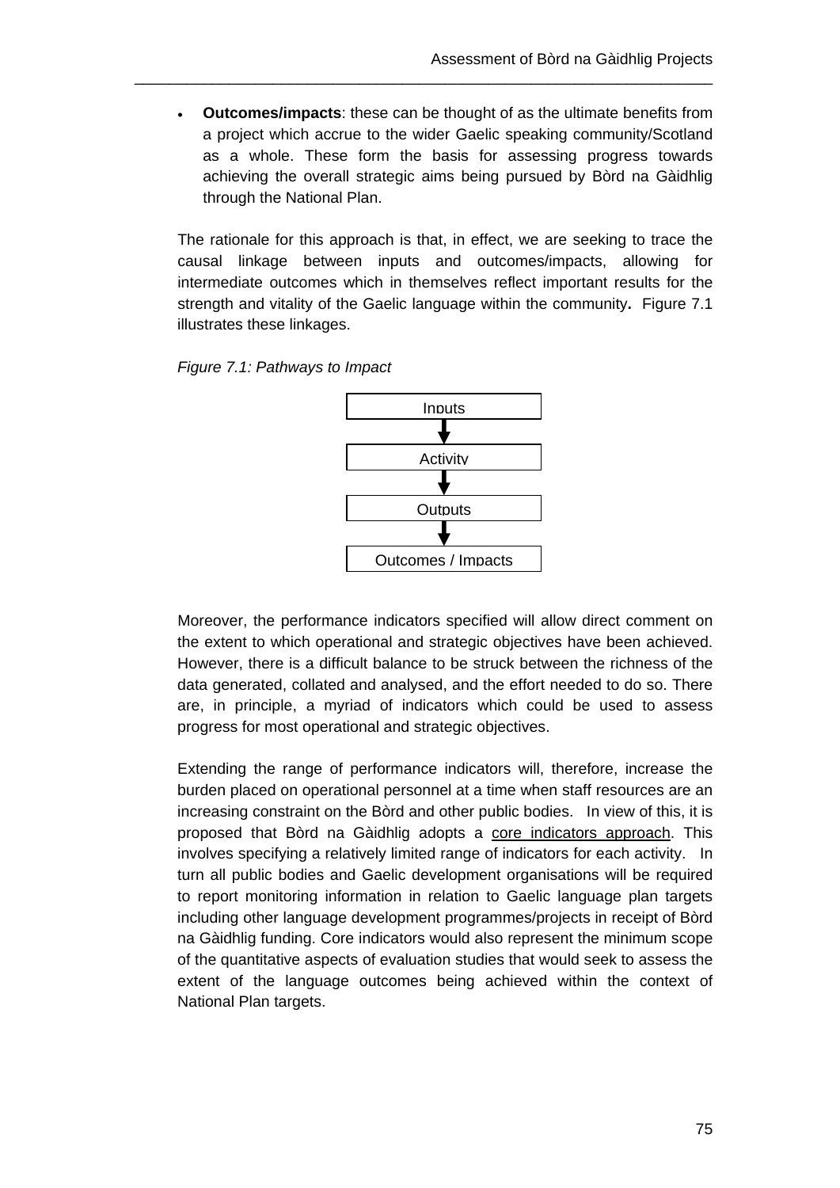- **Outcomes/impacts**: these can be thought of as the ultimate benefits from a project which accrue to the wider Gaelic speaking community/Scotland as a whole. These form the basis for assessing progress towards achieving the overall strategic aims being pursued by Bòrd na Gàidhlig through the National Plan.

The rationale for this approach is that, in effect, we are seeking to trace the causal linkage between inputs and outcomes/impacts, allowing for intermediate outcomes which in themselves reflect important results for the strength and vitality of the Gaelic language within the community**.** Figure 7.1 illustrates these linkages.

*Figure 7.1: Pathways to Impact*

```
Inputs
  ↓
Activity
  ↓
Outputs
  ↓
Outcomes / Impacts
```

Moreover, the performance indicators specified will allow direct comment on the extent to which operational and strategic objectives have been achieved. However, there is a difficult balance to be struck between the richness of the data generated, collated and analysed, and the effort needed to do so. There are, in principle, a myriad of indicators which could be used to assess progress for most operational and strategic objectives.

Extending the range of performance indicators will, therefore, increase the burden placed on operational personnel at a time when staff resources are an increasing constraint on the Bòrd and other public bodies. In view of this, it is proposed that Bòrd na Gàidhlig adopts a core indicators approach. This involves specifying a relatively limited range of indicators for each activity. In turn all public bodies and Gaelic development organisations will be required to report monitoring information in relation to Gaelic language plan targets including other language development programmes/projects in receipt of Bòrd na Gàidhlig funding. Core indicators would also represent the minimum scope of the quantitative aspects of evaluation studies that would seek to assess the extent of the language outcomes being achieved within the context of National Plan targets.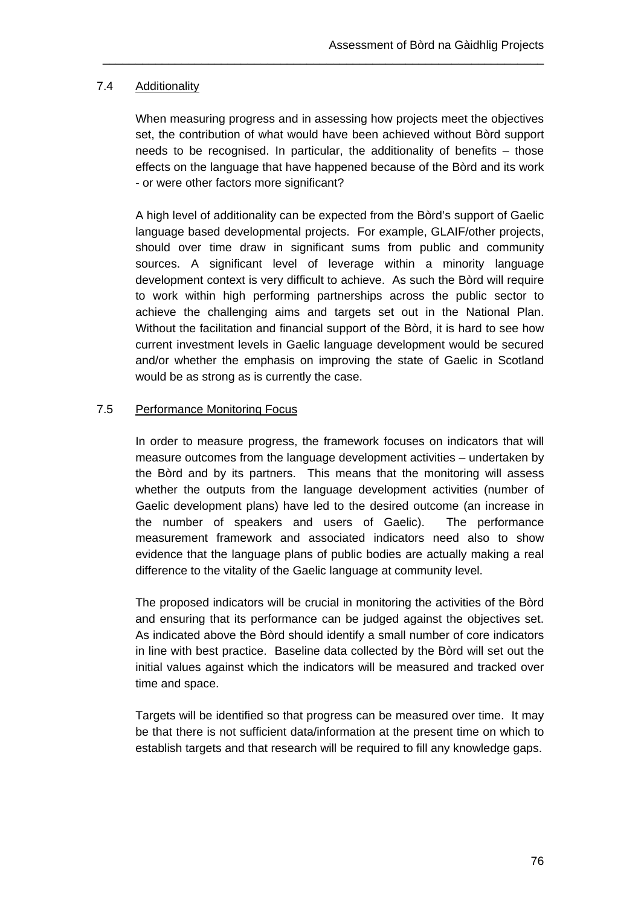### 7.4 Additionality

When measuring progress and in assessing how projects meet the objectives set, the contribution of what would have been achieved without Bòrd support needs to be recognised. In particular, the additionality of benefits – those effects on the language that have happened because of the Bòrd and its work - or were other factors more significant?

A high level of additionality can be expected from the Bòrd's support of Gaelic language based developmental projects. For example, GLAIF/other projects, should over time draw in significant sums from public and community sources. A significant level of leverage within a minority language development context is very difficult to achieve. As such the Bòrd will require to work within high performing partnerships across the public sector to achieve the challenging aims and targets set out in the National Plan. Without the facilitation and financial support of the Bòrd, it is hard to see how current investment levels in Gaelic language development would be secured and/or whether the emphasis on improving the state of Gaelic in Scotland would be as strong as is currently the case.

### 7.5 Performance Monitoring Focus

In order to measure progress, the framework focuses on indicators that will measure outcomes from the language development activities – undertaken by the Bòrd and by its partners. This means that the monitoring will assess whether the outputs from the language development activities (number of Gaelic development plans) have led to the desired outcome (an increase in the number of speakers and users of Gaelic). The performance measurement framework and associated indicators need also to show evidence that the language plans of public bodies are actually making a real difference to the vitality of the Gaelic language at community level.

The proposed indicators will be crucial in monitoring the activities of the Bòrd and ensuring that its performance can be judged against the objectives set. As indicated above the Bòrd should identify a small number of core indicators in line with best practice. Baseline data collected by the Bòrd will set out the initial values against which the indicators will be measured and tracked over time and space.

Targets will be identified so that progress can be measured over time. It may be that there is not sufficient data/information at the present time on which to establish targets and that research will be required to fill any knowledge gaps.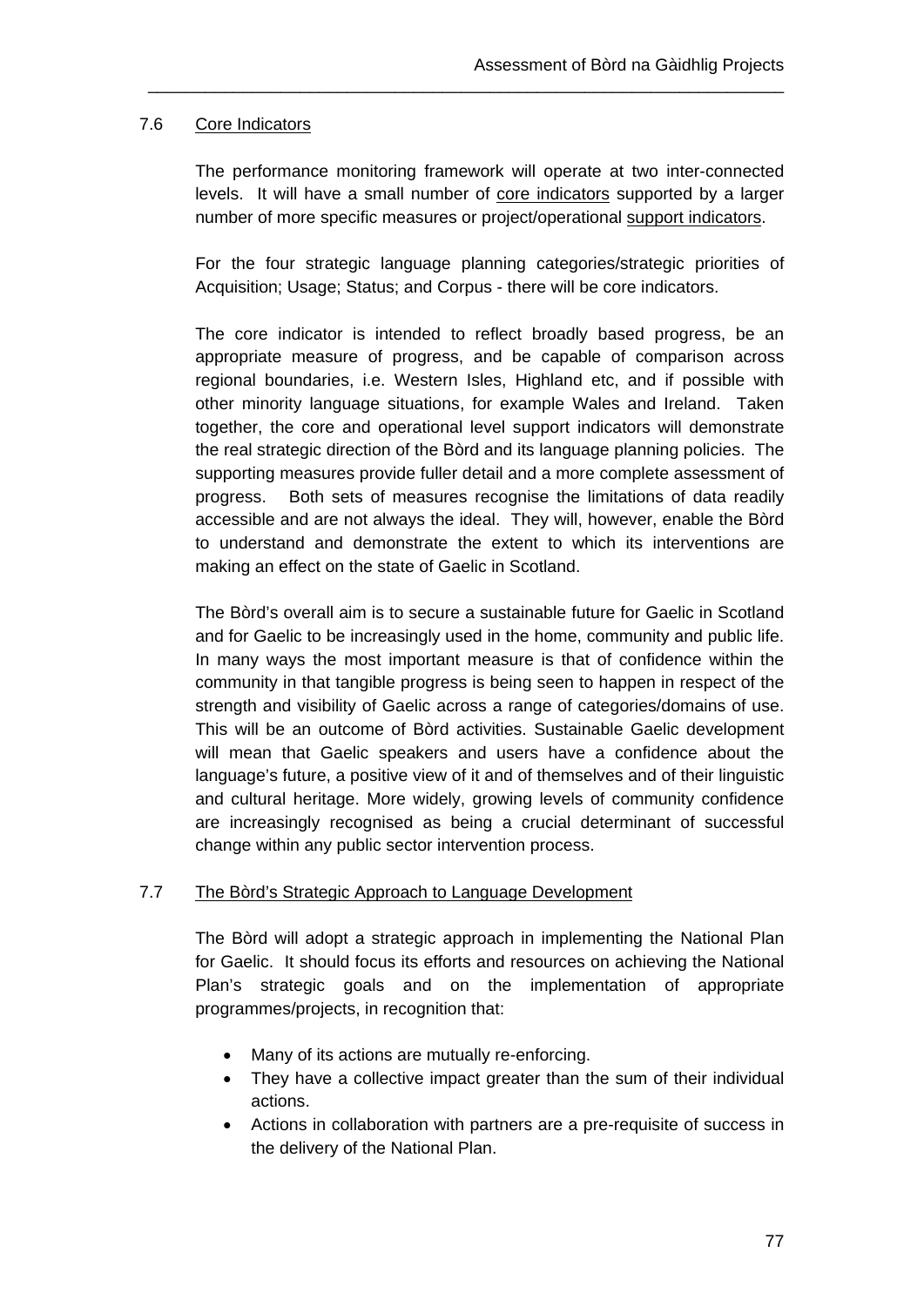## 7.6 Core Indicators

The performance monitoring framework will operate at two inter-connected levels. It will have a small number of core indicators supported by a larger number of more specific measures or project/operational support indicators.

For the four strategic language planning categories/strategic priorities of Acquisition; Usage; Status; and Corpus - there will be core indicators.

The core indicator is intended to reflect broadly based progress, be an appropriate measure of progress, and be capable of comparison across regional boundaries, i.e. Western Isles, Highland etc, and if possible with other minority language situations, for example Wales and Ireland. Taken together, the core and operational level support indicators will demonstrate the real strategic direction of the Bòrd and its language planning policies. The supporting measures provide fuller detail and a more complete assessment of progress. Both sets of measures recognise the limitations of data readily accessible and are not always the ideal. They will, however, enable the Bòrd to understand and demonstrate the extent to which its interventions are making an effect on the state of Gaelic in Scotland.

The Bòrd's overall aim is to secure a sustainable future for Gaelic in Scotland and for Gaelic to be increasingly used in the home, community and public life. In many ways the most important measure is that of confidence within the community in that tangible progress is being seen to happen in respect of the strength and visibility of Gaelic across a range of categories/domains of use. This will be an outcome of Bòrd activities. Sustainable Gaelic development will mean that Gaelic speakers and users have a confidence about the language's future, a positive view of it and of themselves and of their linguistic and cultural heritage. More widely, growing levels of community confidence are increasingly recognised as being a crucial determinant of successful change within any public sector intervention process.

## 7.7 The Bòrd's Strategic Approach to Language Development

The Bòrd will adopt a strategic approach in implementing the National Plan for Gaelic. It should focus its efforts and resources on achieving the National Plan's strategic goals and on the implementation of appropriate programmes/projects, in recognition that:

- Many of its actions are mutually re-enforcing.
- They have a collective impact greater than the sum of their individual actions.
- Actions in collaboration with partners are a pre-requisite of success in the delivery of the National Plan.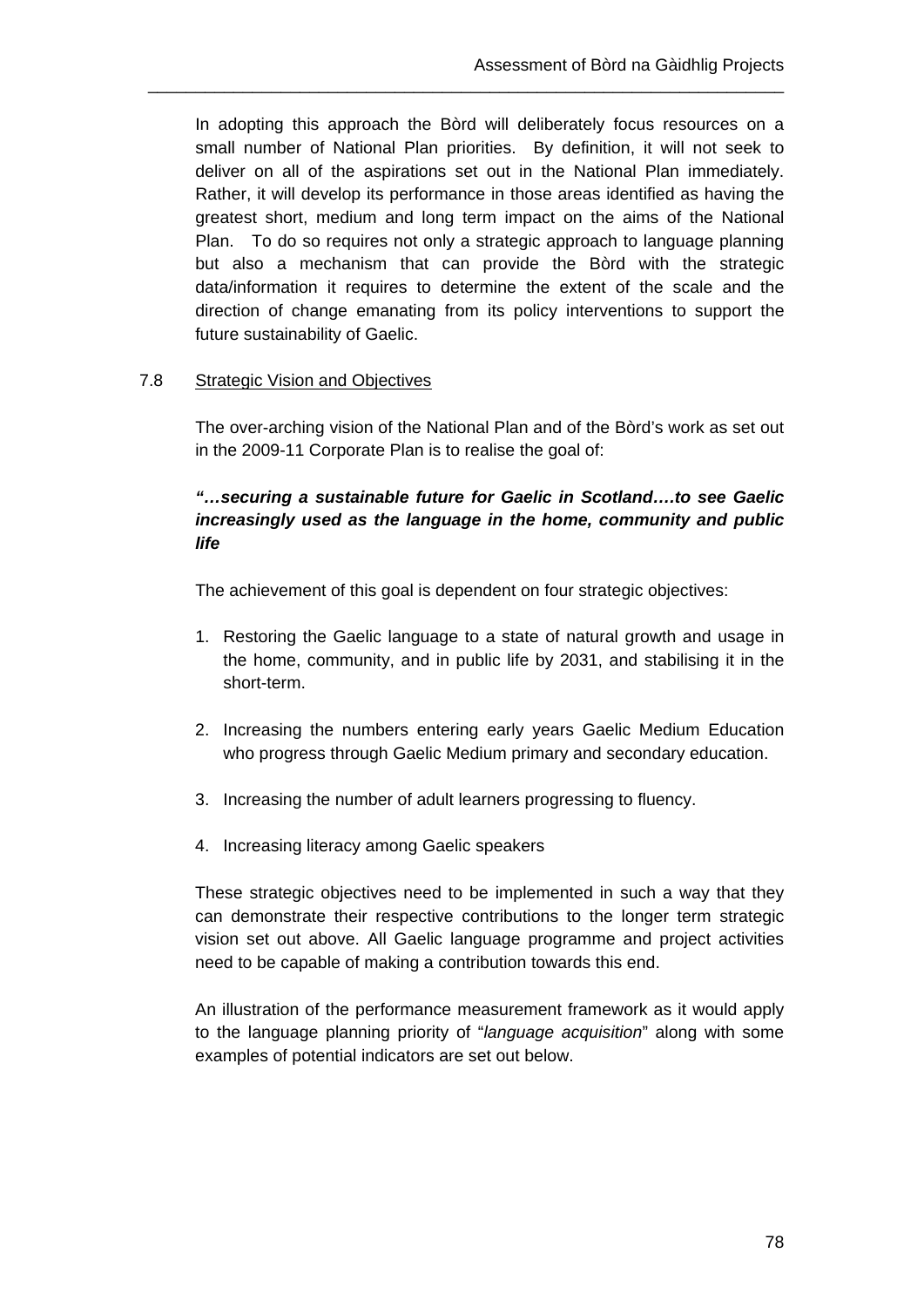In adopting this approach the Bòrd will deliberately focus resources on a small number of National Plan priorities. By definition, it will not seek to deliver on all of the aspirations set out in the National Plan immediately. Rather, it will develop its performance in those areas identified as having the greatest short, medium and long term impact on the aims of the National Plan. To do so requires not only a strategic approach to language planning but also a mechanism that can provide the Bòrd with the strategic data/information it requires to determine the extent of the scale and the direction of change emanating from its policy interventions to support the future sustainability of Gaelic.

7.8 Strategic Vision and Objectives

The over-arching vision of the National Plan and of the Bòrd's work as set out in the 2009-11 Corporate Plan is to realise the goal of:

***"…securing a sustainable future for Gaelic in Scotland….to see Gaelic increasingly used as the language in the home, community and public life***

The achievement of this goal is dependent on four strategic objectives:

1. Restoring the Gaelic language to a state of natural growth and usage in the home, community, and in public life by 2031, and stabilising it in the short-term.

2. Increasing the numbers entering early years Gaelic Medium Education who progress through Gaelic Medium primary and secondary education.

3. Increasing the number of adult learners progressing to fluency.

4. Increasing literacy among Gaelic speakers

These strategic objectives need to be implemented in such a way that they can demonstrate their respective contributions to the longer term strategic vision set out above. All Gaelic language programme and project activities need to be capable of making a contribution towards this end.

An illustration of the performance measurement framework as it would apply to the language planning priority of "*language acquisition*" along with some examples of potential indicators are set out below.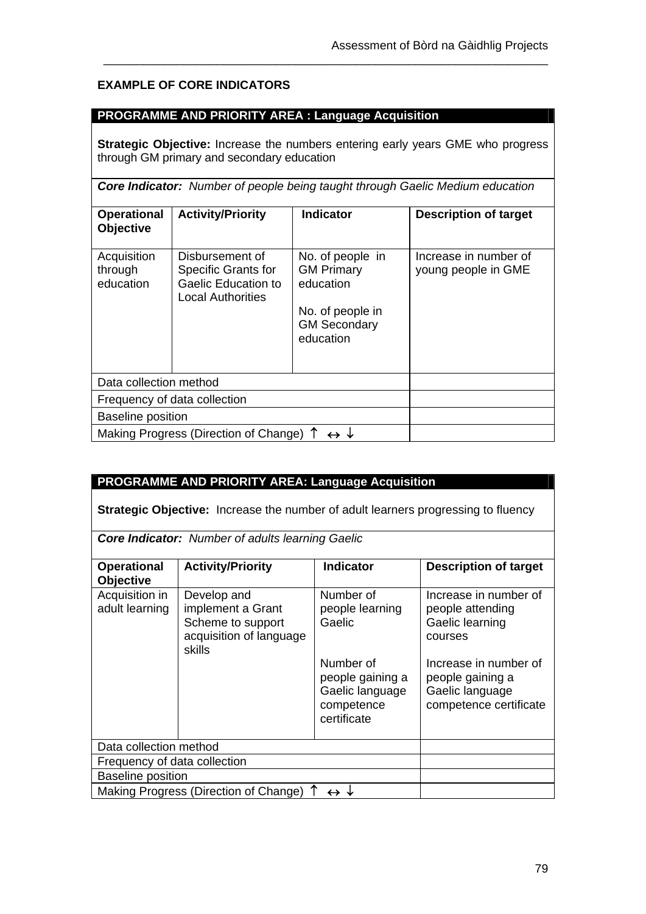**EXAMPLE OF CORE INDICATORS**

| **PROGRAMME AND PRIORITY AREA : Language Acquisition** | | | |
|---|---|---|---|
| **Strategic Objective:** Increase the numbers entering early years GME who progress through GM primary and secondary education | | | |
| ***Core Indicator:*** *Number of people being taught through Gaelic Medium education* | | | |
| **Operational Objective** | **Activity/Priority** | **Indicator** | **Description of target** |
| Acquisition through education | Disbursement of Specific Grants for Gaelic Education to Local Authorities | No. of people in GM Primary education<br><br>No. of people in GM Secondary education | Increase in number of young people in GME |
| Data collection method | | | |
| Frequency of data collection | | | |
| Baseline position | | | |
| Making Progress (Direction of Change) ↑ ↔ ↓ | | | |

| **PROGRAMME AND PRIORITY AREA: Language Acquisition** | | | |
|---|---|---|---|
| **Strategic Objective:** Increase the number of adult learners progressing to fluency | | | |
| ***Core Indicator:*** *Number of adults learning Gaelic* | | | |
| **Operational Objective** | **Activity/Priority** | **Indicator** | **Description of target** |
| Acquisition in adult learning | Develop and implement a Grant Scheme to support acquisition of language skills | Number of people learning Gaelic<br><br>Number of people gaining a Gaelic language competence certificate | Increase in number of people attending Gaelic learning courses<br><br>Increase in number of people gaining a Gaelic language competence certificate |
| Data collection method | | | |
| Frequency of data collection | | | |
| Baseline position | | | |
| Making Progress (Direction of Change) ↑ ↔ ↓ | | | |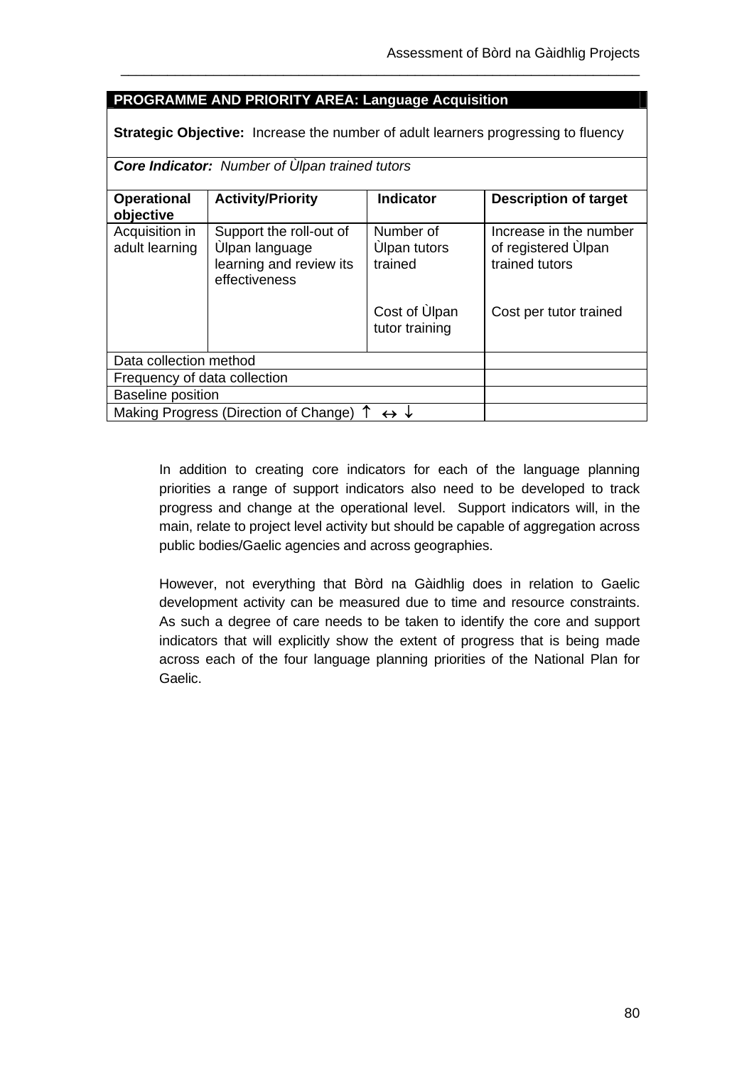| **PROGRAMME AND PRIORITY AREA: Language Acquisition** | | | |
|---|---|---|---|
| **Strategic Objective:** Increase the number of adult learners progressing to fluency | | | |
| ***Core Indicator:*** *Number of Ùlpan trained tutors* | | | |
| **Operational objective** | **Activity/Priority** | **Indicator** | **Description of target** |
| Acquisition in adult learning | Support the roll-out of Ùlpan language learning and review its effectiveness | Number of Ùlpan tutors trained<br><br>Cost of Ùlpan tutor training | Increase in the number of registered Ùlpan trained tutors<br><br>Cost per tutor trained |
| Data collection method | | | |
| Frequency of data collection | | | |
| Baseline position | | | |
| Making Progress (Direction of Change) ↑ ↔ ↓ | | | |

In addition to creating core indicators for each of the language planning priorities a range of support indicators also need to be developed to track progress and change at the operational level. Support indicators will, in the main, relate to project level activity but should be capable of aggregation across public bodies/Gaelic agencies and across geographies.

However, not everything that Bòrd na Gàidhlig does in relation to Gaelic development activity can be measured due to time and resource constraints. As such a degree of care needs to be taken to identify the core and support indicators that will explicitly show the extent of progress that is being made across each of the four language planning priorities of the National Plan for Gaelic.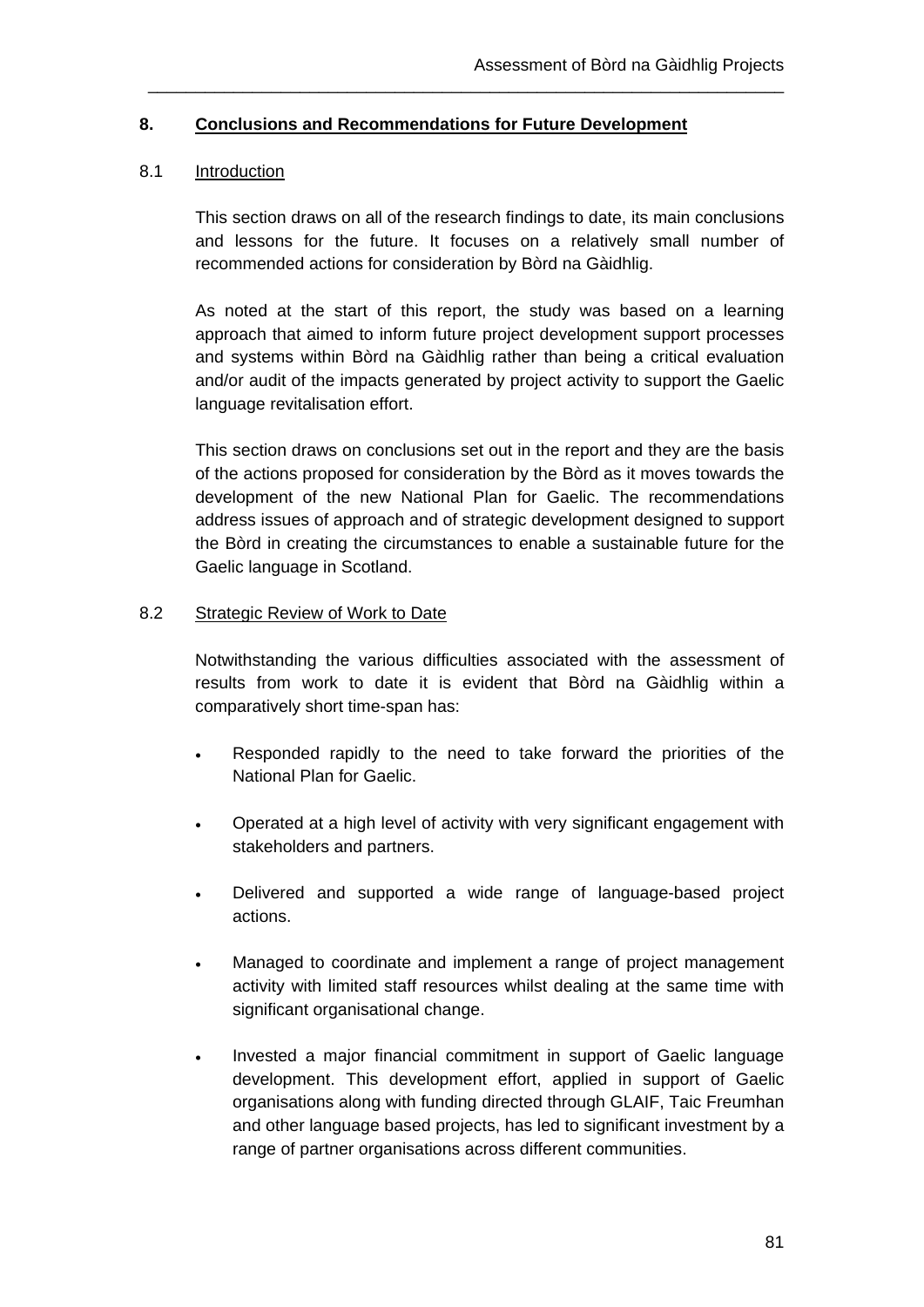## 8. Conclusions and Recommendations for Future Development

### 8.1 Introduction

This section draws on all of the research findings to date, its main conclusions and lessons for the future. It focuses on a relatively small number of recommended actions for consideration by Bòrd na Gàidhlig.

As noted at the start of this report, the study was based on a learning approach that aimed to inform future project development support processes and systems within Bòrd na Gàidhlig rather than being a critical evaluation and/or audit of the impacts generated by project activity to support the Gaelic language revitalisation effort.

This section draws on conclusions set out in the report and they are the basis of the actions proposed for consideration by the Bòrd as it moves towards the development of the new National Plan for Gaelic. The recommendations address issues of approach and of strategic development designed to support the Bòrd in creating the circumstances to enable a sustainable future for the Gaelic language in Scotland.

### 8.2 Strategic Review of Work to Date

Notwithstanding the various difficulties associated with the assessment of results from work to date it is evident that Bòrd na Gàidhlig within a comparatively short time-span has:

- Responded rapidly to the need to take forward the priorities of the National Plan for Gaelic.
- Operated at a high level of activity with very significant engagement with stakeholders and partners.
- Delivered and supported a wide range of language-based project actions.
- Managed to coordinate and implement a range of project management activity with limited staff resources whilst dealing at the same time with significant organisational change.
- Invested a major financial commitment in support of Gaelic language development. This development effort, applied in support of Gaelic organisations along with funding directed through GLAIF, Taic Freumhan and other language based projects, has led to significant investment by a range of partner organisations across different communities.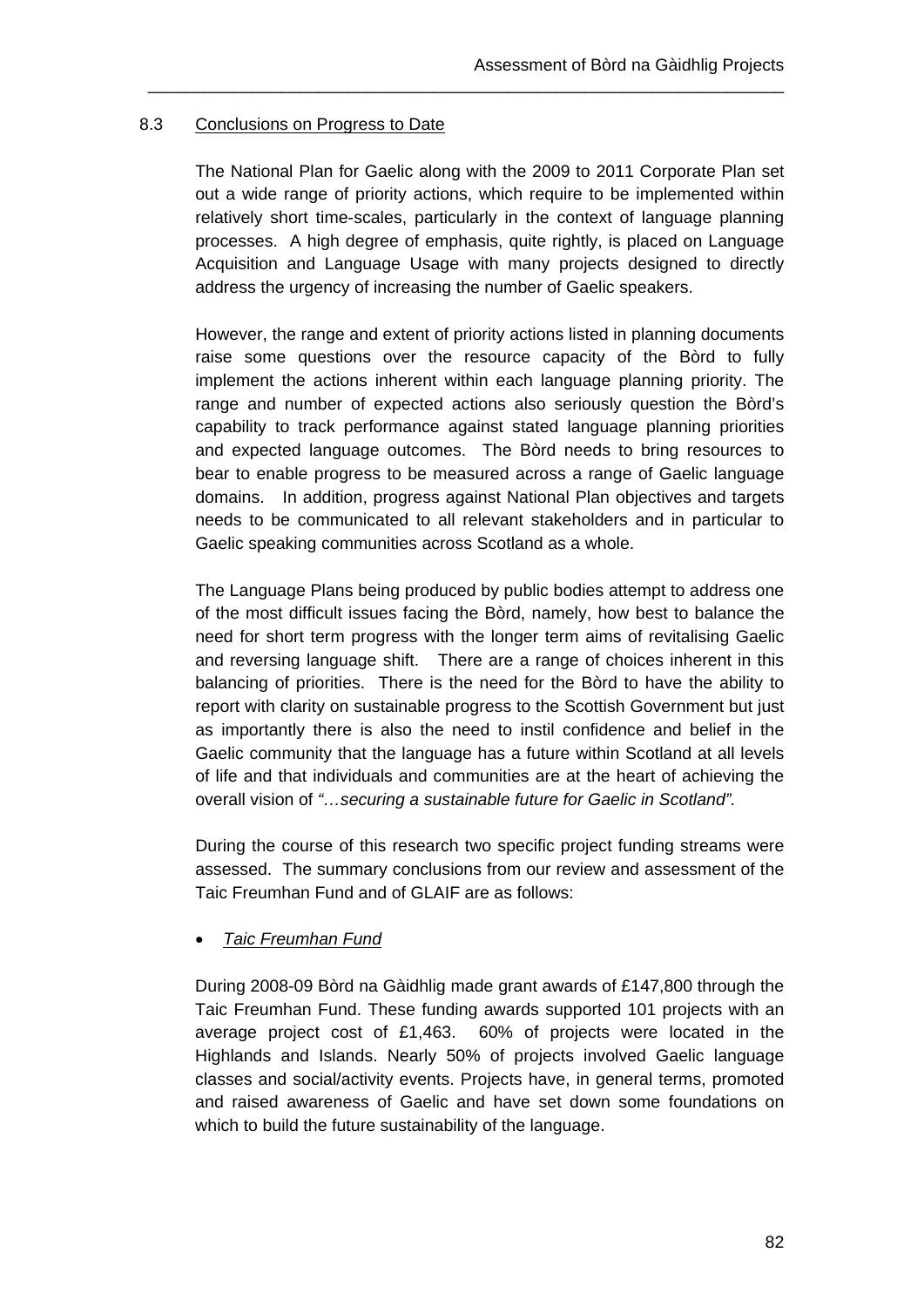### 8.3 Conclusions on Progress to Date

The National Plan for Gaelic along with the 2009 to 2011 Corporate Plan set out a wide range of priority actions, which require to be implemented within relatively short time-scales, particularly in the context of language planning processes. A high degree of emphasis, quite rightly, is placed on Language Acquisition and Language Usage with many projects designed to directly address the urgency of increasing the number of Gaelic speakers.

However, the range and extent of priority actions listed in planning documents raise some questions over the resource capacity of the Bòrd to fully implement the actions inherent within each language planning priority. The range and number of expected actions also seriously question the Bòrd's capability to track performance against stated language planning priorities and expected language outcomes. The Bòrd needs to bring resources to bear to enable progress to be measured across a range of Gaelic language domains. In addition, progress against National Plan objectives and targets needs to be communicated to all relevant stakeholders and in particular to Gaelic speaking communities across Scotland as a whole.

The Language Plans being produced by public bodies attempt to address one of the most difficult issues facing the Bòrd, namely, how best to balance the need for short term progress with the longer term aims of revitalising Gaelic and reversing language shift. There are a range of choices inherent in this balancing of priorities. There is the need for the Bòrd to have the ability to report with clarity on sustainable progress to the Scottish Government but just as importantly there is also the need to instil confidence and belief in the Gaelic community that the language has a future within Scotland at all levels of life and that individuals and communities are at the heart of achieving the overall vision of *"…securing a sustainable future for Gaelic in Scotland".*

During the course of this research two specific project funding streams were assessed. The summary conclusions from our review and assessment of the Taic Freumhan Fund and of GLAIF are as follows:

- *Taic Freumhan Fund*

During 2008-09 Bòrd na Gàidhlig made grant awards of £147,800 through the Taic Freumhan Fund. These funding awards supported 101 projects with an average project cost of £1,463. 60% of projects were located in the Highlands and Islands. Nearly 50% of projects involved Gaelic language classes and social/activity events. Projects have, in general terms, promoted and raised awareness of Gaelic and have set down some foundations on which to build the future sustainability of the language.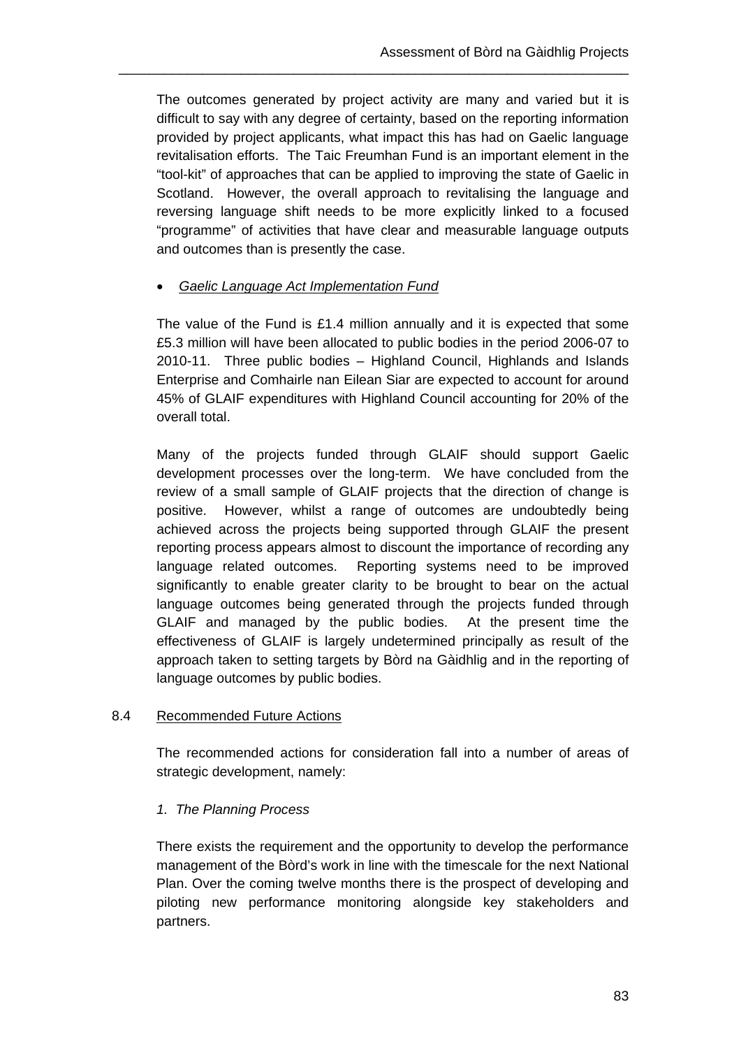The outcomes generated by project activity are many and varied but it is difficult to say with any degree of certainty, based on the reporting information provided by project applicants, what impact this has had on Gaelic language revitalisation efforts. The Taic Freumhan Fund is an important element in the "tool-kit" of approaches that can be applied to improving the state of Gaelic in Scotland. However, the overall approach to revitalising the language and reversing language shift needs to be more explicitly linked to a focused "programme" of activities that have clear and measurable language outputs and outcomes than is presently the case.

- *Gaelic Language Act Implementation Fund*

The value of the Fund is £1.4 million annually and it is expected that some £5.3 million will have been allocated to public bodies in the period 2006-07 to 2010-11. Three public bodies – Highland Council, Highlands and Islands Enterprise and Comhairle nan Eilean Siar are expected to account for around 45% of GLAIF expenditures with Highland Council accounting for 20% of the overall total.

Many of the projects funded through GLAIF should support Gaelic development processes over the long-term. We have concluded from the review of a small sample of GLAIF projects that the direction of change is positive. However, whilst a range of outcomes are undoubtedly being achieved across the projects being supported through GLAIF the present reporting process appears almost to discount the importance of recording any language related outcomes. Reporting systems need to be improved significantly to enable greater clarity to be brought to bear on the actual language outcomes being generated through the projects funded through GLAIF and managed by the public bodies. At the present time the effectiveness of GLAIF is largely undetermined principally as result of the approach taken to setting targets by Bòrd na Gàidhlig and in the reporting of language outcomes by public bodies.

## 8.4 Recommended Future Actions

The recommended actions for consideration fall into a number of areas of strategic development, namely:

*1. The Planning Process*

There exists the requirement and the opportunity to develop the performance management of the Bòrd's work in line with the timescale for the next National Plan. Over the coming twelve months there is the prospect of developing and piloting new performance monitoring alongside key stakeholders and partners.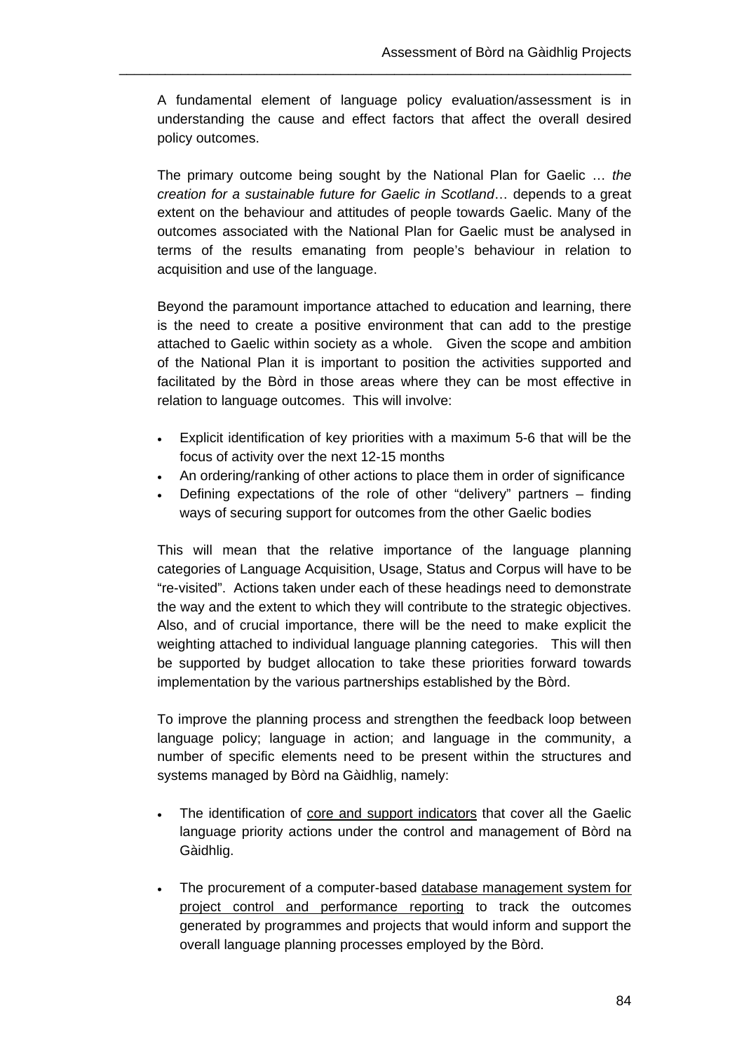A fundamental element of language policy evaluation/assessment is in understanding the cause and effect factors that affect the overall desired policy outcomes.

The primary outcome being sought by the National Plan for Gaelic … *the creation for a sustainable future for Gaelic in Scotland*… depends to a great extent on the behaviour and attitudes of people towards Gaelic. Many of the outcomes associated with the National Plan for Gaelic must be analysed in terms of the results emanating from people's behaviour in relation to acquisition and use of the language.

Beyond the paramount importance attached to education and learning, there is the need to create a positive environment that can add to the prestige attached to Gaelic within society as a whole. Given the scope and ambition of the National Plan it is important to position the activities supported and facilitated by the Bòrd in those areas where they can be most effective in relation to language outcomes. This will involve:

- Explicit identification of key priorities with a maximum 5-6 that will be the focus of activity over the next 12-15 months
- An ordering/ranking of other actions to place them in order of significance
- Defining expectations of the role of other "delivery" partners – finding ways of securing support for outcomes from the other Gaelic bodies

This will mean that the relative importance of the language planning categories of Language Acquisition, Usage, Status and Corpus will have to be "re-visited". Actions taken under each of these headings need to demonstrate the way and the extent to which they will contribute to the strategic objectives. Also, and of crucial importance, there will be the need to make explicit the weighting attached to individual language planning categories. This will then be supported by budget allocation to take these priorities forward towards implementation by the various partnerships established by the Bòrd.

To improve the planning process and strengthen the feedback loop between language policy; language in action; and language in the community, a number of specific elements need to be present within the structures and systems managed by Bòrd na Gàidhlig, namely:

- The identification of <u>core and support indicators</u> that cover all the Gaelic language priority actions under the control and management of Bòrd na Gàidhlig.

- The procurement of a computer-based <u>database management system for project control and performance reporting</u> to track the outcomes generated by programmes and projects that would inform and support the overall language planning processes employed by the Bòrd.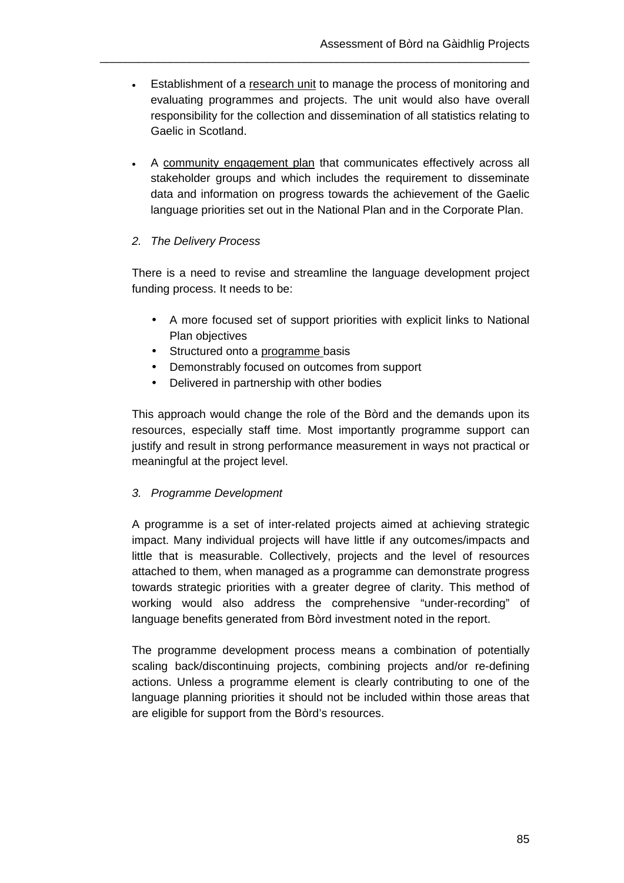- Establishment of a <u>research unit</u> to manage the process of monitoring and evaluating programmes and projects. The unit would also have overall responsibility for the collection and dissemination of all statistics relating to Gaelic in Scotland.

- A <u>community engagement plan</u> that communicates effectively across all stakeholder groups and which includes the requirement to disseminate data and information on progress towards the achievement of the Gaelic language priorities set out in the National Plan and in the Corporate Plan.

*2. The Delivery Process*

There is a need to revise and streamline the language development project funding process. It needs to be:

- A more focused set of support priorities with explicit links to National Plan objectives
- Structured onto a <u>programme</u> basis
- Demonstrably focused on outcomes from support
- Delivered in partnership with other bodies

This approach would change the role of the Bòrd and the demands upon its resources, especially staff time. Most importantly programme support can justify and result in strong performance measurement in ways not practical or meaningful at the project level.

*3. Programme Development*

A programme is a set of inter-related projects aimed at achieving strategic impact. Many individual projects will have little if any outcomes/impacts and little that is measurable. Collectively, projects and the level of resources attached to them, when managed as a programme can demonstrate progress towards strategic priorities with a greater degree of clarity. This method of working would also address the comprehensive "under-recording" of language benefits generated from Bòrd investment noted in the report.

The programme development process means a combination of potentially scaling back/discontinuing projects, combining projects and/or re-defining actions. Unless a programme element is clearly contributing to one of the language planning priorities it should not be included within those areas that are eligible for support from the Bòrd's resources.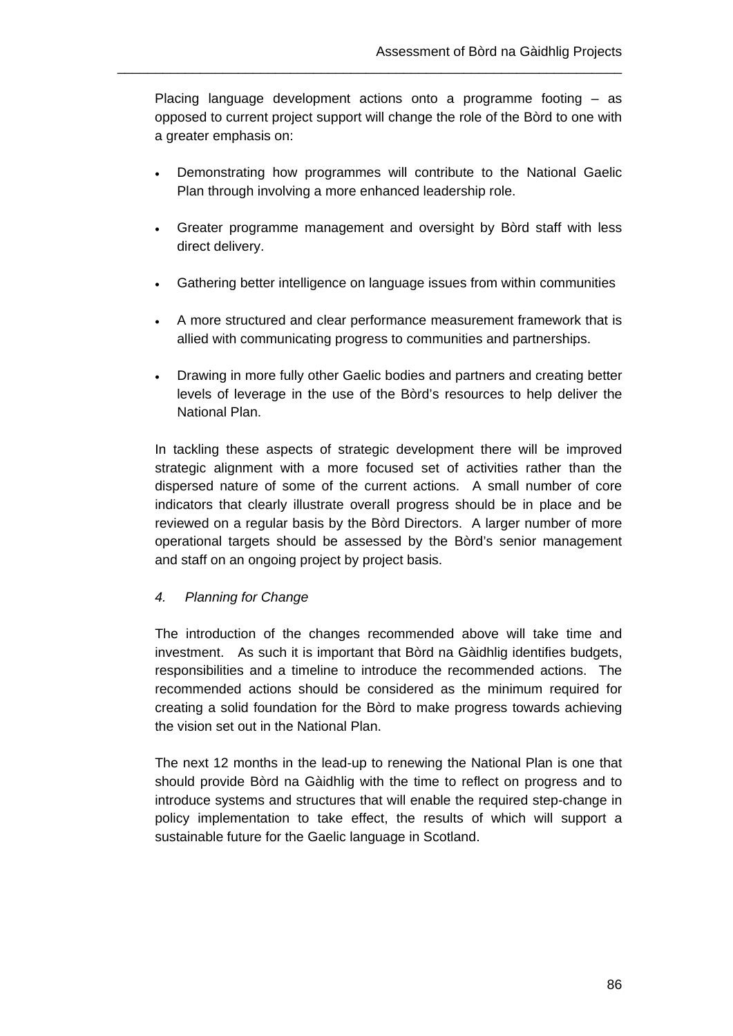Placing language development actions onto a programme footing – as opposed to current project support will change the role of the Bòrd to one with a greater emphasis on:

- Demonstrating how programmes will contribute to the National Gaelic Plan through involving a more enhanced leadership role.
- Greater programme management and oversight by Bòrd staff with less direct delivery.
- Gathering better intelligence on language issues from within communities
- A more structured and clear performance measurement framework that is allied with communicating progress to communities and partnerships.
- Drawing in more fully other Gaelic bodies and partners and creating better levels of leverage in the use of the Bòrd's resources to help deliver the National Plan.

In tackling these aspects of strategic development there will be improved strategic alignment with a more focused set of activities rather than the dispersed nature of some of the current actions. A small number of core indicators that clearly illustrate overall progress should be in place and be reviewed on a regular basis by the Bòrd Directors. A larger number of more operational targets should be assessed by the Bòrd's senior management and staff on an ongoing project by project basis.

*4. Planning for Change*

The introduction of the changes recommended above will take time and investment. As such it is important that Bòrd na Gàidhlig identifies budgets, responsibilities and a timeline to introduce the recommended actions. The recommended actions should be considered as the minimum required for creating a solid foundation for the Bòrd to make progress towards achieving the vision set out in the National Plan.

The next 12 months in the lead-up to renewing the National Plan is one that should provide Bòrd na Gàidhlig with the time to reflect on progress and to introduce systems and structures that will enable the required step-change in policy implementation to take effect, the results of which will support a sustainable future for the Gaelic language in Scotland.